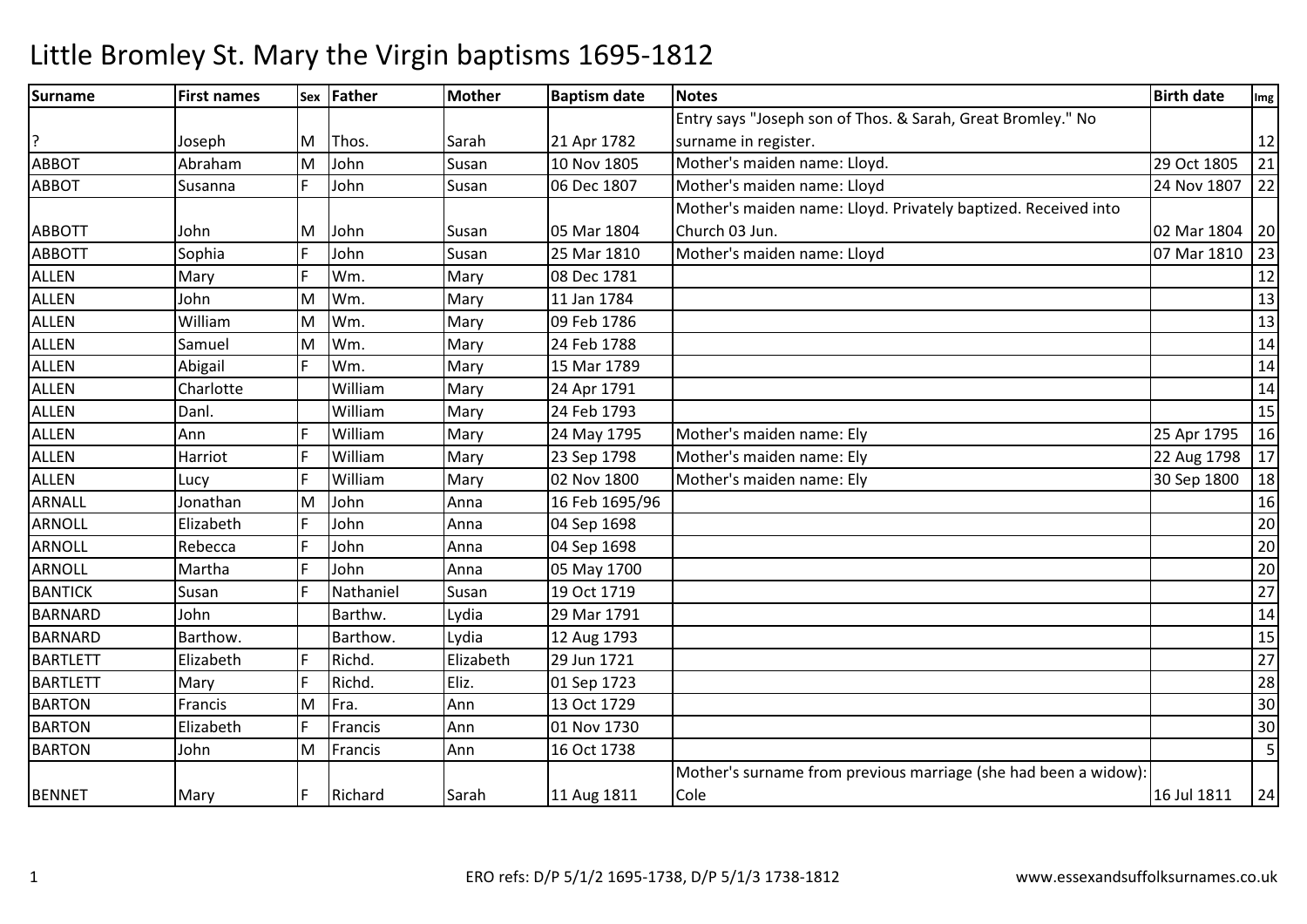# Little Bromley St. Mary the Virgin baptisms 1695-1812

| Surname | First names | Sex | Father | Mother | Baptism date | Notes | Birth date | Img |
|---|---|---|---|---|---|---|---|---|
| ? | Joseph | M | Thos. | Sarah | 21 Apr 1782 | Entry says "Joseph son of Thos. & Sarah, Great Bromley." No surname in register. | | 12 |
| ABBOT | Abraham | M | John | Susan | 10 Nov 1805 | Mother's maiden name: Lloyd. | 29 Oct 1805 | 21 |
| ABBOT | Susanna | F | John | Susan | 06 Dec 1807 | Mother's maiden name: Lloyd | 24 Nov 1807 | 22 |
| ABBOTT | John | M | John | Susan | 05 Mar 1804 | Mother's maiden name: Lloyd. Privately baptized. Received into Church 03 Jun. | 02 Mar 1804 | 20 |
| ABBOTT | Sophia | F | John | Susan | 25 Mar 1810 | Mother's maiden name: Lloyd | 07 Mar 1810 | 23 |
| ALLEN | Mary | F | Wm. | Mary | 08 Dec 1781 | | | 12 |
| ALLEN | John | M | Wm. | Mary | 11 Jan 1784 | | | 13 |
| ALLEN | William | M | Wm. | Mary | 09 Feb 1786 | | | 13 |
| ALLEN | Samuel | M | Wm. | Mary | 24 Feb 1788 | | | 14 |
| ALLEN | Abigail | F | Wm. | Mary | 15 Mar 1789 | | | 14 |
| ALLEN | Charlotte | | William | Mary | 24 Apr 1791 | | | 14 |
| ALLEN | Danl. | | William | Mary | 24 Feb 1793 | | | 15 |
| ALLEN | Ann | F | William | Mary | 24 May 1795 | Mother's maiden name: Ely | 25 Apr 1795 | 16 |
| ALLEN | Harriot | F | William | Mary | 23 Sep 1798 | Mother's maiden name: Ely | 22 Aug 1798 | 17 |
| ALLEN | Lucy | F | William | Mary | 02 Nov 1800 | Mother's maiden name: Ely | 30 Sep 1800 | 18 |
| ARNALL | Jonathan | M | John | Anna | 16 Feb 1695/96 | | | 16 |
| ARNOLL | Elizabeth | F | John | Anna | 04 Sep 1698 | | | 20 |
| ARNOLL | Rebecca | F | John | Anna | 04 Sep 1698 | | | 20 |
| ARNOLL | Martha | F | John | Anna | 05 May 1700 | | | 20 |
| BANTICK | Susan | F | Nathaniel | Susan | 19 Oct 1719 | | | 27 |
| BARNARD | John | | Barthw. | Lydia | 29 Mar 1791 | | | 14 |
| BARNARD | Barthow. | | Barthow. | Lydia | 12 Aug 1793 | | | 15 |
| BARTLETT | Elizabeth | F | Richd. | Elizabeth | 29 Jun 1721 | | | 27 |
| BARTLETT | Mary | F | Richd. | Eliz. | 01 Sep 1723 | | | 28 |
| BARTON | Francis | M | Fra. | Ann | 13 Oct 1729 | | | 30 |
| BARTON | Elizabeth | F | Francis | Ann | 01 Nov 1730 | | | 30 |
| BARTON | John | M | Francis | Ann | 16 Oct 1738 | | | 5 |
| BENNET | Mary | F | Richard | Sarah | 11 Aug 1811 | Mother's surname from previous marriage (she had been a widow): Cole | 16 Jul 1811 | 24 |

ERO refs: D/P 5/1/2 1695-1738, D/P 5/1/3 1738-1812 www.essexandsuffolksurnames.co.uk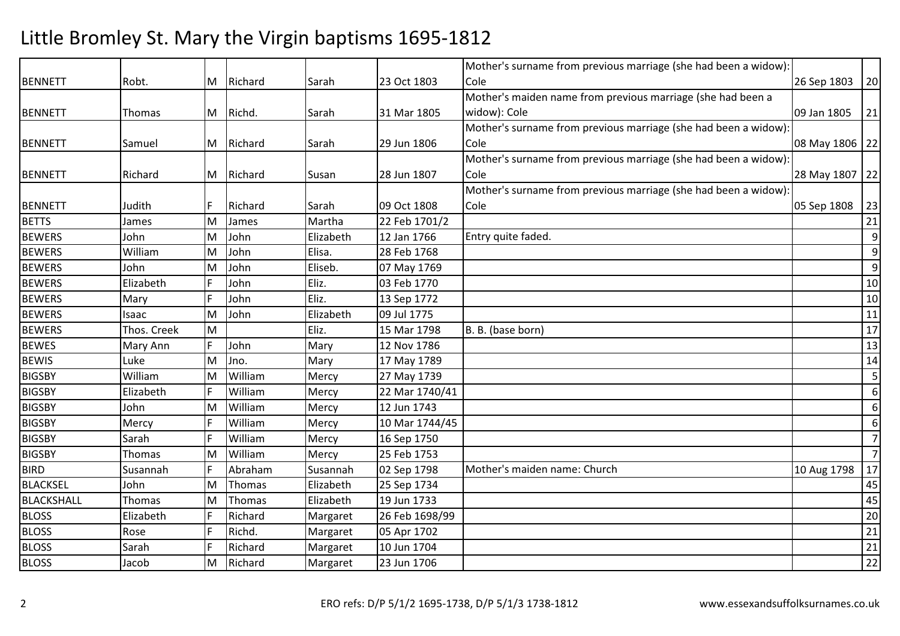# Little Bromley St. Mary the Virgin baptisms 1695-1812

| | | | | | | | | |
|---|---|---|---|---|---|---|---|---|
| BENNETT | Robt. | M | Richard | Sarah | 23 Oct 1803 | Mother's surname from previous marriage (she had been a widow): Cole | 26 Sep 1803 | 20 |
| BENNETT | Thomas | M | Richd. | Sarah | 31 Mar 1805 | Mother's maiden name from previous marriage (she had been a widow): Cole | 09 Jan 1805 | 21 |
| BENNETT | Samuel | M | Richard | Sarah | 29 Jun 1806 | Mother's surname from previous marriage (she had been a widow): Cole | 08 May 1806 | 22 |
| BENNETT | Richard | M | Richard | Susan | 28 Jun 1807 | Mother's surname from previous marriage (she had been a widow): Cole | 28 May 1807 | 22 |
| BENNETT | Judith | F | Richard | Sarah | 09 Oct 1808 | Mother's surname from previous marriage (she had been a widow): Cole | 05 Sep 1808 | 23 |
| BETTS | James | M | James | Martha | 22 Feb 1701/2 | | | 21 |
| BEWERS | John | M | John | Elizabeth | 12 Jan 1766 | Entry quite faded. | | 9 |
| BEWERS | William | M | John | Elisa. | 28 Feb 1768 | | | 9 |
| BEWERS | John | M | John | Eliseb. | 07 May 1769 | | | 9 |
| BEWERS | Elizabeth | F | John | Eliz. | 03 Feb 1770 | | | 10 |
| BEWERS | Mary | F | John | Eliz. | 13 Sep 1772 | | | 10 |
| BEWERS | Isaac | M | John | Elizabeth | 09 Jul 1775 | | | 11 |
| BEWERS | Thos. Creek | M | | Eliz. | 15 Mar 1798 | B. B. (base born) | | 17 |
| BEWES | Mary Ann | F | John | Mary | 12 Nov 1786 | | | 13 |
| BEWIS | Luke | M | Jno. | Mary | 17 May 1789 | | | 14 |
| BIGSBY | William | M | William | Mercy | 27 May 1739 | | | 5 |
| BIGSBY | Elizabeth | F | William | Mercy | 22 Mar 1740/41 | | | 6 |
| BIGSBY | John | M | William | Mercy | 12 Jun 1743 | | | 6 |
| BIGSBY | Mercy | F | William | Mercy | 10 Mar 1744/45 | | | 6 |
| BIGSBY | Sarah | F | William | Mercy | 16 Sep 1750 | | | 7 |
| BIGSBY | Thomas | M | William | Mercy | 25 Feb 1753 | | | 7 |
| BIRD | Susannah | F | Abraham | Susannah | 02 Sep 1798 | Mother's maiden name: Church | 10 Aug 1798 | 17 |
| BLACKSEL | John | M | Thomas | Elizabeth | 25 Sep 1734 | | | 45 |
| BLACKSHALL | Thomas | M | Thomas | Elizabeth | 19 Jun 1733 | | | 45 |
| BLOSS | Elizabeth | F | Richard | Margaret | 26 Feb 1698/99 | | | 20 |
| BLOSS | Rose | F | Richd. | Margaret | 05 Apr 1702 | | | 21 |
| BLOSS | Sarah | F | Richard | Margaret | 10 Jun 1704 | | | 21 |
| BLOSS | Jacob | M | Richard | Margaret | 23 Jun 1706 | | | 22 |

ERO refs: D/P 5/1/2 1695-1738, D/P 5/1/3 1738-1812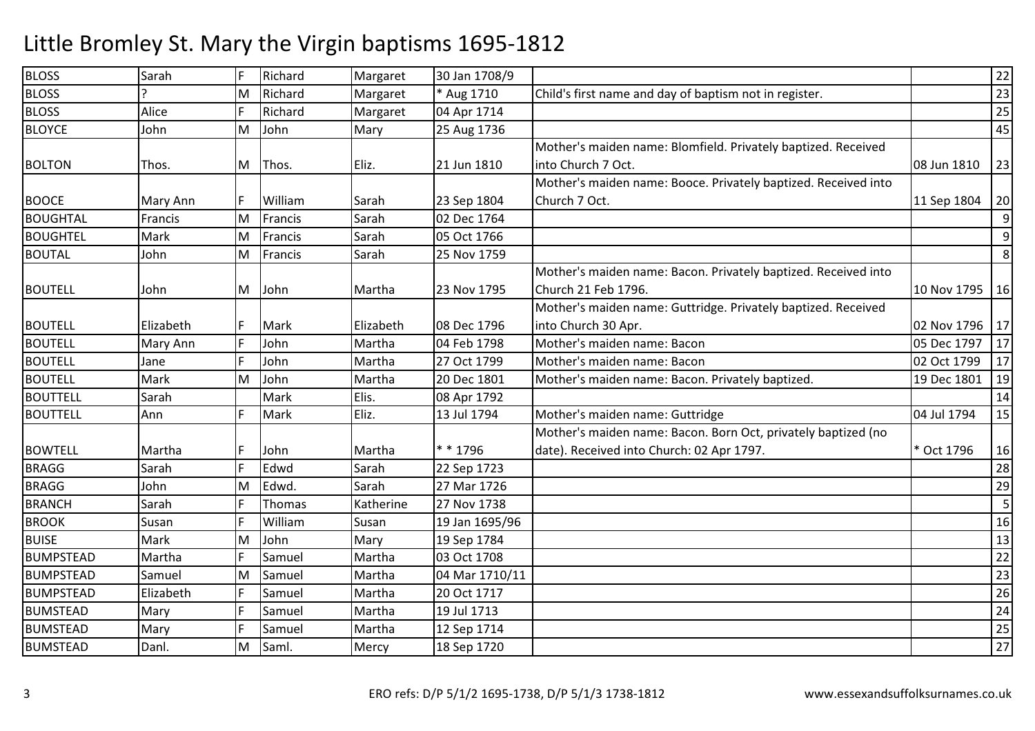# Little Bromley St. Mary the Virgin baptisms 1695-1812

| | | | | | | | | |
|---|---|---|---|---|---|---|---|---|
| BLOSS | Sarah | F | Richard | Margaret | 30 Jan 1708/9 | | | 22 |
| BLOSS | ? | M | Richard | Margaret | * Aug 1710 | Child's first name and day of baptism not in register. | | 23 |
| BLOSS | Alice | F | Richard | Margaret | 04 Apr 1714 | | | 25 |
| BLOYCE | John | M | John | Mary | 25 Aug 1736 | | | 45 |
| BOLTON | Thos. | M | Thos. | Eliz. | 21 Jun 1810 | Mother's maiden name: Blomfield. Privately baptized. Received into Church 7 Oct. | 08 Jun 1810 | 23 |
| BOOCE | Mary Ann | F | William | Sarah | 23 Sep 1804 | Mother's maiden name: Booce. Privately baptized. Received into Church 7 Oct. | 11 Sep 1804 | 20 |
| BOUGHTAL | Francis | M | Francis | Sarah | 02 Dec 1764 | | | 9 |
| BOUGHTEL | Mark | M | Francis | Sarah | 05 Oct 1766 | | | 9 |
| BOUTAL | John | M | Francis | Sarah | 25 Nov 1759 | | | 8 |
| BOUTELL | John | M | John | Martha | 23 Nov 1795 | Mother's maiden name: Bacon. Privately baptized. Received into Church 21 Feb 1796. | 10 Nov 1795 | 16 |
| BOUTELL | Elizabeth | F | Mark | Elizabeth | 08 Dec 1796 | Mother's maiden name: Guttridge. Privately baptized. Received into Church 30 Apr. | 02 Nov 1796 | 17 |
| BOUTELL | Mary Ann | F | John | Martha | 04 Feb 1798 | Mother's maiden name: Bacon | 05 Dec 1797 | 17 |
| BOUTELL | Jane | F | John | Martha | 27 Oct 1799 | Mother's maiden name: Bacon | 02 Oct 1799 | 17 |
| BOUTELL | Mark | M | John | Martha | 20 Dec 1801 | Mother's maiden name: Bacon. Privately baptized. | 19 Dec 1801 | 19 |
| BOUTTELL | Sarah | | Mark | Elis. | 08 Apr 1792 | | | 14 |
| BOUTTELL | Ann | F | Mark | Eliz. | 13 Jul 1794 | Mother's maiden name: Guttridge | 04 Jul 1794 | 15 |
| BOWTELL | Martha | F | John | Martha | * * 1796 | Mother's maiden name: Bacon. Born Oct, privately baptized (no date). Received into Church: 02 Apr 1797. | * Oct 1796 | 16 |
| BRAGG | Sarah | F | Edwd | Sarah | 22 Sep 1723 | | | 28 |
| BRAGG | John | M | Edwd. | Sarah | 27 Mar 1726 | | | 29 |
| BRANCH | Sarah | F | Thomas | Katherine | 27 Nov 1738 | | | 5 |
| BROOK | Susan | F | William | Susan | 19 Jan 1695/96 | | | 16 |
| BUISE | Mark | M | John | Mary | 19 Sep 1784 | | | 13 |
| BUMPSTEAD | Martha | F | Samuel | Martha | 03 Oct 1708 | | | 22 |
| BUMPSTEAD | Samuel | M | Samuel | Martha | 04 Mar 1710/11 | | | 23 |
| BUMPSTEAD | Elizabeth | F | Samuel | Martha | 20 Oct 1717 | | | 26 |
| BUMSTEAD | Mary | F | Samuel | Martha | 19 Jul 1713 | | | 24 |
| BUMSTEAD | Mary | F | Samuel | Martha | 12 Sep 1714 | | | 25 |
| BUMSTEAD | Danl. | M | Saml. | Mercy | 18 Sep 1720 | | | 27 |

ERO refs: D/P 5/1/2 1695-1738, D/P 5/1/3 1738-1812 www.essexandsuffolksurnames.co.uk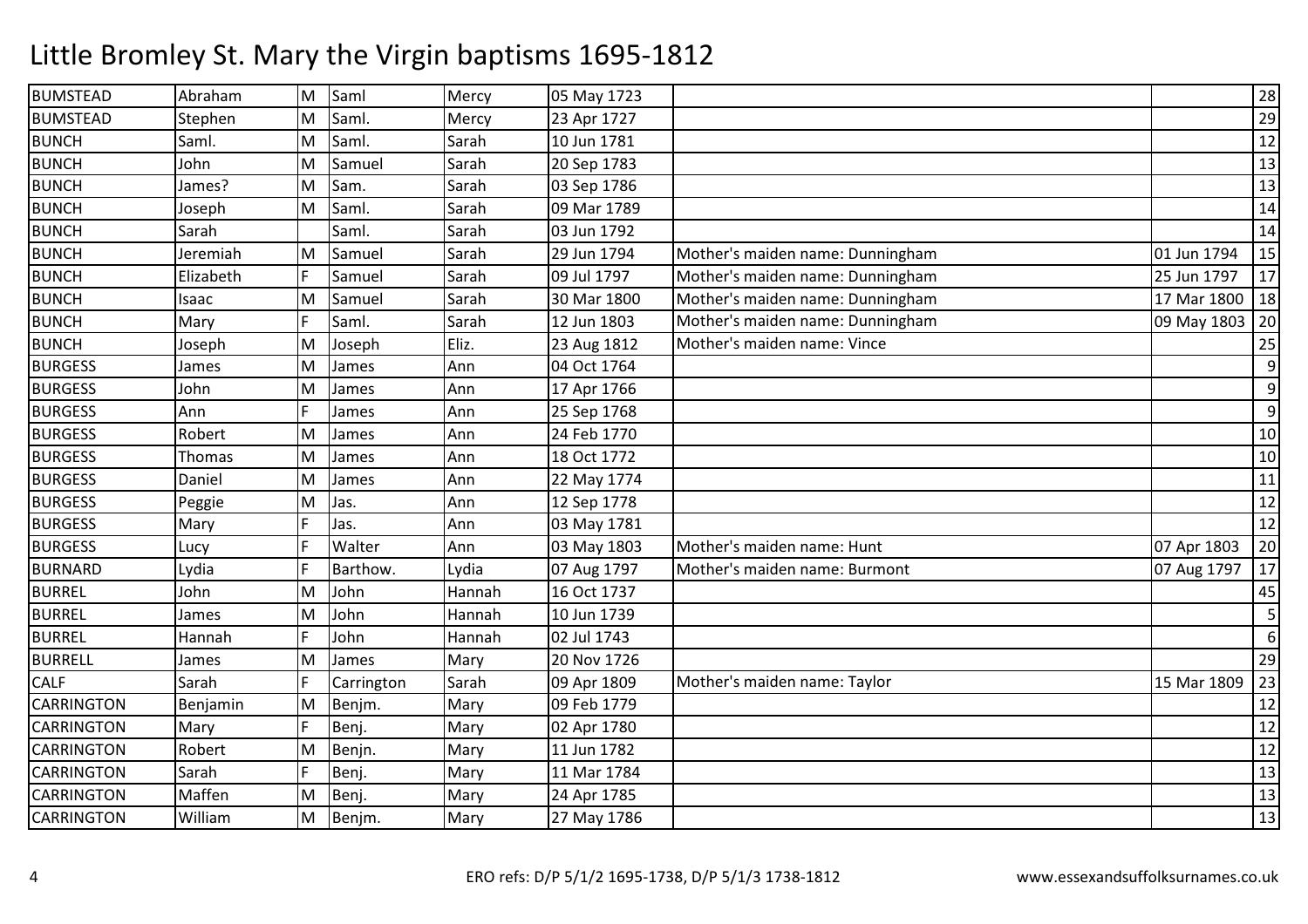# Little Bromley St. Mary the Virgin baptisms 1695-1812

| | | | | | | | | |
|---|---|---|---|---|---|---|---|---|
| BUMSTEAD | Abraham | M | Saml | Mercy | 05 May 1723 | | | 28 |
| BUMSTEAD | Stephen | M | Saml. | Mercy | 23 Apr 1727 | | | 29 |
| BUNCH | Saml. | M | Saml. | Sarah | 10 Jun 1781 | | | 12 |
| BUNCH | John | M | Samuel | Sarah | 20 Sep 1783 | | | 13 |
| BUNCH | James? | M | Sam. | Sarah | 03 Sep 1786 | | | 13 |
| BUNCH | Joseph | M | Saml. | Sarah | 09 Mar 1789 | | | 14 |
| BUNCH | Sarah | | Saml. | Sarah | 03 Jun 1792 | | | 14 |
| BUNCH | Jeremiah | M | Samuel | Sarah | 29 Jun 1794 | Mother's maiden name: Dunningham | 01 Jun 1794 | 15 |
| BUNCH | Elizabeth | F | Samuel | Sarah | 09 Jul 1797 | Mother's maiden name: Dunningham | 25 Jun 1797 | 17 |
| BUNCH | Isaac | M | Samuel | Sarah | 30 Mar 1800 | Mother's maiden name: Dunningham | 17 Mar 1800 | 18 |
| BUNCH | Mary | F | Saml. | Sarah | 12 Jun 1803 | Mother's maiden name: Dunningham | 09 May 1803 | 20 |
| BUNCH | Joseph | M | Joseph | Eliz. | 23 Aug 1812 | Mother's maiden name: Vince | | 25 |
| BURGESS | James | M | James | Ann | 04 Oct 1764 | | | 9 |
| BURGESS | John | M | James | Ann | 17 Apr 1766 | | | 9 |
| BURGESS | Ann | F | James | Ann | 25 Sep 1768 | | | 9 |
| BURGESS | Robert | M | James | Ann | 24 Feb 1770 | | | 10 |
| BURGESS | Thomas | M | James | Ann | 18 Oct 1772 | | | 10 |
| BURGESS | Daniel | M | James | Ann | 22 May 1774 | | | 11 |
| BURGESS | Peggie | M | Jas. | Ann | 12 Sep 1778 | | | 12 |
| BURGESS | Mary | F | Jas. | Ann | 03 May 1781 | | | 12 |
| BURGESS | Lucy | F | Walter | Ann | 03 May 1803 | Mother's maiden name: Hunt | 07 Apr 1803 | 20 |
| BURNARD | Lydia | F | Barthow. | Lydia | 07 Aug 1797 | Mother's maiden name: Burmont | 07 Aug 1797 | 17 |
| BURREL | John | M | John | Hannah | 16 Oct 1737 | | | 45 |
| BURREL | James | M | John | Hannah | 10 Jun 1739 | | | 5 |
| BURREL | Hannah | F | John | Hannah | 02 Jul 1743 | | | 6 |
| BURRELL | James | M | James | Mary | 20 Nov 1726 | | | 29 |
| CALF | Sarah | F | Carrington | Sarah | 09 Apr 1809 | Mother's maiden name: Taylor | 15 Mar 1809 | 23 |
| CARRINGTON | Benjamin | M | Benjm. | Mary | 09 Feb 1779 | | | 12 |
| CARRINGTON | Mary | F | Benj. | Mary | 02 Apr 1780 | | | 12 |
| CARRINGTON | Robert | M | Benjn. | Mary | 11 Jun 1782 | | | 12 |
| CARRINGTON | Sarah | F | Benj. | Mary | 11 Mar 1784 | | | 13 |
| CARRINGTON | Maffen | M | Benj. | Mary | 24 Apr 1785 | | | 13 |
| CARRINGTON | William | M | Benjm. | Mary | 27 May 1786 | | | 13 |

ERO refs: D/P 5/1/2 1695-1738, D/P 5/1/3 1738-1812

www.essexandsuffolksurnames.co.uk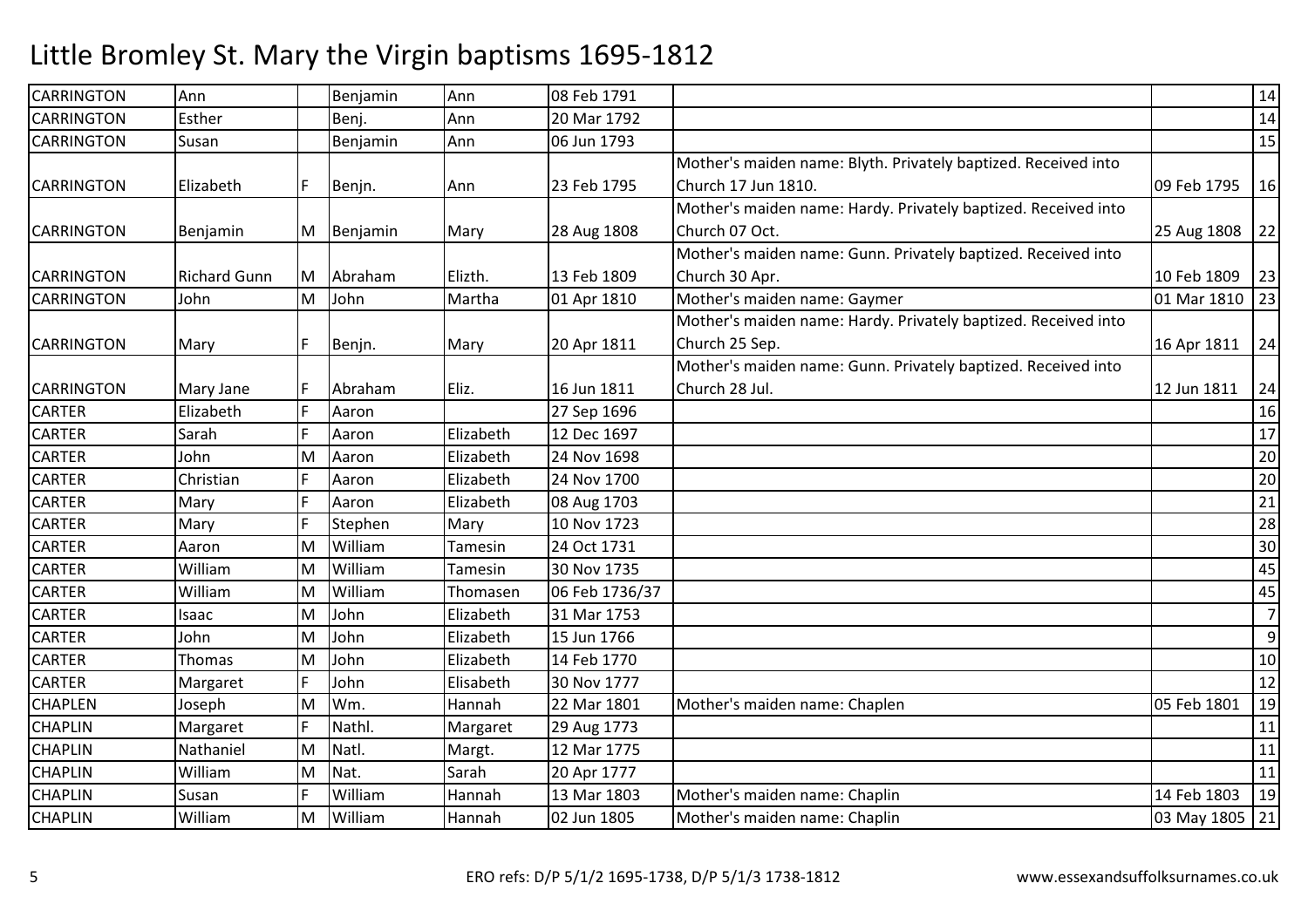# Little Bromley St. Mary the Virgin baptisms 1695-1812

| Surname | Forename | Sex | Father | Mother | Baptism | Notes | Birth | Page |
|---|---|---|---|---|---|---|---|---|
| CARRINGTON | Ann | | Benjamin | Ann | 08 Feb 1791 | | | 14 |
| CARRINGTON | Esther | | Benj. | Ann | 20 Mar 1792 | | | 14 |
| CARRINGTON | Susan | | Benjamin | Ann | 06 Jun 1793 | | | 15 |
| CARRINGTON | Elizabeth | F | Benjn. | Ann | 23 Feb 1795 | Mother's maiden name: Blyth. Privately baptized. Received into Church 17 Jun 1810. | 09 Feb 1795 | 16 |
| CARRINGTON | Benjamin | M | Benjamin | Mary | 28 Aug 1808 | Mother's maiden name: Hardy. Privately baptized. Received into Church 07 Oct. | 25 Aug 1808 | 22 |
| CARRINGTON | Richard Gunn | M | Abraham | Elizth. | 13 Feb 1809 | Mother's maiden name: Gunn. Privately baptized. Received into Church 30 Apr. | 10 Feb 1809 | 23 |
| CARRINGTON | John | M | John | Martha | 01 Apr 1810 | Mother's maiden name: Gaymer | 01 Mar 1810 | 23 |
| CARRINGTON | Mary | F | Benjn. | Mary | 20 Apr 1811 | Mother's maiden name: Hardy. Privately baptized. Received into Church 25 Sep. | 16 Apr 1811 | 24 |
| CARRINGTON | Mary Jane | F | Abraham | Eliz. | 16 Jun 1811 | Mother's maiden name: Gunn. Privately baptized. Received into Church 28 Jul. | 12 Jun 1811 | 24 |
| CARTER | Elizabeth | F | Aaron | | 27 Sep 1696 | | | 16 |
| CARTER | Sarah | F | Aaron | Elizabeth | 12 Dec 1697 | | | 17 |
| CARTER | John | M | Aaron | Elizabeth | 24 Nov 1698 | | | 20 |
| CARTER | Christian | F | Aaron | Elizabeth | 24 Nov 1700 | | | 20 |
| CARTER | Mary | F | Aaron | Elizabeth | 08 Aug 1703 | | | 21 |
| CARTER | Mary | F | Stephen | Mary | 10 Nov 1723 | | | 28 |
| CARTER | Aaron | M | William | Tamesin | 24 Oct 1731 | | | 30 |
| CARTER | William | M | William | Tamesin | 30 Nov 1735 | | | 45 |
| CARTER | William | M | William | Thomasen | 06 Feb 1736/37 | | | 45 |
| CARTER | Isaac | M | John | Elizabeth | 31 Mar 1753 | | | 7 |
| CARTER | John | M | John | Elizabeth | 15 Jun 1766 | | | 9 |
| CARTER | Thomas | M | John | Elizabeth | 14 Feb 1770 | | | 10 |
| CARTER | Margaret | F | John | Elisabeth | 30 Nov 1777 | | | 12 |
| CHAPLEN | Joseph | M | Wm. | Hannah | 22 Mar 1801 | Mother's maiden name: Chaplen | 05 Feb 1801 | 19 |
| CHAPLIN | Margaret | F | Nathl. | Margaret | 29 Aug 1773 | | | 11 |
| CHAPLIN | Nathaniel | M | Natl. | Margt. | 12 Mar 1775 | | | 11 |
| CHAPLIN | William | M | Nat. | Sarah | 20 Apr 1777 | | | 11 |
| CHAPLIN | Susan | F | William | Hannah | 13 Mar 1803 | Mother's maiden name: Chaplin | 14 Feb 1803 | 19 |
| CHAPLIN | William | M | William | Hannah | 02 Jun 1805 | Mother's maiden name: Chaplin | 03 May 1805 | 21 |

ERO refs: D/P 5/1/2 1695-1738, D/P 5/1/3 1738-1812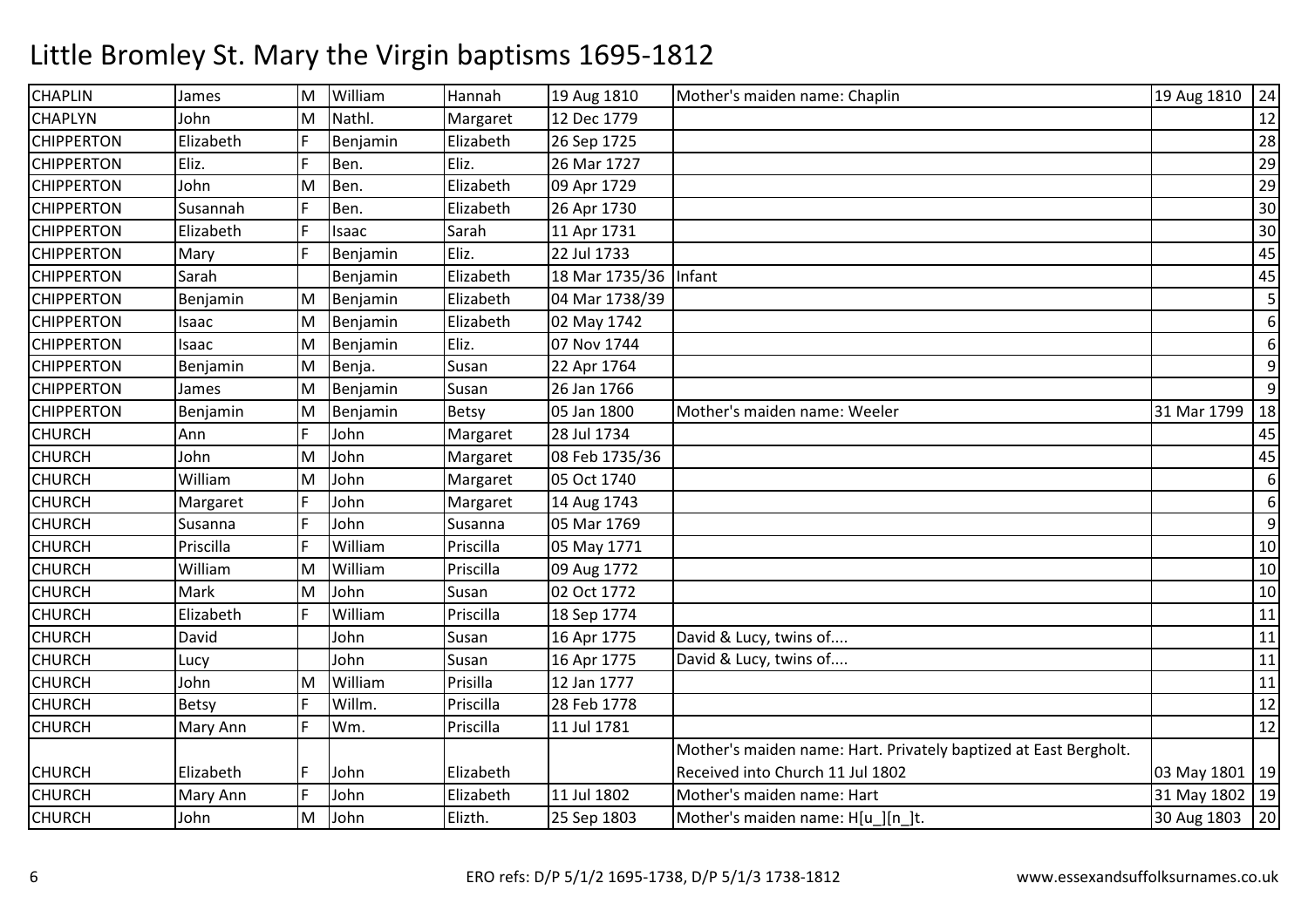# Little Bromley St. Mary the Virgin baptisms 1695-1812

| | | | | | | | | |
|---|---|---|---|---|---|---|---|---|
| CHAPLIN | James | M | William | Hannah | 19 Aug 1810 | Mother's maiden name: Chaplin | 19 Aug 1810 | 24 |
| CHAPLYN | John | M | Nathl. | Margaret | 12 Dec 1779 | | | 12 |
| CHIPPERTON | Elizabeth | F | Benjamin | Elizabeth | 26 Sep 1725 | | | 28 |
| CHIPPERTON | Eliz. | F | Ben. | Eliz. | 26 Mar 1727 | | | 29 |
| CHIPPERTON | John | M | Ben. | Elizabeth | 09 Apr 1729 | | | 29 |
| CHIPPERTON | Susannah | F | Ben. | Elizabeth | 26 Apr 1730 | | | 30 |
| CHIPPERTON | Elizabeth | F | Isaac | Sarah | 11 Apr 1731 | | | 30 |
| CHIPPERTON | Mary | F | Benjamin | Eliz. | 22 Jul 1733 | | | 45 |
| CHIPPERTON | Sarah | | Benjamin | Elizabeth | 18 Mar 1735/36 | Infant | | 45 |
| CHIPPERTON | Benjamin | M | Benjamin | Elizabeth | 04 Mar 1738/39 | | | 5 |
| CHIPPERTON | Isaac | M | Benjamin | Elizabeth | 02 May 1742 | | | 6 |
| CHIPPERTON | Isaac | M | Benjamin | Eliz. | 07 Nov 1744 | | | 6 |
| CHIPPERTON | Benjamin | M | Benja. | Susan | 22 Apr 1764 | | | 9 |
| CHIPPERTON | James | M | Benjamin | Susan | 26 Jan 1766 | | | 9 |
| CHIPPERTON | Benjamin | M | Benjamin | Betsy | 05 Jan 1800 | Mother's maiden name: Weeler | 31 Mar 1799 | 18 |
| CHURCH | Ann | F | John | Margaret | 28 Jul 1734 | | | 45 |
| CHURCH | John | M | John | Margaret | 08 Feb 1735/36 | | | 45 |
| CHURCH | William | M | John | Margaret | 05 Oct 1740 | | | 6 |
| CHURCH | Margaret | F | John | Margaret | 14 Aug 1743 | | | 6 |
| CHURCH | Susanna | F | John | Susanna | 05 Mar 1769 | | | 9 |
| CHURCH | Priscilla | F | William | Priscilla | 05 May 1771 | | | 10 |
| CHURCH | William | M | William | Priscilla | 09 Aug 1772 | | | 10 |
| CHURCH | Mark | M | John | Susan | 02 Oct 1772 | | | 10 |
| CHURCH | Elizabeth | F | William | Priscilla | 18 Sep 1774 | | | 11 |
| CHURCH | David | | John | Susan | 16 Apr 1775 | David & Lucy, twins of.... | | 11 |
| CHURCH | Lucy | | John | Susan | 16 Apr 1775 | David & Lucy, twins of.... | | 11 |
| CHURCH | John | M | William | Prisilla | 12 Jan 1777 | | | 11 |
| CHURCH | Betsy | F | Willm. | Priscilla | 28 Feb 1778 | | | 12 |
| CHURCH | Mary Ann | F | Wm. | Priscilla | 11 Jul 1781 | | | 12 |
| CHURCH | Elizabeth | F | John | Elizabeth | | Mother's maiden name: Hart. Privately baptized at East Bergholt. Received into Church 11 Jul 1802 | 03 May 1801 | 19 |
| CHURCH | Mary Ann | F | John | Elizabeth | 11 Jul 1802 | Mother's maiden name: Hart | 31 May 1802 | 19 |
| CHURCH | John | M | John | Elizth. | 25 Sep 1803 | Mother's maiden name: H[u_][n_]t. | 30 Aug 1803 | 20 |

ERO refs: D/P 5/1/2 1695-1738, D/P 5/1/3 1738-1812

www.essexandsuffolksurnames.co.uk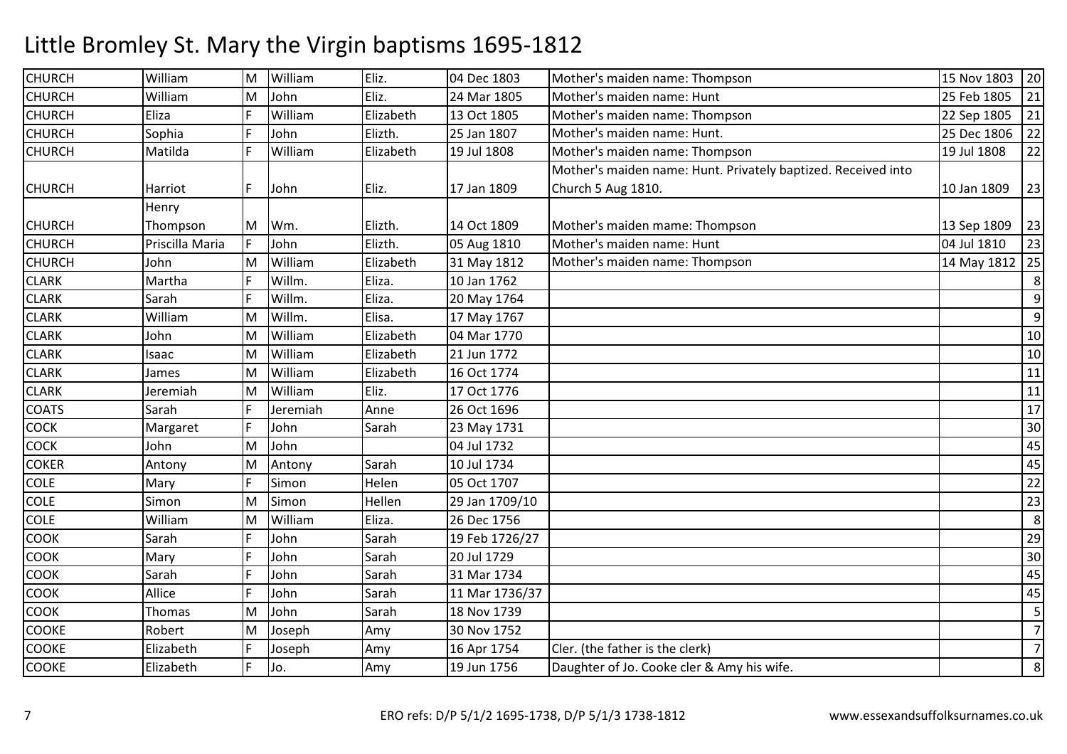# Little Bromley St. Mary the Virgin baptisms 1695-1812

| | | | | | | | | |
|---|---|---|---|---|---|---|---|---|
| CHURCH | William | M | William | Eliz. | 04 Dec 1803 | Mother's maiden name: Thompson | 15 Nov 1803 | 20 |
| CHURCH | William | M | John | Eliz. | 24 Mar 1805 | Mother's maiden name: Hunt | 25 Feb 1805 | 21 |
| CHURCH | Eliza | F | William | Elizabeth | 13 Oct 1805 | Mother's maiden name: Thompson | 22 Sep 1805 | 21 |
| CHURCH | Sophia | F | John | Elizth. | 25 Jan 1807 | Mother's maiden name: Hunt. | 25 Dec 1806 | 22 |
| CHURCH | Matilda | F | William | Elizabeth | 19 Jul 1808 | Mother's maiden name: Thompson | 19 Jul 1808 | 22 |
| CHURCH | Harriot | F | John | Eliz. | 17 Jan 1809 | Mother's maiden name: Hunt. Privately baptized. Received into Church 5 Aug 1810. | 10 Jan 1809 | 23 |
| CHURCH | Henry Thompson | M | Wm. | Elizth. | 14 Oct 1809 | Mother's maiden mame: Thompson | 13 Sep 1809 | 23 |
| CHURCH | Priscilla Maria | F | John | Elizth. | 05 Aug 1810 | Mother's maiden name: Hunt | 04 Jul 1810 | 23 |
| CHURCH | John | M | William | Elizabeth | 31 May 1812 | Mother's maiden name: Thompson | 14 May 1812 | 25 |
| CLARK | Martha | F | Willm. | Eliza. | 10 Jan 1762 | | | 8 |
| CLARK | Sarah | F | Willm. | Eliza. | 20 May 1764 | | | 9 |
| CLARK | William | M | Willm. | Elisa. | 17 May 1767 | | | 9 |
| CLARK | John | M | William | Elizabeth | 04 Mar 1770 | | | 10 |
| CLARK | Isaac | M | William | Elizabeth | 21 Jun 1772 | | | 10 |
| CLARK | James | M | William | Elizabeth | 16 Oct 1774 | | | 11 |
| CLARK | Jeremiah | M | William | Eliz. | 17 Oct 1776 | | | 11 |
| COATS | Sarah | F | Jeremiah | Anne | 26 Oct 1696 | | | 17 |
| COCK | Margaret | F | John | Sarah | 23 May 1731 | | | 30 |
| COCK | John | M | John | | 04 Jul 1732 | | | 45 |
| COKER | Antony | M | Antony | Sarah | 10 Jul 1734 | | | 45 |
| COLE | Mary | F | Simon | Helen | 05 Oct 1707 | | | 22 |
| COLE | Simon | M | Simon | Hellen | 29 Jan 1709/10 | | | 23 |
| COLE | William | M | William | Eliza. | 26 Dec 1756 | | | 8 |
| COOK | Sarah | F | John | Sarah | 19 Feb 1726/27 | | | 29 |
| COOK | Mary | F | John | Sarah | 20 Jul 1729 | | | 30 |
| COOK | Sarah | F | John | Sarah | 31 Mar 1734 | | | 45 |
| COOK | Allice | F | John | Sarah | 11 Mar 1736/37 | | | 45 |
| COOK | Thomas | M | John | Sarah | 18 Nov 1739 | | | 5 |
| COOKE | Robert | M | Joseph | Amy | 30 Nov 1752 | | | 7 |
| COOKE | Elizabeth | F | Joseph | Amy | 16 Apr 1754 | Cler. (the father is the clerk) | | 7 |
| COOKE | Elizabeth | F | Jo. | Amy | 19 Jun 1756 | Daughter of Jo. Cooke cler & Amy his wife. | | 8 |

ERO refs: D/P 5/1/2 1695-1738, D/P 5/1/3 1738-1812 www.essexandsuffolksurnames.co.uk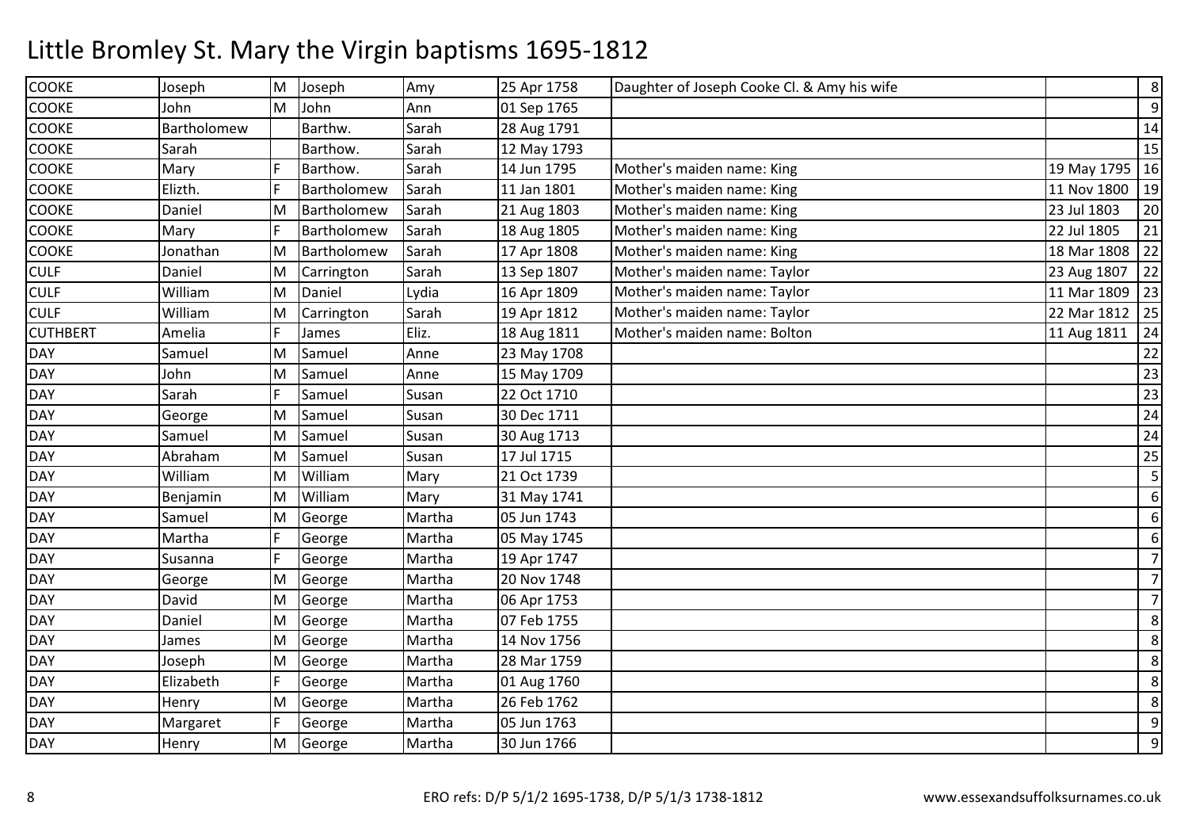# Little Bromley St. Mary the Virgin baptisms 1695-1812

| | | | | | | | | |
|---|---|---|---|---|---|---|---|---|
| COOKE | Joseph | M | Joseph | Amy | 25 Apr 1758 | Daughter of Joseph Cooke Cl. & Amy his wife | | 8 |
| COOKE | John | M | John | Ann | 01 Sep 1765 | | | 9 |
| COOKE | Bartholomew | | Barthw. | Sarah | 28 Aug 1791 | | | 14 |
| COOKE | Sarah | | Barthow. | Sarah | 12 May 1793 | | | 15 |
| COOKE | Mary | F | Barthow. | Sarah | 14 Jun 1795 | Mother's maiden name: King | 19 May 1795 | 16 |
| COOKE | Elizth. | F | Bartholomew | Sarah | 11 Jan 1801 | Mother's maiden name: King | 11 Nov 1800 | 19 |
| COOKE | Daniel | M | Bartholomew | Sarah | 21 Aug 1803 | Mother's maiden name: King | 23 Jul 1803 | 20 |
| COOKE | Mary | F | Bartholomew | Sarah | 18 Aug 1805 | Mother's maiden name: King | 22 Jul 1805 | 21 |
| COOKE | Jonathan | M | Bartholomew | Sarah | 17 Apr 1808 | Mother's maiden name: King | 18 Mar 1808 | 22 |
| CULF | Daniel | M | Carrington | Sarah | 13 Sep 1807 | Mother's maiden name: Taylor | 23 Aug 1807 | 22 |
| CULF | William | M | Daniel | Lydia | 16 Apr 1809 | Mother's maiden name: Taylor | 11 Mar 1809 | 23 |
| CULF | William | M | Carrington | Sarah | 19 Apr 1812 | Mother's maiden name: Taylor | 22 Mar 1812 | 25 |
| CUTHBERT | Amelia | F | James | Eliz. | 18 Aug 1811 | Mother's maiden name: Bolton | 11 Aug 1811 | 24 |
| DAY | Samuel | M | Samuel | Anne | 23 May 1708 | | | 22 |
| DAY | John | M | Samuel | Anne | 15 May 1709 | | | 23 |
| DAY | Sarah | F | Samuel | Susan | 22 Oct 1710 | | | 23 |
| DAY | George | M | Samuel | Susan | 30 Dec 1711 | | | 24 |
| DAY | Samuel | M | Samuel | Susan | 30 Aug 1713 | | | 24 |
| DAY | Abraham | M | Samuel | Susan | 17 Jul 1715 | | | 25 |
| DAY | William | M | William | Mary | 21 Oct 1739 | | | 5 |
| DAY | Benjamin | M | William | Mary | 31 May 1741 | | | 6 |
| DAY | Samuel | M | George | Martha | 05 Jun 1743 | | | 6 |
| DAY | Martha | F | George | Martha | 05 May 1745 | | | 6 |
| DAY | Susanna | F | George | Martha | 19 Apr 1747 | | | 7 |
| DAY | George | M | George | Martha | 20 Nov 1748 | | | 7 |
| DAY | David | M | George | Martha | 06 Apr 1753 | | | 7 |
| DAY | Daniel | M | George | Martha | 07 Feb 1755 | | | 8 |
| DAY | James | M | George | Martha | 14 Nov 1756 | | | 8 |
| DAY | Joseph | M | George | Martha | 28 Mar 1759 | | | 8 |
| DAY | Elizabeth | F | George | Martha | 01 Aug 1760 | | | 8 |
| DAY | Henry | M | George | Martha | 26 Feb 1762 | | | 8 |
| DAY | Margaret | F | George | Martha | 05 Jun 1763 | | | 9 |
| DAY | Henry | M | George | Martha | 30 Jun 1766 | | | 9 |

ERO refs: D/P 5/1/2 1695-1738, D/P 5/1/3 1738-1812 www.essexandsuffolksurnames.co.uk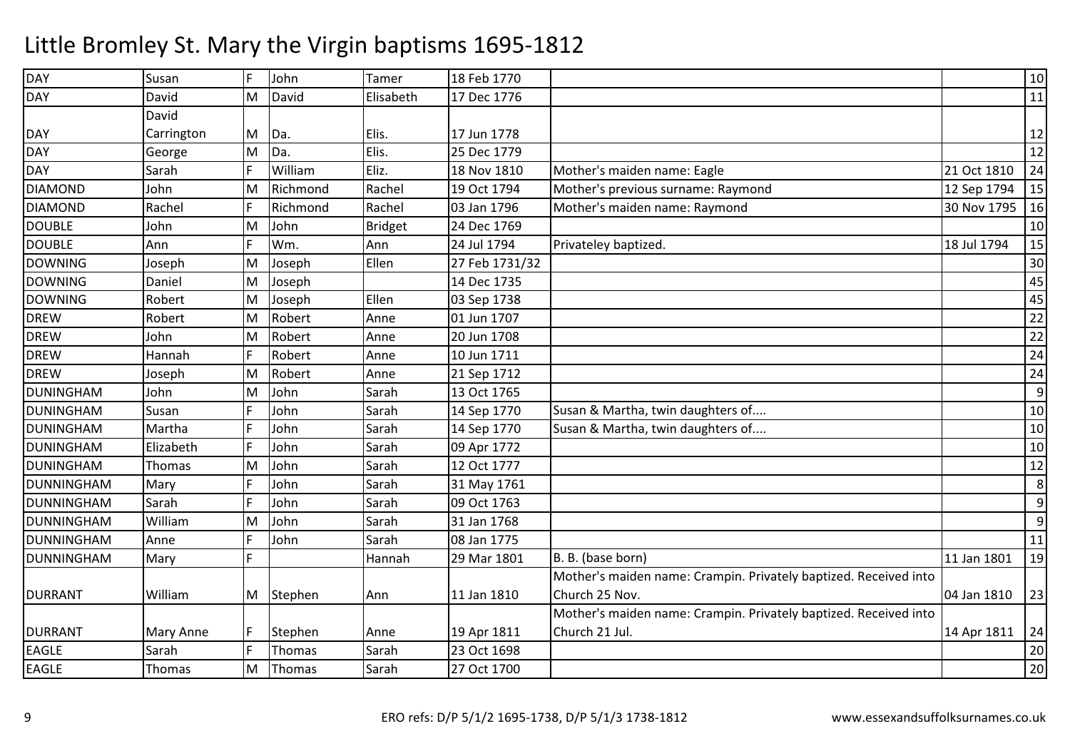# Little Bromley St. Mary the Virgin baptisms 1695-1812

| | | | | | | | | |
|---|---|---|---|---|---|---|---|---|
| DAY | Susan | F | John | Tamer | 18 Feb 1770 | | | 10 |
| DAY | David | M | David | Elisabeth | 17 Dec 1776 | | | 11 |
| DAY | David Carrington | M | Da. | Elis. | 17 Jun 1778 | | | 12 |
| DAY | George | M | Da. | Elis. | 25 Dec 1779 | | | 12 |
| DAY | Sarah | F | William | Eliz. | 18 Nov 1810 | Mother's maiden name: Eagle | 21 Oct 1810 | 24 |
| DIAMOND | John | M | Richmond | Rachel | 19 Oct 1794 | Mother's previous surname: Raymond | 12 Sep 1794 | 15 |
| DIAMOND | Rachel | F | Richmond | Rachel | 03 Jan 1796 | Mother's maiden name: Raymond | 30 Nov 1795 | 16 |
| DOUBLE | John | M | John | Bridget | 24 Dec 1769 | | | 10 |
| DOUBLE | Ann | F | Wm. | Ann | 24 Jul 1794 | Privateley baptized. | 18 Jul 1794 | 15 |
| DOWNING | Joseph | M | Joseph | Ellen | 27 Feb 1731/32 | | | 30 |
| DOWNING | Daniel | M | Joseph | | 14 Dec 1735 | | | 45 |
| DOWNING | Robert | M | Joseph | Ellen | 03 Sep 1738 | | | 45 |
| DREW | Robert | M | Robert | Anne | 01 Jun 1707 | | | 22 |
| DREW | John | M | Robert | Anne | 20 Jun 1708 | | | 22 |
| DREW | Hannah | F | Robert | Anne | 10 Jun 1711 | | | 24 |
| DREW | Joseph | M | Robert | Anne | 21 Sep 1712 | | | 24 |
| DUNINGHAM | John | M | John | Sarah | 13 Oct 1765 | | | 9 |
| DUNINGHAM | Susan | F | John | Sarah | 14 Sep 1770 | Susan & Martha, twin daughters of.... | | 10 |
| DUNINGHAM | Martha | F | John | Sarah | 14 Sep 1770 | Susan & Martha, twin daughters of.... | | 10 |
| DUNINGHAM | Elizabeth | F | John | Sarah | 09 Apr 1772 | | | 10 |
| DUNINGHAM | Thomas | M | John | Sarah | 12 Oct 1777 | | | 12 |
| DUNNINGHAM | Mary | F | John | Sarah | 31 May 1761 | | | 8 |
| DUNNINGHAM | Sarah | F | John | Sarah | 09 Oct 1763 | | | 9 |
| DUNNINGHAM | William | M | John | Sarah | 31 Jan 1768 | | | 9 |
| DUNNINGHAM | Anne | F | John | Sarah | 08 Jan 1775 | | | 11 |
| DUNNINGHAM | Mary | F | | Hannah | 29 Mar 1801 | B. B. (base born) | 11 Jan 1801 | 19 |
| DURRANT | William | M | Stephen | Ann | 11 Jan 1810 | Mother's maiden name: Crampin. Privately baptized. Received into Church 25 Nov. | 04 Jan 1810 | 23 |
| DURRANT | Mary Anne | F | Stephen | Anne | 19 Apr 1811 | Mother's maiden name: Crampin. Privately baptized. Received into Church 21 Jul. | 14 Apr 1811 | 24 |
| EAGLE | Sarah | F | Thomas | Sarah | 23 Oct 1698 | | | 20 |
| EAGLE | Thomas | M | Thomas | Sarah | 27 Oct 1700 | | | 20 |

ERO refs: D/P 5/1/2 1695-1738, D/P 5/1/3 1738-1812 www.essexandsuffolksurnames.co.uk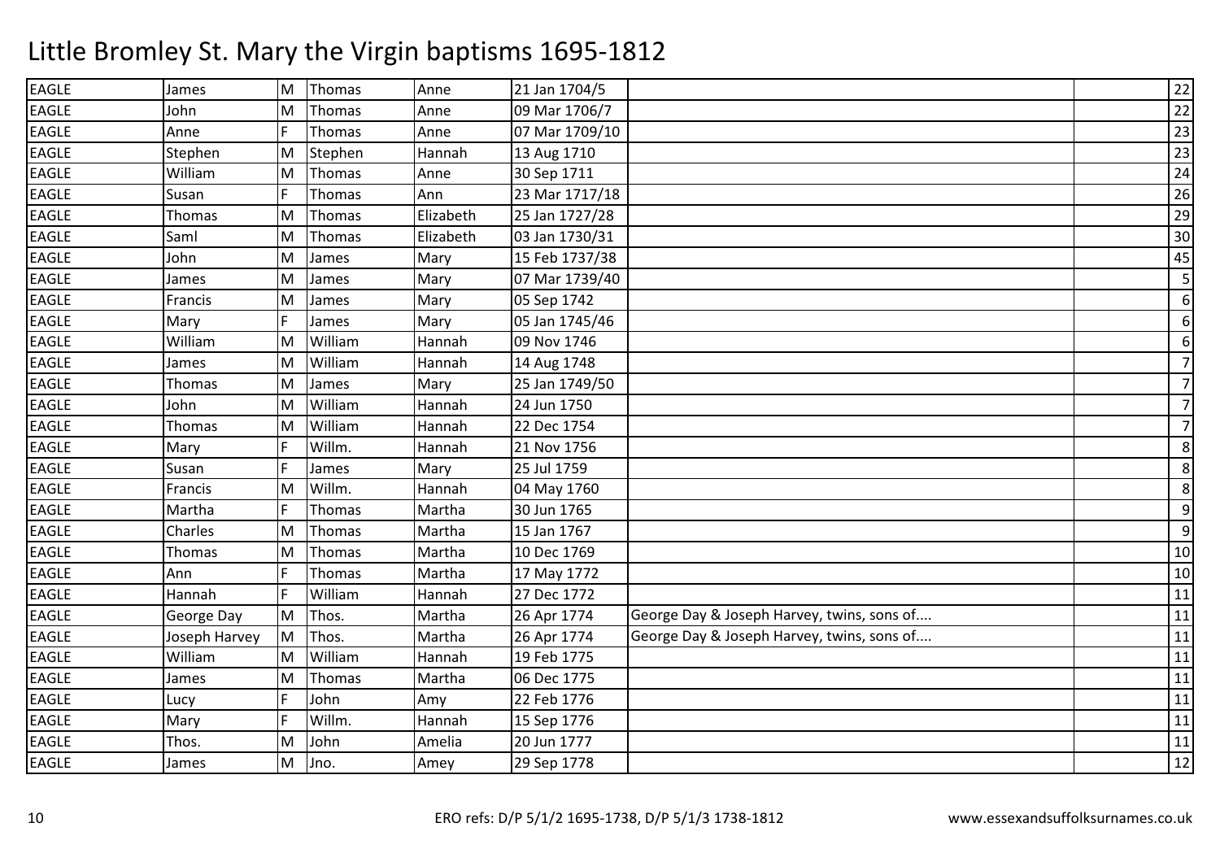# Little Bromley St. Mary the Virgin baptisms 1695-1812

| | | | | | | | | |
|---|---|---|---|---|---|---|---|---|
| EAGLE | James | M | Thomas | Anne | 21 Jan 1704/5 | | | 22 |
| EAGLE | John | M | Thomas | Anne | 09 Mar 1706/7 | | | 22 |
| EAGLE | Anne | F | Thomas | Anne | 07 Mar 1709/10 | | | 23 |
| EAGLE | Stephen | M | Stephen | Hannah | 13 Aug 1710 | | | 23 |
| EAGLE | William | M | Thomas | Anne | 30 Sep 1711 | | | 24 |
| EAGLE | Susan | F | Thomas | Ann | 23 Mar 1717/18 | | | 26 |
| EAGLE | Thomas | M | Thomas | Elizabeth | 25 Jan 1727/28 | | | 29 |
| EAGLE | Saml | M | Thomas | Elizabeth | 03 Jan 1730/31 | | | 30 |
| EAGLE | John | M | James | Mary | 15 Feb 1737/38 | | | 45 |
| EAGLE | James | M | James | Mary | 07 Mar 1739/40 | | | 5 |
| EAGLE | Francis | M | James | Mary | 05 Sep 1742 | | | 6 |
| EAGLE | Mary | F | James | Mary | 05 Jan 1745/46 | | | 6 |
| EAGLE | William | M | William | Hannah | 09 Nov 1746 | | | 6 |
| EAGLE | James | M | William | Hannah | 14 Aug 1748 | | | 7 |
| EAGLE | Thomas | M | James | Mary | 25 Jan 1749/50 | | | 7 |
| EAGLE | John | M | William | Hannah | 24 Jun 1750 | | | 7 |
| EAGLE | Thomas | M | William | Hannah | 22 Dec 1754 | | | 7 |
| EAGLE | Mary | F | Willm. | Hannah | 21 Nov 1756 | | | 8 |
| EAGLE | Susan | F | James | Mary | 25 Jul 1759 | | | 8 |
| EAGLE | Francis | M | Willm. | Hannah | 04 May 1760 | | | 8 |
| EAGLE | Martha | F | Thomas | Martha | 30 Jun 1765 | | | 9 |
| EAGLE | Charles | M | Thomas | Martha | 15 Jan 1767 | | | 9 |
| EAGLE | Thomas | M | Thomas | Martha | 10 Dec 1769 | | | 10 |
| EAGLE | Ann | F | Thomas | Martha | 17 May 1772 | | | 10 |
| EAGLE | Hannah | F | William | Hannah | 27 Dec 1772 | | | 11 |
| EAGLE | George Day | M | Thos. | Martha | 26 Apr 1774 | George Day & Joseph Harvey, twins, sons of.... | | 11 |
| EAGLE | Joseph Harvey | M | Thos. | Martha | 26 Apr 1774 | George Day & Joseph Harvey, twins, sons of.... | | 11 |
| EAGLE | William | M | William | Hannah | 19 Feb 1775 | | | 11 |
| EAGLE | James | M | Thomas | Martha | 06 Dec 1775 | | | 11 |
| EAGLE | Lucy | F | John | Amy | 22 Feb 1776 | | | 11 |
| EAGLE | Mary | F | Willm. | Hannah | 15 Sep 1776 | | | 11 |
| EAGLE | Thos. | M | John | Amelia | 20 Jun 1777 | | | 11 |
| EAGLE | James | M | Jno. | Amey | 29 Sep 1778 | | | 12 |

ERO refs: D/P 5/1/2 1695-1738, D/P 5/1/3 1738-1812

www.essexandsuffolksurnames.co.uk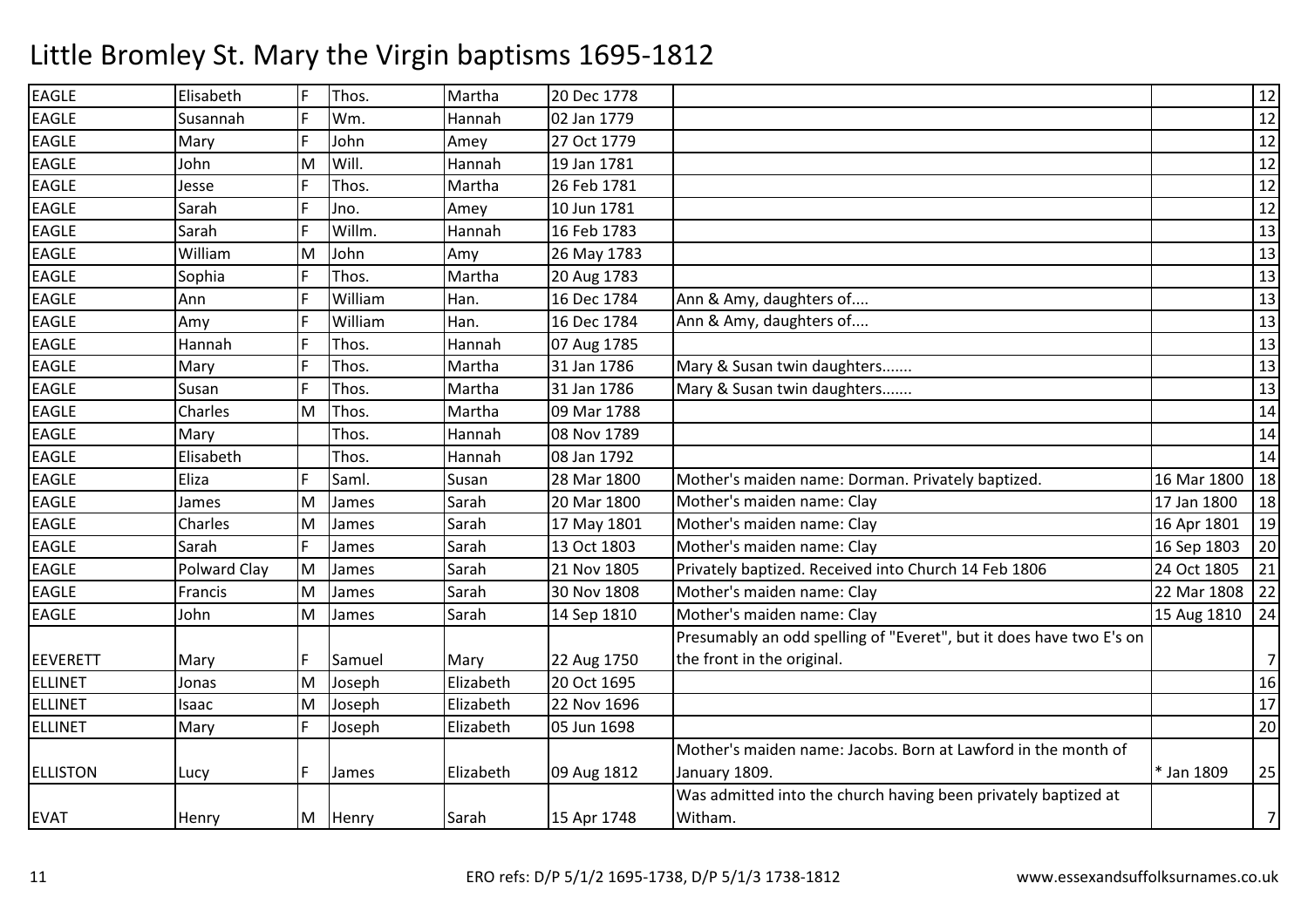# Little Bromley St. Mary the Virgin baptisms 1695-1812

| | | | | | | | | |
|---|---|---|---|---|---|---|---|---|
| EAGLE | Elisabeth | F | Thos. | Martha | 20 Dec 1778 | | | 12 |
| EAGLE | Susannah | F | Wm. | Hannah | 02 Jan 1779 | | | 12 |
| EAGLE | Mary | F | John | Amey | 27 Oct 1779 | | | 12 |
| EAGLE | John | M | Will. | Hannah | 19 Jan 1781 | | | 12 |
| EAGLE | Jesse | F | Thos. | Martha | 26 Feb 1781 | | | 12 |
| EAGLE | Sarah | F | Jno. | Amey | 10 Jun 1781 | | | 12 |
| EAGLE | Sarah | F | Willm. | Hannah | 16 Feb 1783 | | | 13 |
| EAGLE | William | M | John | Amy | 26 May 1783 | | | 13 |
| EAGLE | Sophia | F | Thos. | Martha | 20 Aug 1783 | | | 13 |
| EAGLE | Ann | F | William | Han. | 16 Dec 1784 | Ann & Amy, daughters of.... | | 13 |
| EAGLE | Amy | F | William | Han. | 16 Dec 1784 | Ann & Amy, daughters of.... | | 13 |
| EAGLE | Hannah | F | Thos. | Hannah | 07 Aug 1785 | | | 13 |
| EAGLE | Mary | F | Thos. | Martha | 31 Jan 1786 | Mary & Susan twin daughters....... | | 13 |
| EAGLE | Susan | F | Thos. | Martha | 31 Jan 1786 | Mary & Susan twin daughters....... | | 13 |
| EAGLE | Charles | M | Thos. | Martha | 09 Mar 1788 | | | 14 |
| EAGLE | Mary | | Thos. | Hannah | 08 Nov 1789 | | | 14 |
| EAGLE | Elisabeth | | Thos. | Hannah | 08 Jan 1792 | | | 14 |
| EAGLE | Eliza | F | Saml. | Susan | 28 Mar 1800 | Mother's maiden name: Dorman. Privately baptized. | 16 Mar 1800 | 18 |
| EAGLE | James | M | James | Sarah | 20 Mar 1800 | Mother's maiden name: Clay | 17 Jan 1800 | 18 |
| EAGLE | Charles | M | James | Sarah | 17 May 1801 | Mother's maiden name: Clay | 16 Apr 1801 | 19 |
| EAGLE | Sarah | F | James | Sarah | 13 Oct 1803 | Mother's maiden name: Clay | 16 Sep 1803 | 20 |
| EAGLE | Polward Clay | M | James | Sarah | 21 Nov 1805 | Privately baptized. Received into Church 14 Feb 1806 | 24 Oct 1805 | 21 |
| EAGLE | Francis | M | James | Sarah | 30 Nov 1808 | Mother's maiden name: Clay | 22 Mar 1808 | 22 |
| EAGLE | John | M | James | Sarah | 14 Sep 1810 | Mother's maiden name: Clay | 15 Aug 1810 | 24 |
| EEVERETT | Mary | F | Samuel | Mary | 22 Aug 1750 | Presumably an odd spelling of "Everet", but it does have two E's on the front in the original. | | 7 |
| ELLINET | Jonas | M | Joseph | Elizabeth | 20 Oct 1695 | | | 16 |
| ELLINET | Isaac | M | Joseph | Elizabeth | 22 Nov 1696 | | | 17 |
| ELLINET | Mary | F | Joseph | Elizabeth | 05 Jun 1698 | | | 20 |
| ELLISTON | Lucy | F | James | Elizabeth | 09 Aug 1812 | Mother's maiden name: Jacobs. Born at Lawford in the month of January 1809. | * Jan 1809 | 25 |
| EVAT | Henry | M | Henry | Sarah | 15 Apr 1748 | Was admitted into the church having been privately baptized at Witham. | | 7 |

ERO refs: D/P 5/1/2 1695-1738, D/P 5/1/3 1738-1812

www.essexandsuffolksurnames.co.uk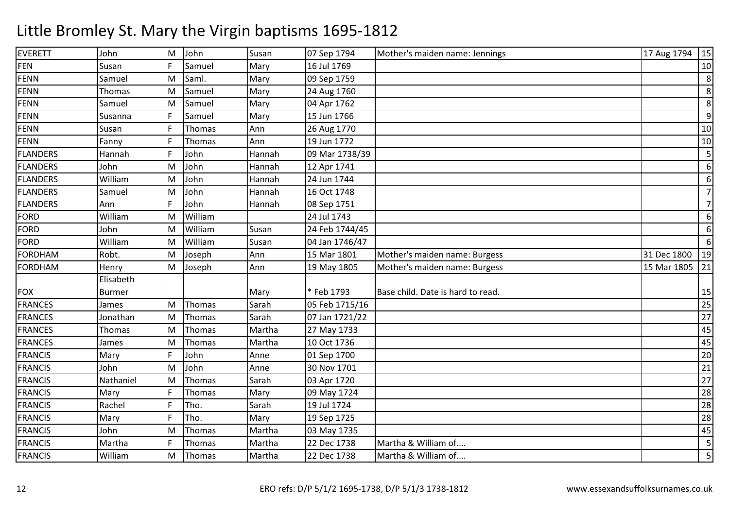# Little Bromley St. Mary the Virgin baptisms 1695-1812

| | | | | | | | | |
|---|---|---|---|---|---|---|---|---|
| EVERETT | John | M | John | Susan | 07 Sep 1794 | Mother's maiden name: Jennings | 17 Aug 1794 | 15 |
| FEN | Susan | F | Samuel | Mary | 16 Jul 1769 | | | 10 |
| FENN | Samuel | M | Saml. | Mary | 09 Sep 1759 | | | 8 |
| FENN | Thomas | M | Samuel | Mary | 24 Aug 1760 | | | 8 |
| FENN | Samuel | M | Samuel | Mary | 04 Apr 1762 | | | 8 |
| FENN | Susanna | F | Samuel | Mary | 15 Jun 1766 | | | 9 |
| FENN | Susan | F | Thomas | Ann | 26 Aug 1770 | | | 10 |
| FENN | Fanny | F | Thomas | Ann | 19 Jun 1772 | | | 10 |
| FLANDERS | Hannah | F | John | Hannah | 09 Mar 1738/39 | | | 5 |
| FLANDERS | John | M | John | Hannah | 12 Apr 1741 | | | 6 |
| FLANDERS | William | M | John | Hannah | 24 Jun 1744 | | | 6 |
| FLANDERS | Samuel | M | John | Hannah | 16 Oct 1748 | | | 7 |
| FLANDERS | Ann | F | John | Hannah | 08 Sep 1751 | | | 7 |
| FORD | William | M | William | | 24 Jul 1743 | | | 6 |
| FORD | John | M | William | Susan | 24 Feb 1744/45 | | | 6 |
| FORD | William | M | William | Susan | 04 Jan 1746/47 | | | 6 |
| FORDHAM | Robt. | M | Joseph | Ann | 15 Mar 1801 | Mother's maiden name: Burgess | 31 Dec 1800 | 19 |
| FORDHAM | Henry | M | Joseph | Ann | 19 May 1805 | Mother's maiden name: Burgess | 15 Mar 1805 | 21 |
| FOX | Elisabeth Burmer | | | Mary | * Feb 1793 | Base child. Date is hard to read. | | 15 |
| FRANCES | James | M | Thomas | Sarah | 05 Feb 1715/16 | | | 25 |
| FRANCES | Jonathan | M | Thomas | Sarah | 07 Jan 1721/22 | | | 27 |
| FRANCES | Thomas | M | Thomas | Martha | 27 May 1733 | | | 45 |
| FRANCES | James | M | Thomas | Martha | 10 Oct 1736 | | | 45 |
| FRANCIS | Mary | F | John | Anne | 01 Sep 1700 | | | 20 |
| FRANCIS | John | M | John | Anne | 30 Nov 1701 | | | 21 |
| FRANCIS | Nathaniel | M | Thomas | Sarah | 03 Apr 1720 | | | 27 |
| FRANCIS | Mary | F | Thomas | Mary | 09 May 1724 | | | 28 |
| FRANCIS | Rachel | F | Tho. | Sarah | 19 Jul 1724 | | | 28 |
| FRANCIS | Mary | F | Tho. | Mary | 19 Sep 1725 | | | 28 |
| FRANCIS | John | M | Thomas | Martha | 03 May 1735 | | | 45 |
| FRANCIS | Martha | F | Thomas | Martha | 22 Dec 1738 | Martha & William of.... | | 5 |
| FRANCIS | William | M | Thomas | Martha | 22 Dec 1738 | Martha & William of.... | | 5 |

ERO refs: D/P 5/1/2 1695-1738, D/P 5/1/3 1738-1812 www.essexandsuffolksurnames.co.uk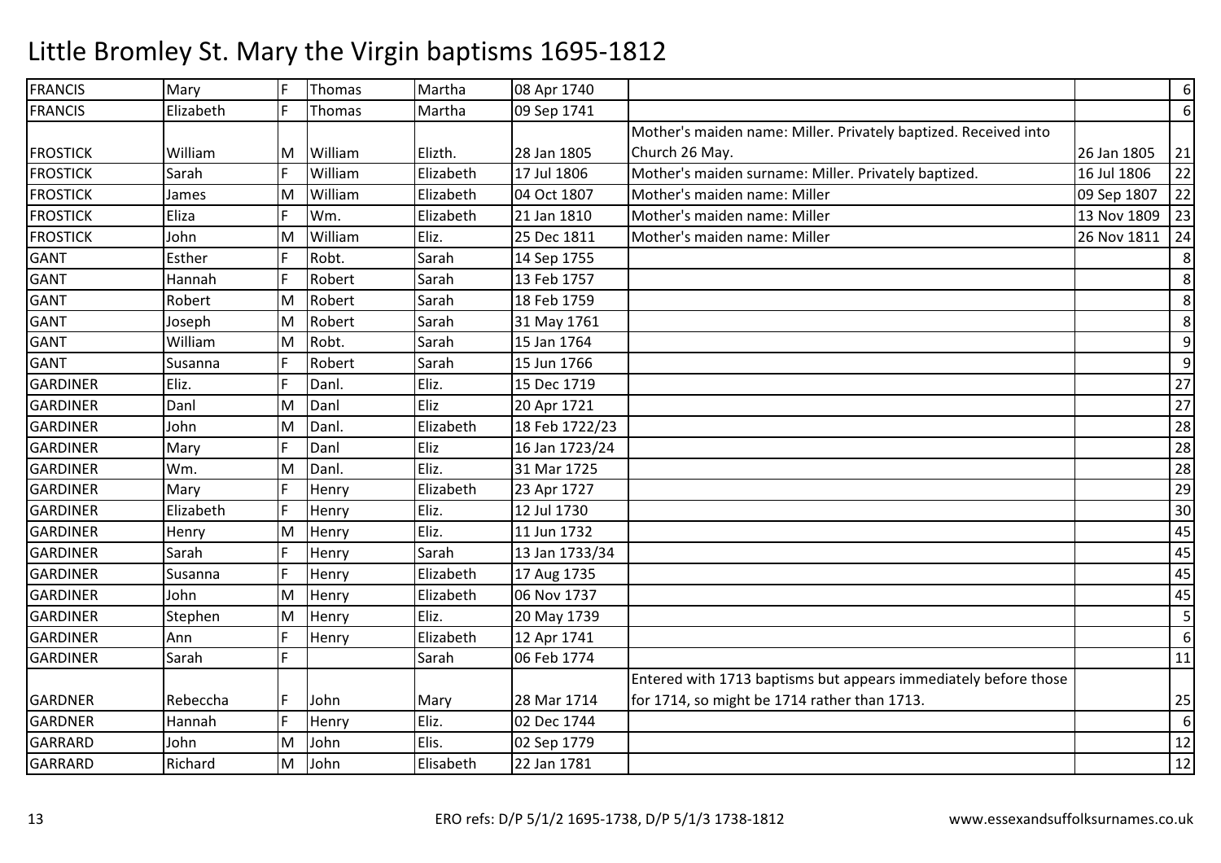# Little Bromley St. Mary the Virgin baptisms 1695-1812

| | | | | | | | | |
|---|---|---|---|---|---|---|---|---|
| FRANCIS | Mary | F | Thomas | Martha | 08 Apr 1740 | | | 6 |
| FRANCIS | Elizabeth | F | Thomas | Martha | 09 Sep 1741 | | | 6 |
| FROSTICK | William | M | William | Elizth. | 28 Jan 1805 | Mother's maiden name: Miller. Privately baptized. Received into Church 26 May. | 26 Jan 1805 | 21 |
| FROSTICK | Sarah | F | William | Elizabeth | 17 Jul 1806 | Mother's maiden surname: Miller. Privately baptized. | 16 Jul 1806 | 22 |
| FROSTICK | James | M | William | Elizabeth | 04 Oct 1807 | Mother's maiden name: Miller | 09 Sep 1807 | 22 |
| FROSTICK | Eliza | F | Wm. | Elizabeth | 21 Jan 1810 | Mother's maiden name: Miller | 13 Nov 1809 | 23 |
| FROSTICK | John | M | William | Eliz. | 25 Dec 1811 | Mother's maiden name: Miller | 26 Nov 1811 | 24 |
| GANT | Esther | F | Robt. | Sarah | 14 Sep 1755 | | | 8 |
| GANT | Hannah | F | Robert | Sarah | 13 Feb 1757 | | | 8 |
| GANT | Robert | M | Robert | Sarah | 18 Feb 1759 | | | 8 |
| GANT | Joseph | M | Robert | Sarah | 31 May 1761 | | | 8 |
| GANT | William | M | Robt. | Sarah | 15 Jan 1764 | | | 9 |
| GANT | Susanna | F | Robert | Sarah | 15 Jun 1766 | | | 9 |
| GARDINER | Eliz. | F | Danl. | Eliz. | 15 Dec 1719 | | | 27 |
| GARDINER | Danl | M | Danl | Eliz | 20 Apr 1721 | | | 27 |
| GARDINER | John | M | Danl. | Elizabeth | 18 Feb 1722/23 | | | 28 |
| GARDINER | Mary | F | Danl | Eliz | 16 Jan 1723/24 | | | 28 |
| GARDINER | Wm. | M | Danl. | Eliz. | 31 Mar 1725 | | | 28 |
| GARDINER | Mary | F | Henry | Elizabeth | 23 Apr 1727 | | | 29 |
| GARDINER | Elizabeth | F | Henry | Eliz. | 12 Jul 1730 | | | 30 |
| GARDINER | Henry | M | Henry | Eliz. | 11 Jun 1732 | | | 45 |
| GARDINER | Sarah | F | Henry | Sarah | 13 Jan 1733/34 | | | 45 |
| GARDINER | Susanna | F | Henry | Elizabeth | 17 Aug 1735 | | | 45 |
| GARDINER | John | M | Henry | Elizabeth | 06 Nov 1737 | | | 45 |
| GARDINER | Stephen | M | Henry | Eliz. | 20 May 1739 | | | 5 |
| GARDINER | Ann | F | Henry | Elizabeth | 12 Apr 1741 | | | 6 |
| GARDINER | Sarah | F | | Sarah | 06 Feb 1774 | | | 11 |
| GARDNER | Rebeccha | F | John | Mary | 28 Mar 1714 | Entered with 1713 baptisms but appears immediately before those for 1714, so might be 1714 rather than 1713. | | 25 |
| GARDNER | Hannah | F | Henry | Eliz. | 02 Dec 1744 | | | 6 |
| GARRARD | John | M | John | Elis. | 02 Sep 1779 | | | 12 |
| GARRARD | Richard | M | John | Elisabeth | 22 Jan 1781 | | | 12 |

ERO refs: D/P 5/1/2 1695-1738, D/P 5/1/3 1738-1812 www.essexandsuffolksurnames.co.uk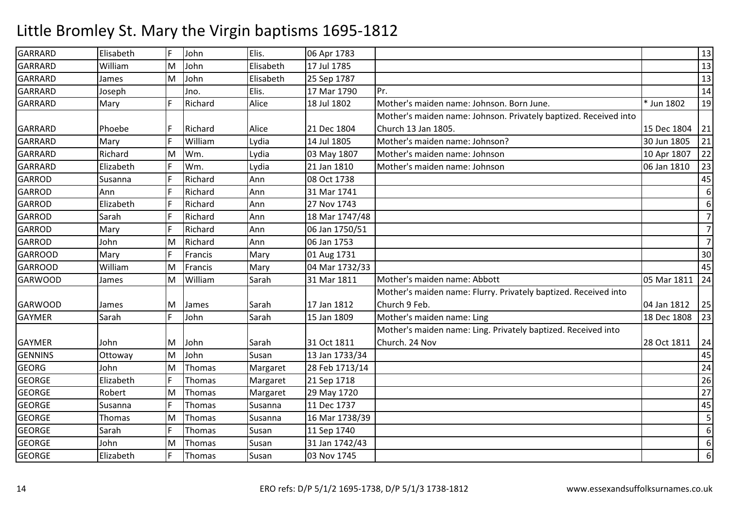# Little Bromley St. Mary the Virgin baptisms 1695-1812

| | | | | | | | | |
|---|---|---|---|---|---|---|---|---|
| GARRARD | Elisabeth | F | John | Elis. | 06 Apr 1783 | | | 13 |
| GARRARD | William | M | John | Elisabeth | 17 Jul 1785 | | | 13 |
| GARRARD | James | M | John | Elisabeth | 25 Sep 1787 | | | 13 |
| GARRARD | Joseph | | Jno. | Elis. | 17 Mar 1790 | Pr. | | 14 |
| GARRARD | Mary | F | Richard | Alice | 18 Jul 1802 | Mother's maiden name: Johnson. Born June. | * Jun 1802 | 19 |
| GARRARD | Phoebe | F | Richard | Alice | 21 Dec 1804 | Mother's maiden name: Johnson. Privately baptized. Received into Church 13 Jan 1805. | 15 Dec 1804 | 21 |
| GARRARD | Mary | F | William | Lydia | 14 Jul 1805 | Mother's maiden name: Johnson? | 30 Jun 1805 | 21 |
| GARRARD | Richard | M | Wm. | Lydia | 03 May 1807 | Mother's maiden name: Johnson | 10 Apr 1807 | 22 |
| GARRARD | Elizabeth | F | Wm. | Lydia | 21 Jan 1810 | Mother's maiden name: Johnson | 06 Jan 1810 | 23 |
| GARROD | Susanna | F | Richard | Ann | 08 Oct 1738 | | | 45 |
| GARROD | Ann | F | Richard | Ann | 31 Mar 1741 | | | 6 |
| GARROD | Elizabeth | F | Richard | Ann | 27 Nov 1743 | | | 6 |
| GARROD | Sarah | F | Richard | Ann | 18 Mar 1747/48 | | | 7 |
| GARROD | Mary | F | Richard | Ann | 06 Jan 1750/51 | | | 7 |
| GARROD | John | M | Richard | Ann | 06 Jan 1753 | | | 7 |
| GARROOD | Mary | F | Francis | Mary | 01 Aug 1731 | | | 30 |
| GARROOD | William | M | Francis | Mary | 04 Mar 1732/33 | | | 45 |
| GARWOOD | James | M | William | Sarah | 31 Mar 1811 | Mother's maiden name: Abbott | 05 Mar 1811 | 24 |
| GARWOOD | James | M | James | Sarah | 17 Jan 1812 | Mother's maiden name: Flurry. Privately baptized. Received into Church 9 Feb. | 04 Jan 1812 | 25 |
| GAYMER | Sarah | F | John | Sarah | 15 Jan 1809 | Mother's maiden name: Ling | 18 Dec 1808 | 23 |
| GAYMER | John | M | John | Sarah | 31 Oct 1811 | Mother's maiden name: Ling. Privately baptized. Received into Church. 24 Nov | 28 Oct 1811 | 24 |
| GENNINS | Ottoway | M | John | Susan | 13 Jan 1733/34 | | | 45 |
| GEORG | John | M | Thomas | Margaret | 28 Feb 1713/14 | | | 24 |
| GEORGE | Elizabeth | F | Thomas | Margaret | 21 Sep 1718 | | | 26 |
| GEORGE | Robert | M | Thomas | Margaret | 29 May 1720 | | | 27 |
| GEORGE | Susanna | F | Thomas | Susanna | 11 Dec 1737 | | | 45 |
| GEORGE | Thomas | M | Thomas | Susanna | 16 Mar 1738/39 | | | 5 |
| GEORGE | Sarah | F | Thomas | Susan | 11 Sep 1740 | | | 6 |
| GEORGE | John | M | Thomas | Susan | 31 Jan 1742/43 | | | 6 |
| GEORGE | Elizabeth | F | Thomas | Susan | 03 Nov 1745 | | | 6 |

ERO refs: D/P 5/1/2 1695-1738, D/P 5/1/3 1738-1812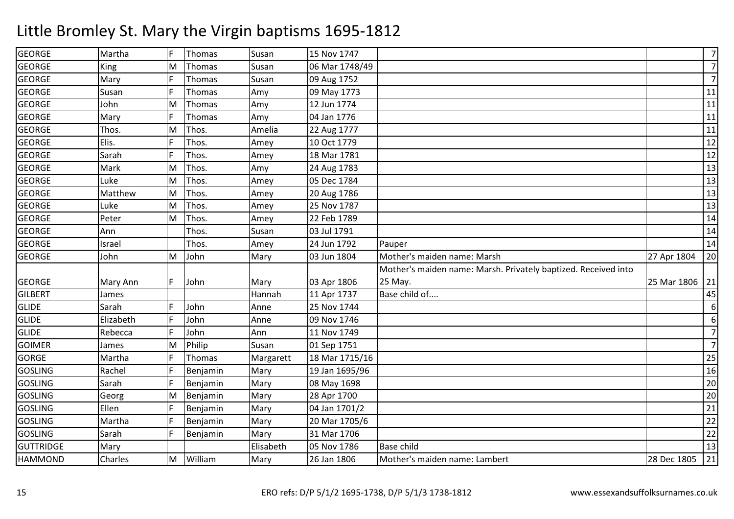# Little Bromley St. Mary the Virgin baptisms 1695-1812

| | | | | | | | | |
|---|---|---|---|---|---|---|---|---|
| GEORGE | Martha | F | Thomas | Susan | 15 Nov 1747 | | | 7 |
| GEORGE | King | M | Thomas | Susan | 06 Mar 1748/49 | | | 7 |
| GEORGE | Mary | F | Thomas | Susan | 09 Aug 1752 | | | 7 |
| GEORGE | Susan | F | Thomas | Amy | 09 May 1773 | | | 11 |
| GEORGE | John | M | Thomas | Amy | 12 Jun 1774 | | | 11 |
| GEORGE | Mary | F | Thomas | Amy | 04 Jan 1776 | | | 11 |
| GEORGE | Thos. | M | Thos. | Amelia | 22 Aug 1777 | | | 11 |
| GEORGE | Elis. | F | Thos. | Amey | 10 Oct 1779 | | | 12 |
| GEORGE | Sarah | F | Thos. | Amey | 18 Mar 1781 | | | 12 |
| GEORGE | Mark | M | Thos. | Amy | 24 Aug 1783 | | | 13 |
| GEORGE | Luke | M | Thos. | Amey | 05 Dec 1784 | | | 13 |
| GEORGE | Matthew | M | Thos. | Amey | 20 Aug 1786 | | | 13 |
| GEORGE | Luke | M | Thos. | Amey | 25 Nov 1787 | | | 13 |
| GEORGE | Peter | M | Thos. | Amey | 22 Feb 1789 | | | 14 |
| GEORGE | Ann | | Thos. | Susan | 03 Jul 1791 | | | 14 |
| GEORGE | Israel | | Thos. | Amey | 24 Jun 1792 | Pauper | | 14 |
| GEORGE | John | M | John | Mary | 03 Jun 1804 | Mother's maiden name: Marsh | 27 Apr 1804 | 20 |
| GEORGE | Mary Ann | F | John | Mary | 03 Apr 1806 | Mother's maiden name: Marsh. Privately baptized. Received into 25 May. | 25 Mar 1806 | 21 |
| GILBERT | James | | | Hannah | 11 Apr 1737 | Base child of.... | | 45 |
| GLIDE | Sarah | F | John | Anne | 25 Nov 1744 | | | 6 |
| GLIDE | Elizabeth | F | John | Anne | 09 Nov 1746 | | | 6 |
| GLIDE | Rebecca | F | John | Ann | 11 Nov 1749 | | | 7 |
| GOIMER | James | M | Philip | Susan | 01 Sep 1751 | | | 7 |
| GORGE | Martha | F | Thomas | Margarett | 18 Mar 1715/16 | | | 25 |
| GOSLING | Rachel | F | Benjamin | Mary | 19 Jan 1695/96 | | | 16 |
| GOSLING | Sarah | F | Benjamin | Mary | 08 May 1698 | | | 20 |
| GOSLING | Georg | M | Benjamin | Mary | 28 Apr 1700 | | | 20 |
| GOSLING | Ellen | F | Benjamin | Mary | 04 Jan 1701/2 | | | 21 |
| GOSLING | Martha | F | Benjamin | Mary | 20 Mar 1705/6 | | | 22 |
| GOSLING | Sarah | F | Benjamin | Mary | 31 Mar 1706 | | | 22 |
| GUTTRIDGE | Mary | | | Elisabeth | 05 Nov 1786 | Base child | | 13 |
| HAMMOND | Charles | M | William | Mary | 26 Jan 1806 | Mother's maiden name: Lambert | 28 Dec 1805 | 21 |

ERO refs: D/P 5/1/2 1695-1738, D/P 5/1/3 1738-1812 www.essexandsuffolksurnames.co.uk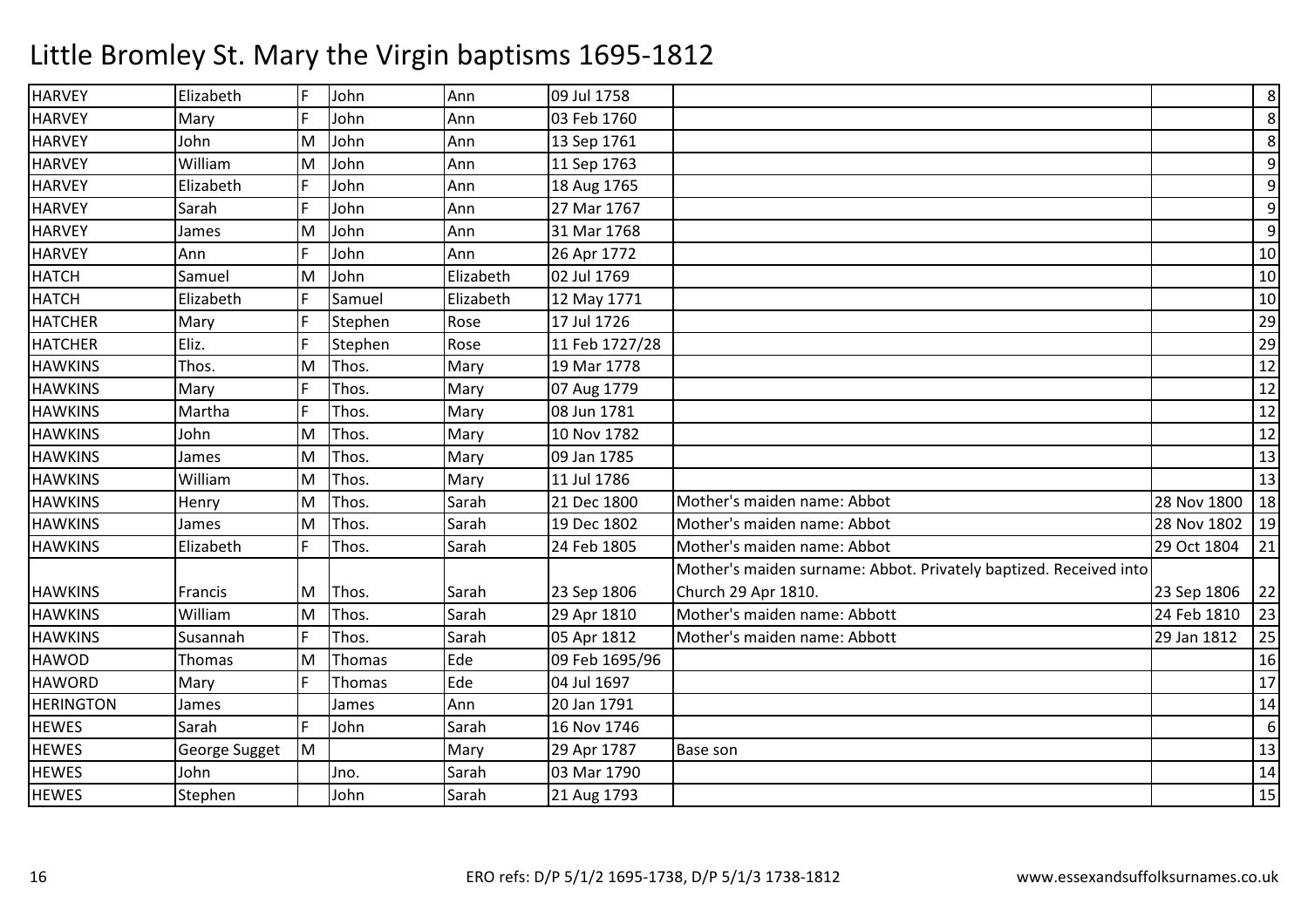# Little Bromley St. Mary the Virgin baptisms 1695-1812

| | | | | | | | | |
|---|---|---|---|---|---|---|---|---|
| HARVEY | Elizabeth | F | John | Ann | 09 Jul 1758 | | | 8 |
| HARVEY | Mary | F | John | Ann | 03 Feb 1760 | | | 8 |
| HARVEY | John | M | John | Ann | 13 Sep 1761 | | | 8 |
| HARVEY | William | M | John | Ann | 11 Sep 1763 | | | 9 |
| HARVEY | Elizabeth | F | John | Ann | 18 Aug 1765 | | | 9 |
| HARVEY | Sarah | F | John | Ann | 27 Mar 1767 | | | 9 |
| HARVEY | James | M | John | Ann | 31 Mar 1768 | | | 9 |
| HARVEY | Ann | F | John | Ann | 26 Apr 1772 | | | 10 |
| HATCH | Samuel | M | John | Elizabeth | 02 Jul 1769 | | | 10 |
| HATCH | Elizabeth | F | Samuel | Elizabeth | 12 May 1771 | | | 10 |
| HATCHER | Mary | F | Stephen | Rose | 17 Jul 1726 | | | 29 |
| HATCHER | Eliz. | F | Stephen | Rose | 11 Feb 1727/28 | | | 29 |
| HAWKINS | Thos. | M | Thos. | Mary | 19 Mar 1778 | | | 12 |
| HAWKINS | Mary | F | Thos. | Mary | 07 Aug 1779 | | | 12 |
| HAWKINS | Martha | F | Thos. | Mary | 08 Jun 1781 | | | 12 |
| HAWKINS | John | M | Thos. | Mary | 10 Nov 1782 | | | 12 |
| HAWKINS | James | M | Thos. | Mary | 09 Jan 1785 | | | 13 |
| HAWKINS | William | M | Thos. | Mary | 11 Jul 1786 | | | 13 |
| HAWKINS | Henry | M | Thos. | Sarah | 21 Dec 1800 | Mother's maiden name: Abbot | 28 Nov 1800 | 18 |
| HAWKINS | James | M | Thos. | Sarah | 19 Dec 1802 | Mother's maiden name: Abbot | 28 Nov 1802 | 19 |
| HAWKINS | Elizabeth | F | Thos. | Sarah | 24 Feb 1805 | Mother's maiden name: Abbot | 29 Oct 1804 | 21 |
| HAWKINS | Francis | M | Thos. | Sarah | 23 Sep 1806 | Mother's maiden surname: Abbot. Privately baptized. Received into Church 29 Apr 1810. | 23 Sep 1806 | 22 |
| HAWKINS | William | M | Thos. | Sarah | 29 Apr 1810 | Mother's maiden name: Abbott | 24 Feb 1810 | 23 |
| HAWKINS | Susannah | F | Thos. | Sarah | 05 Apr 1812 | Mother's maiden name: Abbott | 29 Jan 1812 | 25 |
| HAWOD | Thomas | M | Thomas | Ede | 09 Feb 1695/96 | | | 16 |
| HAWORD | Mary | F | Thomas | Ede | 04 Jul 1697 | | | 17 |
| HERINGTON | James | | James | Ann | 20 Jan 1791 | | | 14 |
| HEWES | Sarah | F | John | Sarah | 16 Nov 1746 | | | 6 |
| HEWES | George Sugget | M | | Mary | 29 Apr 1787 | Base son | | 13 |
| HEWES | John | | Jno. | Sarah | 03 Mar 1790 | | | 14 |
| HEWES | Stephen | | John | Sarah | 21 Aug 1793 | | | 15 |

ERO refs: D/P 5/1/2 1695-1738, D/P 5/1/3 1738-1812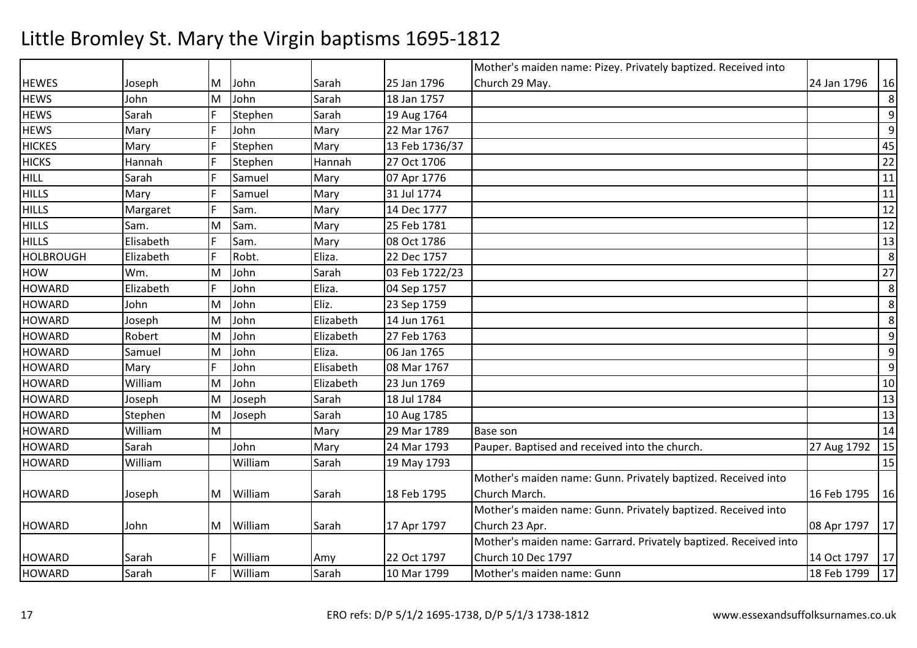# Little Bromley St. Mary the Virgin baptisms 1695-1812

| | | | | | | | | |
|---|---|---|---|---|---|---|---|---|
| HEWES | Joseph | M | John | Sarah | 25 Jan 1796 | Mother's maiden name: Pizey. Privately baptized. Received into Church 29 May. | 24 Jan 1796 | 16 |
| HEWS | John | M | John | Sarah | 18 Jan 1757 | | | 8 |
| HEWS | Sarah | F | Stephen | Sarah | 19 Aug 1764 | | | 9 |
| HEWS | Mary | F | John | Mary | 22 Mar 1767 | | | 9 |
| HICKES | Mary | F | Stephen | Mary | 13 Feb 1736/37 | | | 45 |
| HICKS | Hannah | F | Stephen | Hannah | 27 Oct 1706 | | | 22 |
| HILL | Sarah | F | Samuel | Mary | 07 Apr 1776 | | | 11 |
| HILLS | Mary | F | Samuel | Mary | 31 Jul 1774 | | | 11 |
| HILLS | Margaret | F | Sam. | Mary | 14 Dec 1777 | | | 12 |
| HILLS | Sam. | M | Sam. | Mary | 25 Feb 1781 | | | 12 |
| HILLS | Elisabeth | F | Sam. | Mary | 08 Oct 1786 | | | 13 |
| HOLBROUGH | Elizabeth | F | Robt. | Eliza. | 22 Dec 1757 | | | 8 |
| HOW | Wm. | M | John | Sarah | 03 Feb 1722/23 | | | 27 |
| HOWARD | Elizabeth | F | John | Eliza. | 04 Sep 1757 | | | 8 |
| HOWARD | John | M | John | Eliz. | 23 Sep 1759 | | | 8 |
| HOWARD | Joseph | M | John | Elizabeth | 14 Jun 1761 | | | 8 |
| HOWARD | Robert | M | John | Elizabeth | 27 Feb 1763 | | | 9 |
| HOWARD | Samuel | M | John | Eliza. | 06 Jan 1765 | | | 9 |
| HOWARD | Mary | F | John | Elisabeth | 08 Mar 1767 | | | 9 |
| HOWARD | William | M | John | Elizabeth | 23 Jun 1769 | | | 10 |
| HOWARD | Joseph | M | Joseph | Sarah | 18 Jul 1784 | | | 13 |
| HOWARD | Stephen | M | Joseph | Sarah | 10 Aug 1785 | | | 13 |
| HOWARD | William | M | | Mary | 29 Mar 1789 | Base son | | 14 |
| HOWARD | Sarah | | John | Mary | 24 Mar 1793 | Pauper. Baptised and received into the church. | 27 Aug 1792 | 15 |
| HOWARD | William | | William | Sarah | 19 May 1793 | | | 15 |
| HOWARD | Joseph | M | William | Sarah | 18 Feb 1795 | Mother's maiden name: Gunn. Privately baptized. Received into Church March. | 16 Feb 1795 | 16 |
| HOWARD | John | M | William | Sarah | 17 Apr 1797 | Mother's maiden name: Gunn. Privately baptized. Received into Church 23 Apr. | 08 Apr 1797 | 17 |
| HOWARD | Sarah | F | William | Amy | 22 Oct 1797 | Mother's maiden name: Garrard. Privately baptized. Received into Church 10 Dec 1797 | 14 Oct 1797 | 17 |
| HOWARD | Sarah | F | William | Sarah | 10 Mar 1799 | Mother's maiden name: Gunn | 18 Feb 1799 | 17 |

ERO refs: D/P 5/1/2 1695-1738, D/P 5/1/3 1738-1812 www.essexandsuffolksurnames.co.uk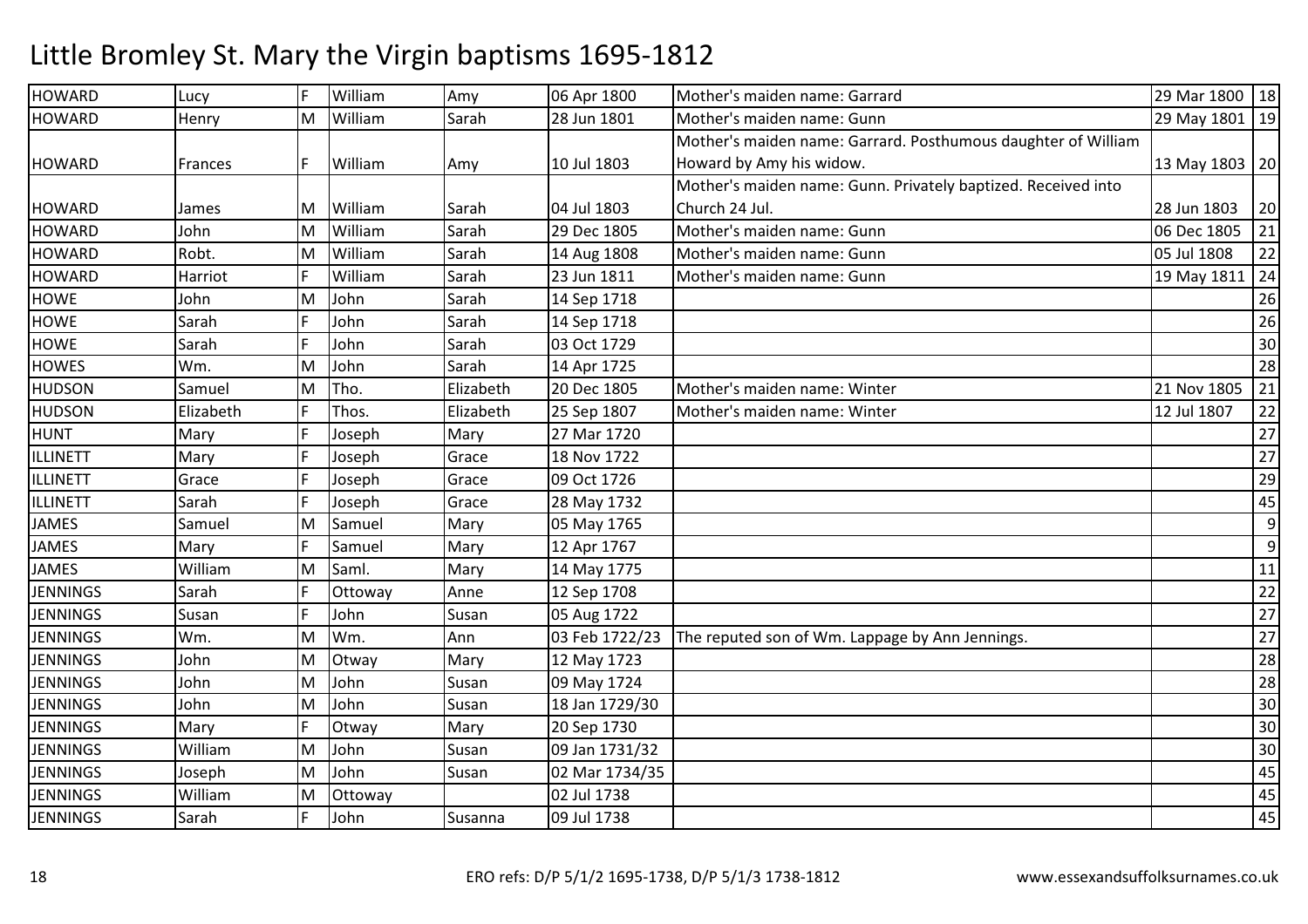# Little Bromley St. Mary the Virgin baptisms 1695-1812

| | | | | | | | | |
|---|---|---|---|---|---|---|---|---|
| HOWARD | Lucy | F | William | Amy | 06 Apr 1800 | Mother's maiden name: Garrard | 29 Mar 1800 | 18 |
| HOWARD | Henry | M | William | Sarah | 28 Jun 1801 | Mother's maiden name: Gunn | 29 May 1801 | 19 |
| HOWARD | Frances | F | William | Amy | 10 Jul 1803 | Mother's maiden name: Garrard. Posthumous daughter of William Howard by Amy his widow. | 13 May 1803 | 20 |
| HOWARD | James | M | William | Sarah | 04 Jul 1803 | Mother's maiden name: Gunn. Privately baptized. Received into Church 24 Jul. | 28 Jun 1803 | 20 |
| HOWARD | John | M | William | Sarah | 29 Dec 1805 | Mother's maiden name: Gunn | 06 Dec 1805 | 21 |
| HOWARD | Robt. | M | William | Sarah | 14 Aug 1808 | Mother's maiden name: Gunn | 05 Jul 1808 | 22 |
| HOWARD | Harriot | F | William | Sarah | 23 Jun 1811 | Mother's maiden name: Gunn | 19 May 1811 | 24 |
| HOWE | John | M | John | Sarah | 14 Sep 1718 | | | 26 |
| HOWE | Sarah | F | John | Sarah | 14 Sep 1718 | | | 26 |
| HOWE | Sarah | F | John | Sarah | 03 Oct 1729 | | | 30 |
| HOWES | Wm. | M | John | Sarah | 14 Apr 1725 | | | 28 |
| HUDSON | Samuel | M | Tho. | Elizabeth | 20 Dec 1805 | Mother's maiden name: Winter | 21 Nov 1805 | 21 |
| HUDSON | Elizabeth | F | Thos. | Elizabeth | 25 Sep 1807 | Mother's maiden name: Winter | 12 Jul 1807 | 22 |
| HUNT | Mary | F | Joseph | Mary | 27 Mar 1720 | | | 27 |
| ILLINETT | Mary | F | Joseph | Grace | 18 Nov 1722 | | | 27 |
| ILLINETT | Grace | F | Joseph | Grace | 09 Oct 1726 | | | 29 |
| ILLINETT | Sarah | F | Joseph | Grace | 28 May 1732 | | | 45 |
| JAMES | Samuel | M | Samuel | Mary | 05 May 1765 | | | 9 |
| JAMES | Mary | F | Samuel | Mary | 12 Apr 1767 | | | 9 |
| JAMES | William | M | Saml. | Mary | 14 May 1775 | | | 11 |
| JENNINGS | Sarah | F | Ottoway | Anne | 12 Sep 1708 | | | 22 |
| JENNINGS | Susan | F | John | Susan | 05 Aug 1722 | | | 27 |
| JENNINGS | Wm. | M | Wm. | Ann | 03 Feb 1722/23 | The reputed son of Wm. Lappage by Ann Jennings. | | 27 |
| JENNINGS | John | M | Otway | Mary | 12 May 1723 | | | 28 |
| JENNINGS | John | M | John | Susan | 09 May 1724 | | | 28 |
| JENNINGS | John | M | John | Susan | 18 Jan 1729/30 | | | 30 |
| JENNINGS | Mary | F | Otway | Mary | 20 Sep 1730 | | | 30 |
| JENNINGS | William | M | John | Susan | 09 Jan 1731/32 | | | 30 |
| JENNINGS | Joseph | M | John | Susan | 02 Mar 1734/35 | | | 45 |
| JENNINGS | William | M | Ottoway | | 02 Jul 1738 | | | 45 |
| JENNINGS | Sarah | F | John | Susanna | 09 Jul 1738 | | | 45 |

ERO refs: D/P 5/1/2 1695-1738, D/P 5/1/3 1738-1812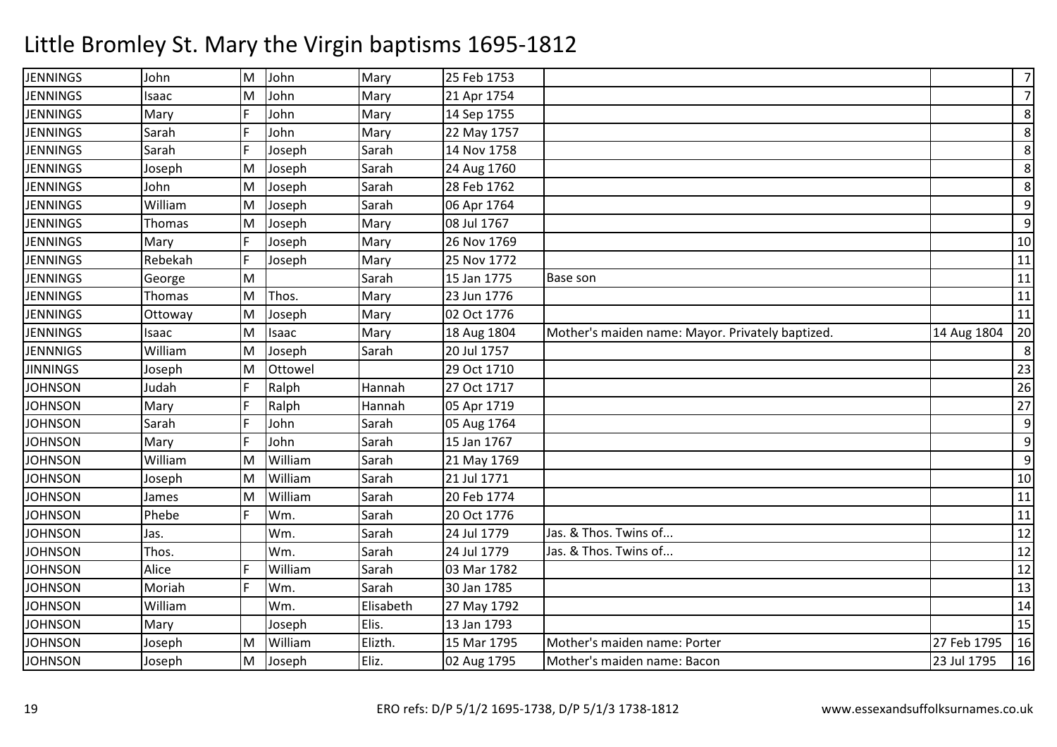# Little Bromley St. Mary the Virgin baptisms 1695-1812

| | | | | | | | | |
|---|---|---|---|---|---|---|---|---|
| JENNINGS | John | M | John | Mary | 25 Feb 1753 | | | 7 |
| JENNINGS | Isaac | M | John | Mary | 21 Apr 1754 | | | 7 |
| JENNINGS | Mary | F | John | Mary | 14 Sep 1755 | | | 8 |
| JENNINGS | Sarah | F | John | Mary | 22 May 1757 | | | 8 |
| JENNINGS | Sarah | F | Joseph | Sarah | 14 Nov 1758 | | | 8 |
| JENNINGS | Joseph | M | Joseph | Sarah | 24 Aug 1760 | | | 8 |
| JENNINGS | John | M | Joseph | Sarah | 28 Feb 1762 | | | 8 |
| JENNINGS | William | M | Joseph | Sarah | 06 Apr 1764 | | | 9 |
| JENNINGS | Thomas | M | Joseph | Mary | 08 Jul 1767 | | | 9 |
| JENNINGS | Mary | F | Joseph | Mary | 26 Nov 1769 | | | 10 |
| JENNINGS | Rebekah | F | Joseph | Mary | 25 Nov 1772 | | | 11 |
| JENNINGS | George | M | | Sarah | 15 Jan 1775 | Base son | | 11 |
| JENNINGS | Thomas | M | Thos. | Mary | 23 Jun 1776 | | | 11 |
| JENNINGS | Ottoway | M | Joseph | Mary | 02 Oct 1776 | | | 11 |
| JENNINGS | Isaac | M | Isaac | Mary | 18 Aug 1804 | Mother's maiden name: Mayor. Privately baptized. | 14 Aug 1804 | 20 |
| JENNNIGS | William | M | Joseph | Sarah | 20 Jul 1757 | | | 8 |
| JINNINGS | Joseph | M | Ottowel | | 29 Oct 1710 | | | 23 |
| JOHNSON | Judah | F | Ralph | Hannah | 27 Oct 1717 | | | 26 |
| JOHNSON | Mary | F | Ralph | Hannah | 05 Apr 1719 | | | 27 |
| JOHNSON | Sarah | F | John | Sarah | 05 Aug 1764 | | | 9 |
| JOHNSON | Mary | F | John | Sarah | 15 Jan 1767 | | | 9 |
| JOHNSON | William | M | William | Sarah | 21 May 1769 | | | 9 |
| JOHNSON | Joseph | M | William | Sarah | 21 Jul 1771 | | | 10 |
| JOHNSON | James | M | William | Sarah | 20 Feb 1774 | | | 11 |
| JOHNSON | Phebe | F | Wm. | Sarah | 20 Oct 1776 | | | 11 |
| JOHNSON | Jas. | | Wm. | Sarah | 24 Jul 1779 | Jas. & Thos. Twins of... | | 12 |
| JOHNSON | Thos. | | Wm. | Sarah | 24 Jul 1779 | Jas. & Thos. Twins of... | | 12 |
| JOHNSON | Alice | F | William | Sarah | 03 Mar 1782 | | | 12 |
| JOHNSON | Moriah | F | Wm. | Sarah | 30 Jan 1785 | | | 13 |
| JOHNSON | William | | Wm. | Elisabeth | 27 May 1792 | | | 14 |
| JOHNSON | Mary | | Joseph | Elis. | 13 Jan 1793 | | | 15 |
| JOHNSON | Joseph | M | William | Elizth. | 15 Mar 1795 | Mother's maiden name: Porter | 27 Feb 1795 | 16 |
| JOHNSON | Joseph | M | Joseph | Eliz. | 02 Aug 1795 | Mother's maiden name: Bacon | 23 Jul 1795 | 16 |

ERO refs: D/P 5/1/2 1695-1738, D/P 5/1/3 1738-1812 www.essexandsuffolksurnames.co.uk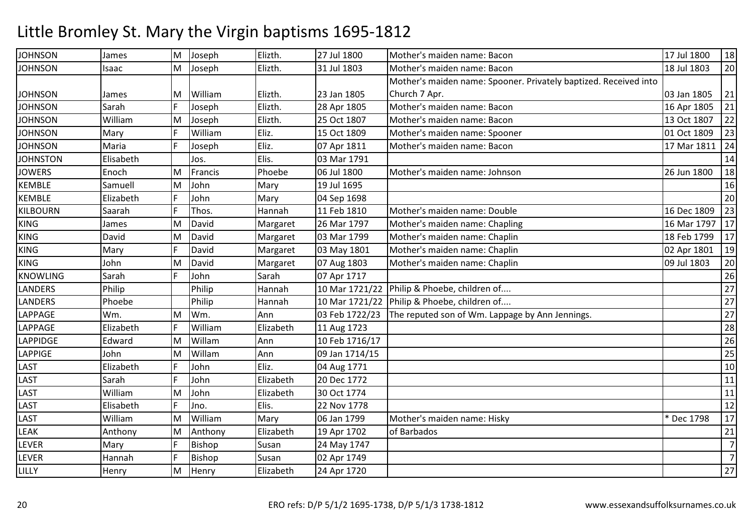# Little Bromley St. Mary the Virgin baptisms 1695-1812

| | | | | | | | | |
|---|---|---|---|---|---|---|---|---|
| JOHNSON | James | M | Joseph | Elizth. | 27 Jul 1800 | Mother's maiden name: Bacon | 17 Jul 1800 | 18 |
| JOHNSON | Isaac | M | Joseph | Elizth. | 31 Jul 1803 | Mother's maiden name: Bacon | 18 Jul 1803 | 20 |
| JOHNSON | James | M | William | Elizth. | 23 Jan 1805 | Mother's maiden name: Spooner. Privately baptized. Received into Church 7 Apr. | 03 Jan 1805 | 21 |
| JOHNSON | Sarah | F | Joseph | Elizth. | 28 Apr 1805 | Mother's maiden name: Bacon | 16 Apr 1805 | 21 |
| JOHNSON | William | M | Joseph | Elizth. | 25 Oct 1807 | Mother's maiden name: Bacon | 13 Oct 1807 | 22 |
| JOHNSON | Mary | F | William | Eliz. | 15 Oct 1809 | Mother's maiden name: Spooner | 01 Oct 1809 | 23 |
| JOHNSON | Maria | F | Joseph | Eliz. | 07 Apr 1811 | Mother's maiden name: Bacon | 17 Mar 1811 | 24 |
| JOHNSTON | Elisabeth | | Jos. | Elis. | 03 Mar 1791 | | | 14 |
| JOWERS | Enoch | M | Francis | Phoebe | 06 Jul 1800 | Mother's maiden name: Johnson | 26 Jun 1800 | 18 |
| KEMBLE | Samuell | M | John | Mary | 19 Jul 1695 | | | 16 |
| KEMBLE | Elizabeth | F | John | Mary | 04 Sep 1698 | | | 20 |
| KILBOURN | Saarah | F | Thos. | Hannah | 11 Feb 1810 | Mother's maiden name: Double | 16 Dec 1809 | 23 |
| KING | James | M | David | Margaret | 26 Mar 1797 | Mother's maiden name: Chapling | 16 Mar 1797 | 17 |
| KING | David | M | David | Margaret | 03 Mar 1799 | Mother's maiden name: Chaplin | 18 Feb 1799 | 17 |
| KING | Mary | F | David | Margaret | 03 May 1801 | Mother's maiden name: Chaplin | 02 Apr 1801 | 19 |
| KING | John | M | David | Margaret | 07 Aug 1803 | Mother's maiden name: Chaplin | 09 Jul 1803 | 20 |
| KNOWLING | Sarah | F | John | Sarah | 07 Apr 1717 | | | 26 |
| LANDERS | Philip | | Philip | Hannah | 10 Mar 1721/22 | Philip & Phoebe, children of.... | | 27 |
| LANDERS | Phoebe | | Philip | Hannah | 10 Mar 1721/22 | Philip & Phoebe, children of.... | | 27 |
| LAPPAGE | Wm. | M | Wm. | Ann | 03 Feb 1722/23 | The reputed son of Wm. Lappage by Ann Jennings. | | 27 |
| LAPPAGE | Elizabeth | F | William | Elizabeth | 11 Aug 1723 | | | 28 |
| LAPPIDGE | Edward | M | Willam | Ann | 10 Feb 1716/17 | | | 26 |
| LAPPIGE | John | M | Willam | Ann | 09 Jan 1714/15 | | | 25 |
| LAST | Elizabeth | F | John | Eliz. | 04 Aug 1771 | | | 10 |
| LAST | Sarah | F | John | Elizabeth | 20 Dec 1772 | | | 11 |
| LAST | William | M | John | Elizabeth | 30 Oct 1774 | | | 11 |
| LAST | Elisabeth | F | Jno. | Elis. | 22 Nov 1778 | | | 12 |
| LAST | William | M | William | Mary | 06 Jan 1799 | Mother's maiden name: Hisky | * Dec 1798 | 17 |
| LEAK | Anthony | M | Anthony | Elizabeth | 19 Apr 1702 | of Barbados | | 21 |
| LEVER | Mary | F | Bishop | Susan | 24 May 1747 | | | 7 |
| LEVER | Hannah | F | Bishop | Susan | 02 Apr 1749 | | | 7 |
| LILLY | Henry | M | Henry | Elizabeth | 24 Apr 1720 | | | 27 |

ERO refs: D/P 5/1/2 1695-1738, D/P 5/1/3 1738-1812 www.essexandsuffolksurnames.co.uk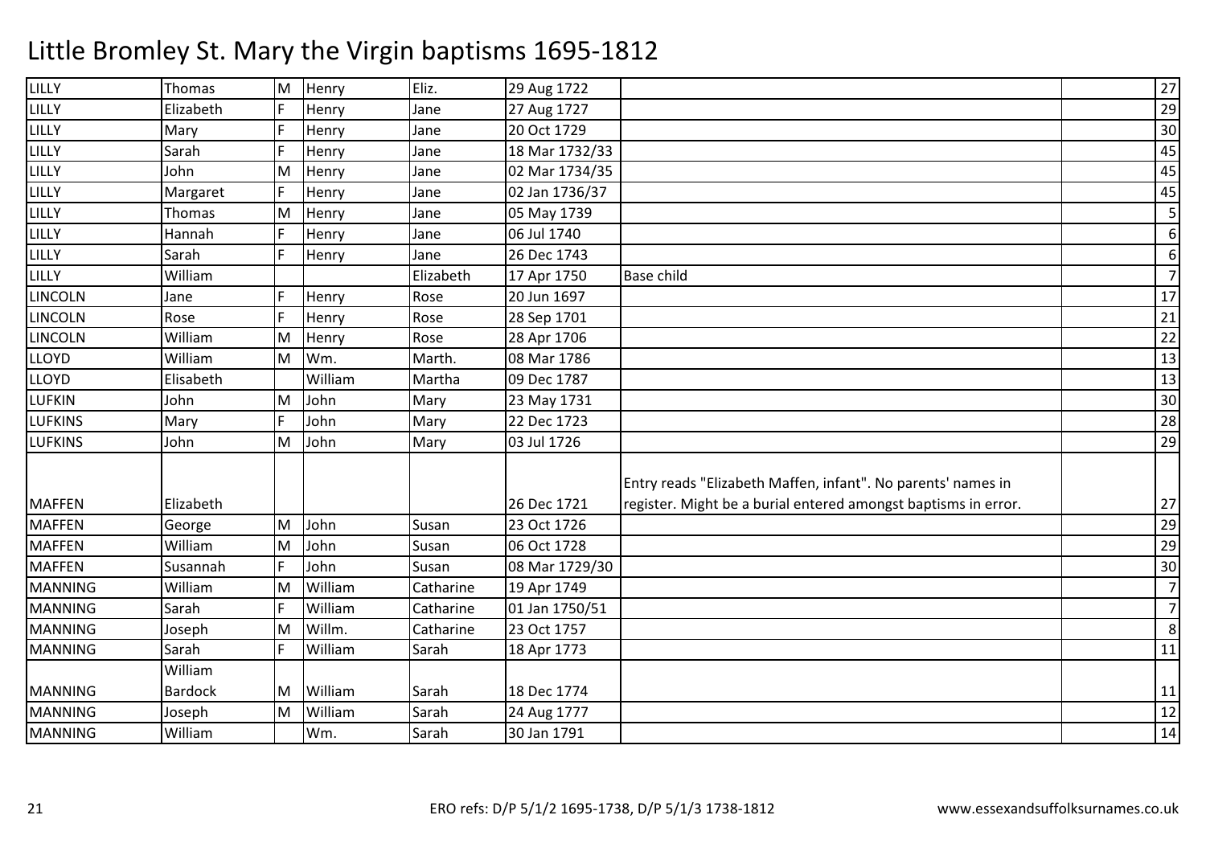# Little Bromley St. Mary the Virgin baptisms 1695-1812

| | | | | | | | | |
|---|---|---|---|---|---|---|---|---|
| LILLY | Thomas | M | Henry | Eliz. | 29 Aug 1722 | | | 27 |
| LILLY | Elizabeth | F | Henry | Jane | 27 Aug 1727 | | | 29 |
| LILLY | Mary | F | Henry | Jane | 20 Oct 1729 | | | 30 |
| LILLY | Sarah | F | Henry | Jane | 18 Mar 1732/33 | | | 45 |
| LILLY | John | M | Henry | Jane | 02 Mar 1734/35 | | | 45 |
| LILLY | Margaret | F | Henry | Jane | 02 Jan 1736/37 | | | 45 |
| LILLY | Thomas | M | Henry | Jane | 05 May 1739 | | | 5 |
| LILLY | Hannah | F | Henry | Jane | 06 Jul 1740 | | | 6 |
| LILLY | Sarah | F | Henry | Jane | 26 Dec 1743 | | | 6 |
| LILLY | William | | | Elizabeth | 17 Apr 1750 | Base child | | 7 |
| LINCOLN | Jane | F | Henry | Rose | 20 Jun 1697 | | | 17 |
| LINCOLN | Rose | F | Henry | Rose | 28 Sep 1701 | | | 21 |
| LINCOLN | William | M | Henry | Rose | 28 Apr 1706 | | | 22 |
| LLOYD | William | M | Wm. | Marth. | 08 Mar 1786 | | | 13 |
| LLOYD | Elisabeth | | William | Martha | 09 Dec 1787 | | | 13 |
| LUFKIN | John | M | John | Mary | 23 May 1731 | | | 30 |
| LUFKINS | Mary | F | John | Mary | 22 Dec 1723 | | | 28 |
| LUFKINS | John | M | John | Mary | 03 Jul 1726 | | | 29 |
| MAFFEN | Elizabeth | | | | 26 Dec 1721 | Entry reads "Elizabeth Maffen, infant". No parents' names in register. Might be a burial entered amongst baptisms in error. | | 27 |
| MAFFEN | George | M | John | Susan | 23 Oct 1726 | | | 29 |
| MAFFEN | William | M | John | Susan | 06 Oct 1728 | | | 29 |
| MAFFEN | Susannah | F | John | Susan | 08 Mar 1729/30 | | | 30 |
| MANNING | William | M | William | Catharine | 19 Apr 1749 | | | 7 |
| MANNING | Sarah | F | William | Catharine | 01 Jan 1750/51 | | | 7 |
| MANNING | Joseph | M | Willm. | Catharine | 23 Oct 1757 | | | 8 |
| MANNING | Sarah | F | William | Sarah | 18 Apr 1773 | | | 11 |
| MANNING | William Bardock | M | William | Sarah | 18 Dec 1774 | | | 11 |
| MANNING | Joseph | M | William | Sarah | 24 Aug 1777 | | | 12 |
| MANNING | William | | Wm. | Sarah | 30 Jan 1791 | | | 14 |

ERO refs: D/P 5/1/2 1695-1738, D/P 5/1/3 1738-1812

www.essexandsuffolksurnames.co.uk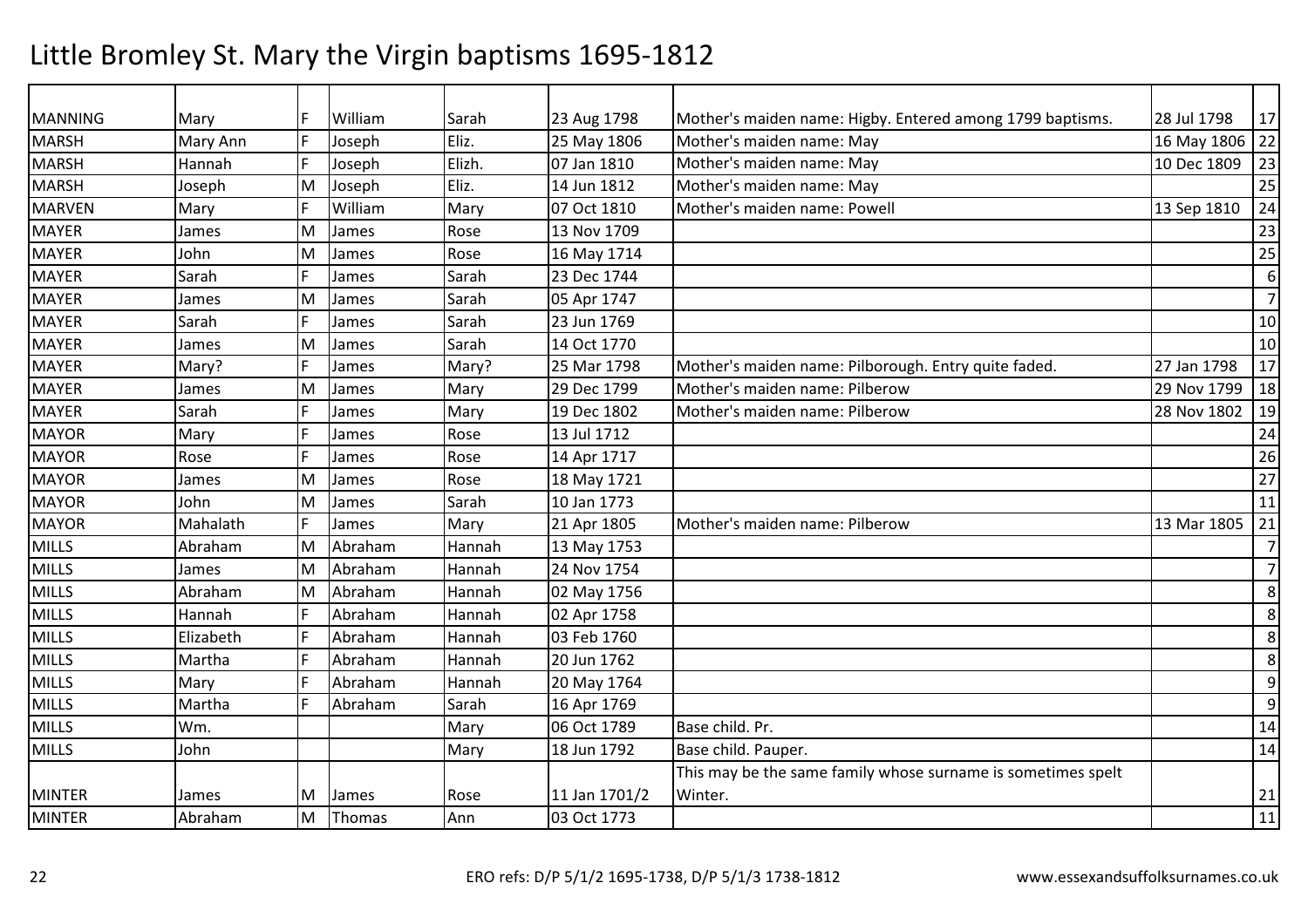# Little Bromley St. Mary the Virgin baptisms 1695-1812

| | | | | | | | | |
|---|---|---|---|---|---|---|---|---|
| MANNING | Mary | F | William | Sarah | 23 Aug 1798 | Mother's maiden name: Higby. Entered among 1799 baptisms. | 28 Jul 1798 | 17 |
| MARSH | Mary Ann | F | Joseph | Eliz. | 25 May 1806 | Mother's maiden name: May | 16 May 1806 | 22 |
| MARSH | Hannah | F | Joseph | Elizh. | 07 Jan 1810 | Mother's maiden name: May | 10 Dec 1809 | 23 |
| MARSH | Joseph | M | Joseph | Eliz. | 14 Jun 1812 | Mother's maiden name: May | | 25 |
| MARVEN | Mary | F | William | Mary | 07 Oct 1810 | Mother's maiden name: Powell | 13 Sep 1810 | 24 |
| MAYER | James | M | James | Rose | 13 Nov 1709 | | | 23 |
| MAYER | John | M | James | Rose | 16 May 1714 | | | 25 |
| MAYER | Sarah | F | James | Sarah | 23 Dec 1744 | | | 6 |
| MAYER | James | M | James | Sarah | 05 Apr 1747 | | | 7 |
| MAYER | Sarah | F | James | Sarah | 23 Jun 1769 | | | 10 |
| MAYER | James | M | James | Sarah | 14 Oct 1770 | | | 10 |
| MAYER | Mary? | F | James | Mary? | 25 Mar 1798 | Mother's maiden name: Pilborough. Entry quite faded. | 27 Jan 1798 | 17 |
| MAYER | James | M | James | Mary | 29 Dec 1799 | Mother's maiden name: Pilberow | 29 Nov 1799 | 18 |
| MAYER | Sarah | F | James | Mary | 19 Dec 1802 | Mother's maiden name: Pilberow | 28 Nov 1802 | 19 |
| MAYOR | Mary | F | James | Rose | 13 Jul 1712 | | | 24 |
| MAYOR | Rose | F | James | Rose | 14 Apr 1717 | | | 26 |
| MAYOR | James | M | James | Rose | 18 May 1721 | | | 27 |
| MAYOR | John | M | James | Sarah | 10 Jan 1773 | | | 11 |
| MAYOR | Mahalath | F | James | Mary | 21 Apr 1805 | Mother's maiden name: Pilberow | 13 Mar 1805 | 21 |
| MILLS | Abraham | M | Abraham | Hannah | 13 May 1753 | | | 7 |
| MILLS | James | M | Abraham | Hannah | 24 Nov 1754 | | | 7 |
| MILLS | Abraham | M | Abraham | Hannah | 02 May 1756 | | | 8 |
| MILLS | Hannah | F | Abraham | Hannah | 02 Apr 1758 | | | 8 |
| MILLS | Elizabeth | F | Abraham | Hannah | 03 Feb 1760 | | | 8 |
| MILLS | Martha | F | Abraham | Hannah | 20 Jun 1762 | | | 8 |
| MILLS | Mary | F | Abraham | Hannah | 20 May 1764 | | | 9 |
| MILLS | Martha | F | Abraham | Sarah | 16 Apr 1769 | | | 9 |
| MILLS | Wm. | | | Mary | 06 Oct 1789 | Base child. Pr. | | 14 |
| MILLS | John | | | Mary | 18 Jun 1792 | Base child. Pauper. | | 14 |
| MINTER | James | M | James | Rose | 11 Jan 1701/2 | This may be the same family whose surname is sometimes spelt Winter. | | 21 |
| MINTER | Abraham | M | Thomas | Ann | 03 Oct 1773 | | | 11 |

ERO refs: D/P 5/1/2 1695-1738, D/P 5/1/3 1738-1812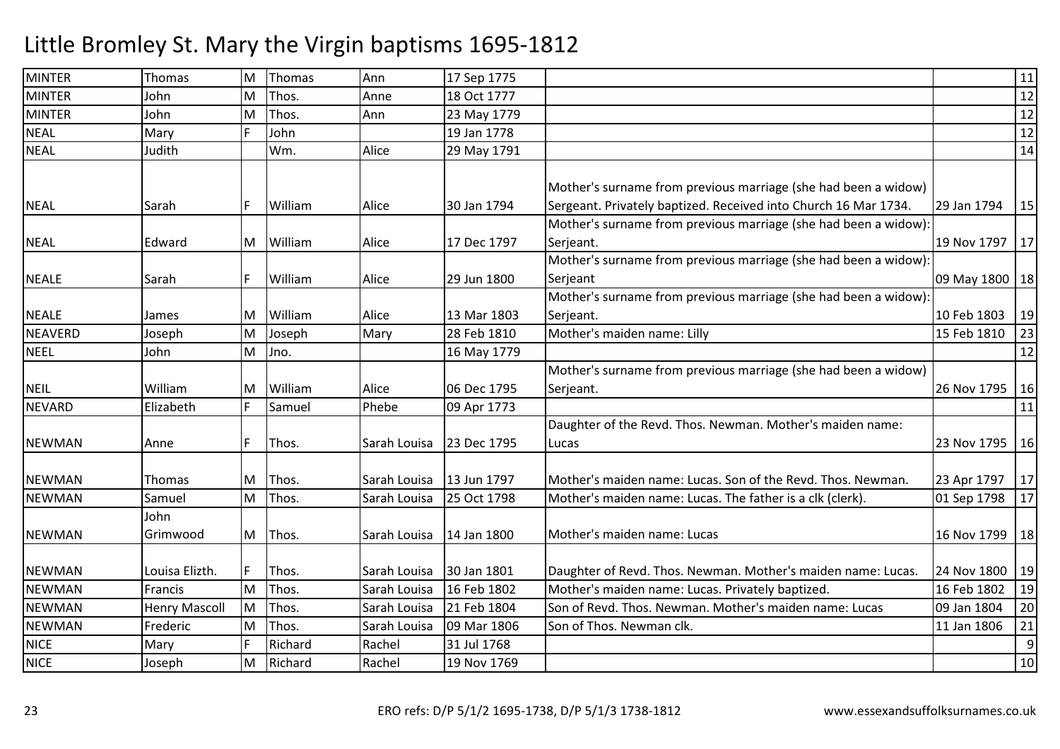# Little Bromley St. Mary the Virgin baptisms 1695-1812

| | | | | | | | | |
|---|---|---|---|---|---|---|---|---|
| MINTER | Thomas | M | Thomas | Ann | 17 Sep 1775 | | | 11 |
| MINTER | John | M | Thos. | Anne | 18 Oct 1777 | | | 12 |
| MINTER | John | M | Thos. | Ann | 23 May 1779 | | | 12 |
| NEAL | Mary | F | John | | 19 Jan 1778 | | | 12 |
| NEAL | Judith | | Wm. | Alice | 29 May 1791 | | | 14 |
| NEAL | Sarah | F | William | Alice | 30 Jan 1794 | Mother's surname from previous marriage (she had been a widow) Sergeant. Privately baptized. Received into Church 16 Mar 1734. | 29 Jan 1794 | 15 |
| NEAL | Edward | M | William | Alice | 17 Dec 1797 | Mother's surname from previous marriage (she had been a widow): Serjeant. | 19 Nov 1797 | 17 |
| NEALE | Sarah | F | William | Alice | 29 Jun 1800 | Mother's surname from previous marriage (she had been a widow): Serjeant | 09 May 1800 | 18 |
| NEALE | James | M | William | Alice | 13 Mar 1803 | Mother's surname from previous marriage (she had been a widow): Serjeant. | 10 Feb 1803 | 19 |
| NEAVERD | Joseph | M | Joseph | Mary | 28 Feb 1810 | Mother's maiden name: Lilly | 15 Feb 1810 | 23 |
| NEEL | John | M | Jno. | | 16 May 1779 | | | 12 |
| NEIL | William | M | William | Alice | 06 Dec 1795 | Mother's surname from previous marriage (she had been a widow) Serjeant. | 26 Nov 1795 | 16 |
| NEVARD | Elizabeth | F | Samuel | Phebe | 09 Apr 1773 | | | 11 |
| NEWMAN | Anne | F | Thos. | Sarah Louisa | 23 Dec 1795 | Daughter of the Revd. Thos. Newman. Mother's maiden name: Lucas | 23 Nov 1795 | 16 |
| NEWMAN | Thomas | M | Thos. | Sarah Louisa | 13 Jun 1797 | Mother's maiden name: Lucas. Son of the Revd. Thos. Newman. | 23 Apr 1797 | 17 |
| NEWMAN | Samuel | M | Thos. | Sarah Louisa | 25 Oct 1798 | Mother's maiden name: Lucas. The father is a clk (clerk). | 01 Sep 1798 | 17 |
| NEWMAN | John Grimwood | M | Thos. | Sarah Louisa | 14 Jan 1800 | Mother's maiden name: Lucas | 16 Nov 1799 | 18 |
| NEWMAN | Louisa Elizth. | F | Thos. | Sarah Louisa | 30 Jan 1801 | Daughter of Revd. Thos. Newman. Mother's maiden name: Lucas. | 24 Nov 1800 | 19 |
| NEWMAN | Francis | M | Thos. | Sarah Louisa | 16 Feb 1802 | Mother's maiden name: Lucas. Privately baptized. | 16 Feb 1802 | 19 |
| NEWMAN | Henry Mascoll | M | Thos. | Sarah Louisa | 21 Feb 1804 | Son of Revd. Thos. Newman. Mother's maiden name: Lucas | 09 Jan 1804 | 20 |
| NEWMAN | Frederic | M | Thos. | Sarah Louisa | 09 Mar 1806 | Son of Thos. Newman clk. | 11 Jan 1806 | 21 |
| NICE | Mary | F | Richard | Rachel | 31 Jul 1768 | | | 9 |
| NICE | Joseph | M | Richard | Rachel | 19 Nov 1769 | | | 10 |

ERO refs: D/P 5/1/2 1695-1738, D/P 5/1/3 1738-1812 www.essexandsuffolksurnames.co.uk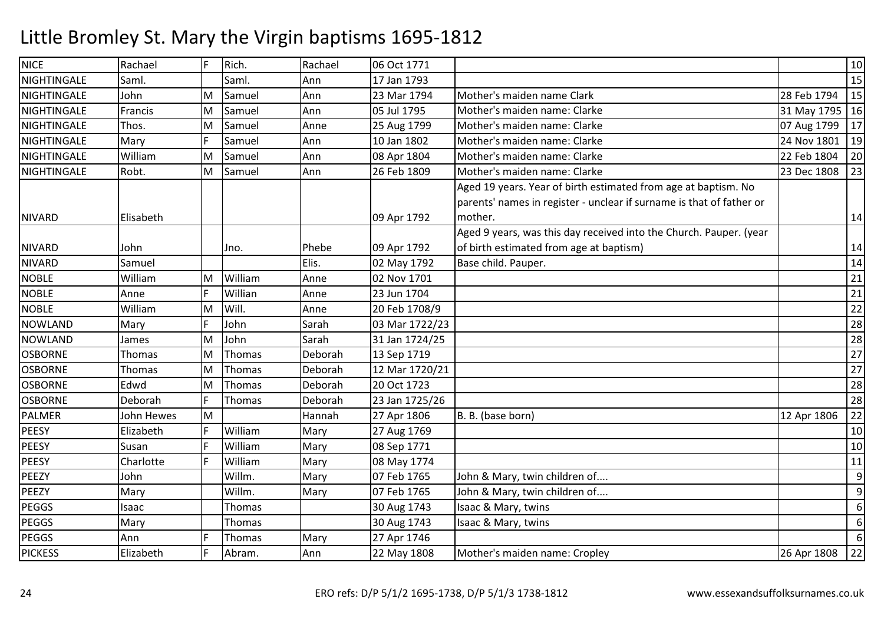# Little Bromley St. Mary the Virgin baptisms 1695-1812

| | | | | | | | | |
|---|---|---|---|---|---|---|---|---|
| NICE | Rachael | F | Rich. | Rachael | 06 Oct 1771 | | | 10 |
| NIGHTINGALE | Saml. | | Saml. | Ann | 17 Jan 1793 | | | 15 |
| NIGHTINGALE | John | M | Samuel | Ann | 23 Mar 1794 | Mother's maiden name Clark | 28 Feb 1794 | 15 |
| NIGHTINGALE | Francis | M | Samuel | Ann | 05 Jul 1795 | Mother's maiden name: Clarke | 31 May 1795 | 16 |
| NIGHTINGALE | Thos. | M | Samuel | Anne | 25 Aug 1799 | Mother's maiden name: Clarke | 07 Aug 1799 | 17 |
| NIGHTINGALE | Mary | F | Samuel | Ann | 10 Jan 1802 | Mother's maiden name: Clarke | 24 Nov 1801 | 19 |
| NIGHTINGALE | William | M | Samuel | Ann | 08 Apr 1804 | Mother's maiden name: Clarke | 22 Feb 1804 | 20 |
| NIGHTINGALE | Robt. | M | Samuel | Ann | 26 Feb 1809 | Mother's maiden name: Clarke | 23 Dec 1808 | 23 |
| NIVARD | Elisabeth | | | | 09 Apr 1792 | Aged 19 years. Year of birth estimated from age at baptism. No parents' names in register - unclear if surname is that of father or mother. | | 14 |
| NIVARD | John | | Jno. | Phebe | 09 Apr 1792 | Aged 9 years, was this day received into the Church. Pauper. (year of birth estimated from age at baptism) | | 14 |
| NIVARD | Samuel | | | Elis. | 02 May 1792 | Base child. Pauper. | | 14 |
| NOBLE | William | M | William | Anne | 02 Nov 1701 | | | 21 |
| NOBLE | Anne | F | Willian | Anne | 23 Jun 1704 | | | 21 |
| NOBLE | William | M | Will. | Anne | 20 Feb 1708/9 | | | 22 |
| NOWLAND | Mary | F | John | Sarah | 03 Mar 1722/23 | | | 28 |
| NOWLAND | James | M | John | Sarah | 31 Jan 1724/25 | | | 28 |
| OSBORNE | Thomas | M | Thomas | Deborah | 13 Sep 1719 | | | 27 |
| OSBORNE | Thomas | M | Thomas | Deborah | 12 Mar 1720/21 | | | 27 |
| OSBORNE | Edwd | M | Thomas | Deborah | 20 Oct 1723 | | | 28 |
| OSBORNE | Deborah | F | Thomas | Deborah | 23 Jan 1725/26 | | | 28 |
| PALMER | John Hewes | M | | Hannah | 27 Apr 1806 | B. B. (base born) | 12 Apr 1806 | 22 |
| PEESY | Elizabeth | F | William | Mary | 27 Aug 1769 | | | 10 |
| PEESY | Susan | F | William | Mary | 08 Sep 1771 | | | 10 |
| PEESY | Charlotte | F | William | Mary | 08 May 1774 | | | 11 |
| PEEZY | John | | Willm. | Mary | 07 Feb 1765 | John & Mary, twin children of.... | | 9 |
| PEEZY | Mary | | Willm. | Mary | 07 Feb 1765 | John & Mary, twin children of.... | | 9 |
| PEGGS | Isaac | | Thomas | | 30 Aug 1743 | Isaac & Mary, twins | | 6 |
| PEGGS | Mary | | Thomas | | 30 Aug 1743 | Isaac & Mary, twins | | 6 |
| PEGGS | Ann | F | Thomas | Mary | 27 Apr 1746 | | | 6 |
| PICKESS | Elizabeth | F | Abram. | Ann | 22 May 1808 | Mother's maiden name: Cropley | 26 Apr 1808 | 22 |

ERO refs: D/P 5/1/2 1695-1738, D/P 5/1/3 1738-1812 www.essexandsuffolksurnames.co.uk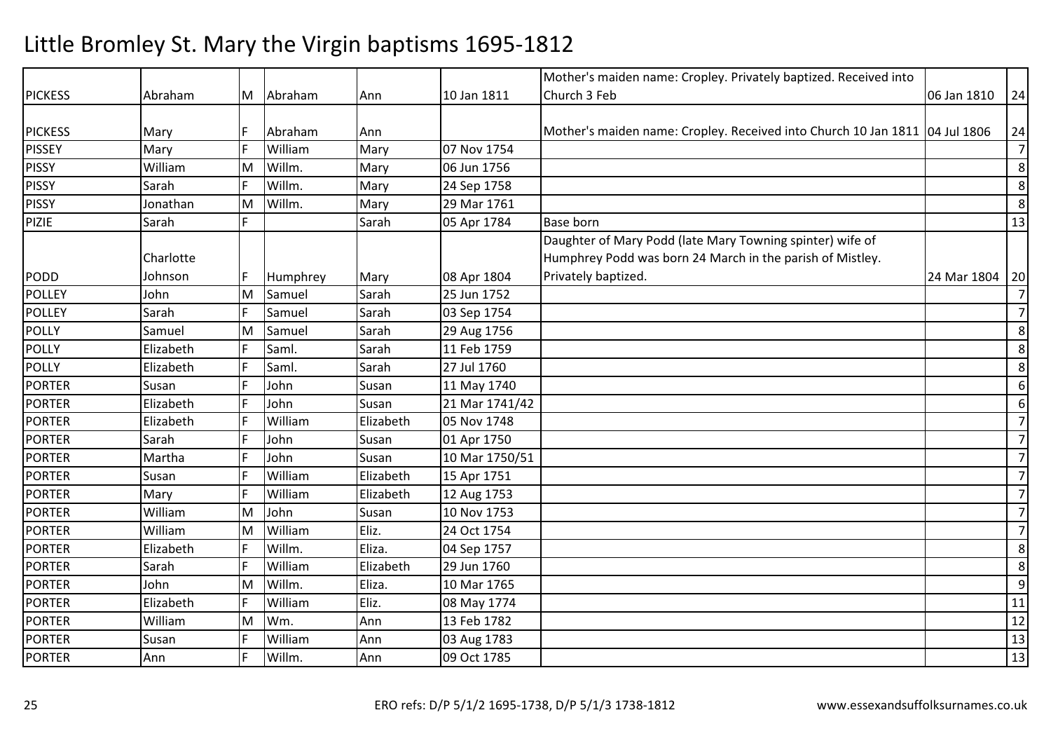# Little Bromley St. Mary the Virgin baptisms 1695-1812

| | | | | | | | | |
|---|---|---|---|---|---|---|---|---|
| PICKESS | Abraham | M | Abraham | Ann | 10 Jan 1811 | Mother's maiden name: Cropley. Privately baptized. Received into Church 3 Feb | 06 Jan 1810 | 24 |
| PICKESS | Mary | F | Abraham | Ann | | Mother's maiden name: Cropley. Received into Church 10 Jan 1811 | 04 Jul 1806 | 24 |
| PISSEY | Mary | F | William | Mary | 07 Nov 1754 | | | 7 |
| PISSY | William | M | Willm. | Mary | 06 Jun 1756 | | | 8 |
| PISSY | Sarah | F | Willm. | Mary | 24 Sep 1758 | | | 8 |
| PISSY | Jonathan | M | Willm. | Mary | 29 Mar 1761 | | | 8 |
| PIZIE | Sarah | F | | Sarah | 05 Apr 1784 | Base born | | 13 |
| PODD | Charlotte Johnson | F | Humphrey | Mary | 08 Apr 1804 | Daughter of Mary Podd (late Mary Towning spinter) wife of Humphrey Podd was born 24 March in the parish of Mistley. Privately baptized. | 24 Mar 1804 | 20 |
| POLLEY | John | M | Samuel | Sarah | 25 Jun 1752 | | | 7 |
| POLLEY | Sarah | F | Samuel | Sarah | 03 Sep 1754 | | | 7 |
| POLLY | Samuel | M | Samuel | Sarah | 29 Aug 1756 | | | 8 |
| POLLY | Elizabeth | F | Saml. | Sarah | 11 Feb 1759 | | | 8 |
| POLLY | Elizabeth | F | Saml. | Sarah | 27 Jul 1760 | | | 8 |
| PORTER | Susan | F | John | Susan | 11 May 1740 | | | 6 |
| PORTER | Elizabeth | F | John | Susan | 21 Mar 1741/42 | | | 6 |
| PORTER | Elizabeth | F | William | Elizabeth | 05 Nov 1748 | | | 7 |
| PORTER | Sarah | F | John | Susan | 01 Apr 1750 | | | 7 |
| PORTER | Martha | F | John | Susan | 10 Mar 1750/51 | | | 7 |
| PORTER | Susan | F | William | Elizabeth | 15 Apr 1751 | | | 7 |
| PORTER | Mary | F | William | Elizabeth | 12 Aug 1753 | | | 7 |
| PORTER | William | M | John | Susan | 10 Nov 1753 | | | 7 |
| PORTER | William | M | William | Eliz. | 24 Oct 1754 | | | 7 |
| PORTER | Elizabeth | F | Willm. | Eliza. | 04 Sep 1757 | | | 8 |
| PORTER | Sarah | F | William | Elizabeth | 29 Jun 1760 | | | 8 |
| PORTER | John | M | Willm. | Eliza. | 10 Mar 1765 | | | 9 |
| PORTER | Elizabeth | F | William | Eliz. | 08 May 1774 | | | 11 |
| PORTER | William | M | Wm. | Ann | 13 Feb 1782 | | | 12 |
| PORTER | Susan | F | William | Ann | 03 Aug 1783 | | | 13 |
| PORTER | Ann | F | Willm. | Ann | 09 Oct 1785 | | | 13 |

ERO refs: D/P 5/1/2 1695-1738, D/P 5/1/3 1738-1812 www.essexandsuffolksurnames.co.uk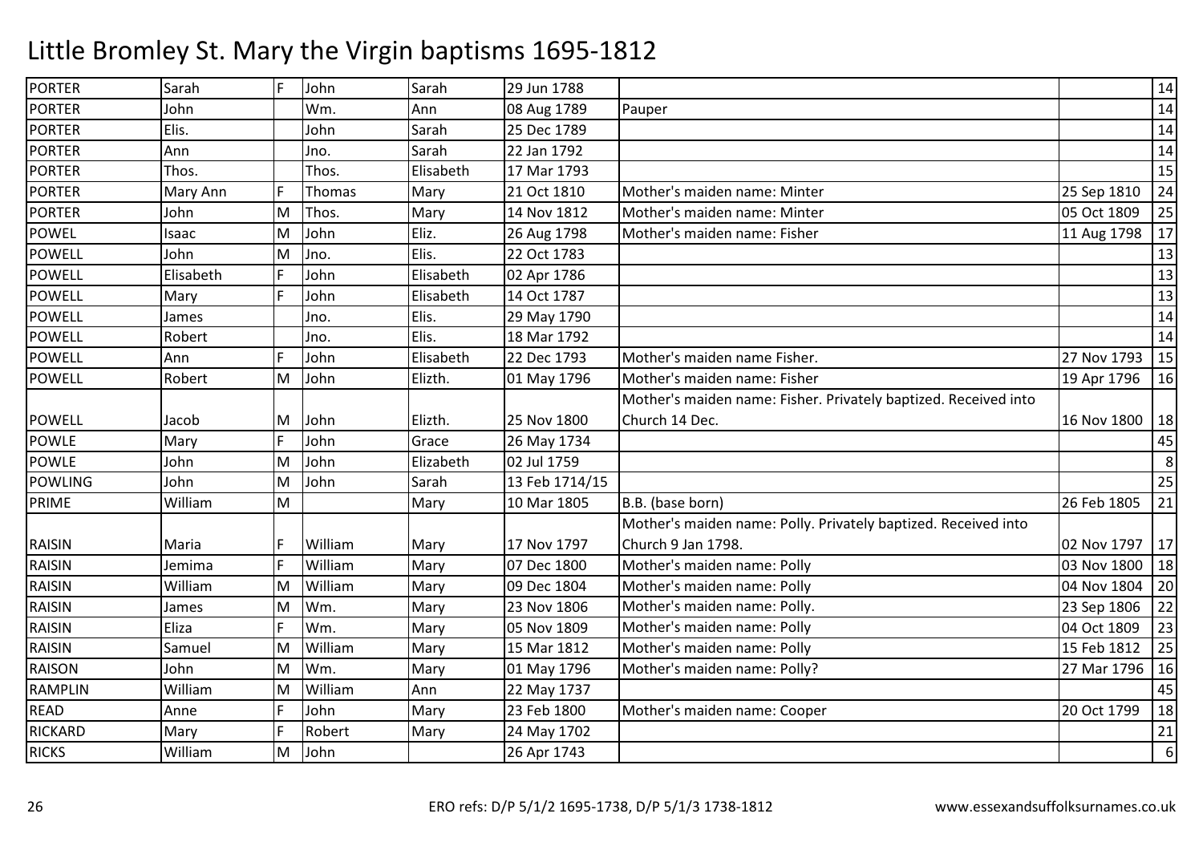# Little Bromley St. Mary the Virgin baptisms 1695-1812

| | | | | | | | | |
|---|---|---|---|---|---|---|---|---|
| PORTER | Sarah | F | John | Sarah | 29 Jun 1788 | | | 14 |
| PORTER | John | | Wm. | Ann | 08 Aug 1789 | Pauper | | 14 |
| PORTER | Elis. | | John | Sarah | 25 Dec 1789 | | | 14 |
| PORTER | Ann | | Jno. | Sarah | 22 Jan 1792 | | | 14 |
| PORTER | Thos. | | Thos. | Elisabeth | 17 Mar 1793 | | | 15 |
| PORTER | Mary Ann | F | Thomas | Mary | 21 Oct 1810 | Mother's maiden name: Minter | 25 Sep 1810 | 24 |
| PORTER | John | M | Thos. | Mary | 14 Nov 1812 | Mother's maiden name: Minter | 05 Oct 1809 | 25 |
| POWEL | Isaac | M | John | Eliz. | 26 Aug 1798 | Mother's maiden name: Fisher | 11 Aug 1798 | 17 |
| POWELL | John | M | Jno. | Elis. | 22 Oct 1783 | | | 13 |
| POWELL | Elisabeth | F | John | Elisabeth | 02 Apr 1786 | | | 13 |
| POWELL | Mary | F | John | Elisabeth | 14 Oct 1787 | | | 13 |
| POWELL | James | | Jno. | Elis. | 29 May 1790 | | | 14 |
| POWELL | Robert | | Jno. | Elis. | 18 Mar 1792 | | | 14 |
| POWELL | Ann | F | John | Elisabeth | 22 Dec 1793 | Mother's maiden name Fisher. | 27 Nov 1793 | 15 |
| POWELL | Robert | M | John | Elizth. | 01 May 1796 | Mother's maiden name: Fisher | 19 Apr 1796 | 16 |
| POWELL | Jacob | M | John | Elizth. | 25 Nov 1800 | Mother's maiden name: Fisher. Privately baptized. Received into Church 14 Dec. | 16 Nov 1800 | 18 |
| POWLE | Mary | F | John | Grace | 26 May 1734 | | | 45 |
| POWLE | John | M | John | Elizabeth | 02 Jul 1759 | | | 8 |
| POWLING | John | M | John | Sarah | 13 Feb 1714/15 | | | 25 |
| PRIME | William | M | | Mary | 10 Mar 1805 | B.B. (base born) | 26 Feb 1805 | 21 |
| RAISIN | Maria | F | William | Mary | 17 Nov 1797 | Mother's maiden name: Polly. Privately baptized. Received into Church 9 Jan 1798. | 02 Nov 1797 | 17 |
| RAISIN | Jemima | F | William | Mary | 07 Dec 1800 | Mother's maiden name: Polly | 03 Nov 1800 | 18 |
| RAISIN | William | M | William | Mary | 09 Dec 1804 | Mother's maiden name: Polly | 04 Nov 1804 | 20 |
| RAISIN | James | M | Wm. | Mary | 23 Nov 1806 | Mother's maiden name: Polly. | 23 Sep 1806 | 22 |
| RAISIN | Eliza | F | Wm. | Mary | 05 Nov 1809 | Mother's maiden name: Polly | 04 Oct 1809 | 23 |
| RAISIN | Samuel | M | William | Mary | 15 Mar 1812 | Mother's maiden name: Polly | 15 Feb 1812 | 25 |
| RAISON | John | M | Wm. | Mary | 01 May 1796 | Mother's maiden name: Polly? | 27 Mar 1796 | 16 |
| RAMPLIN | William | M | William | Ann | 22 May 1737 | | | 45 |
| READ | Anne | F | John | Mary | 23 Feb 1800 | Mother's maiden name: Cooper | 20 Oct 1799 | 18 |
| RICKARD | Mary | F | Robert | Mary | 24 May 1702 | | | 21 |
| RICKS | William | M | John | | 26 Apr 1743 | | | 6 |

ERO refs: D/P 5/1/2 1695-1738, D/P 5/1/3 1738-1812 www.essexandsuffolksurnames.co.uk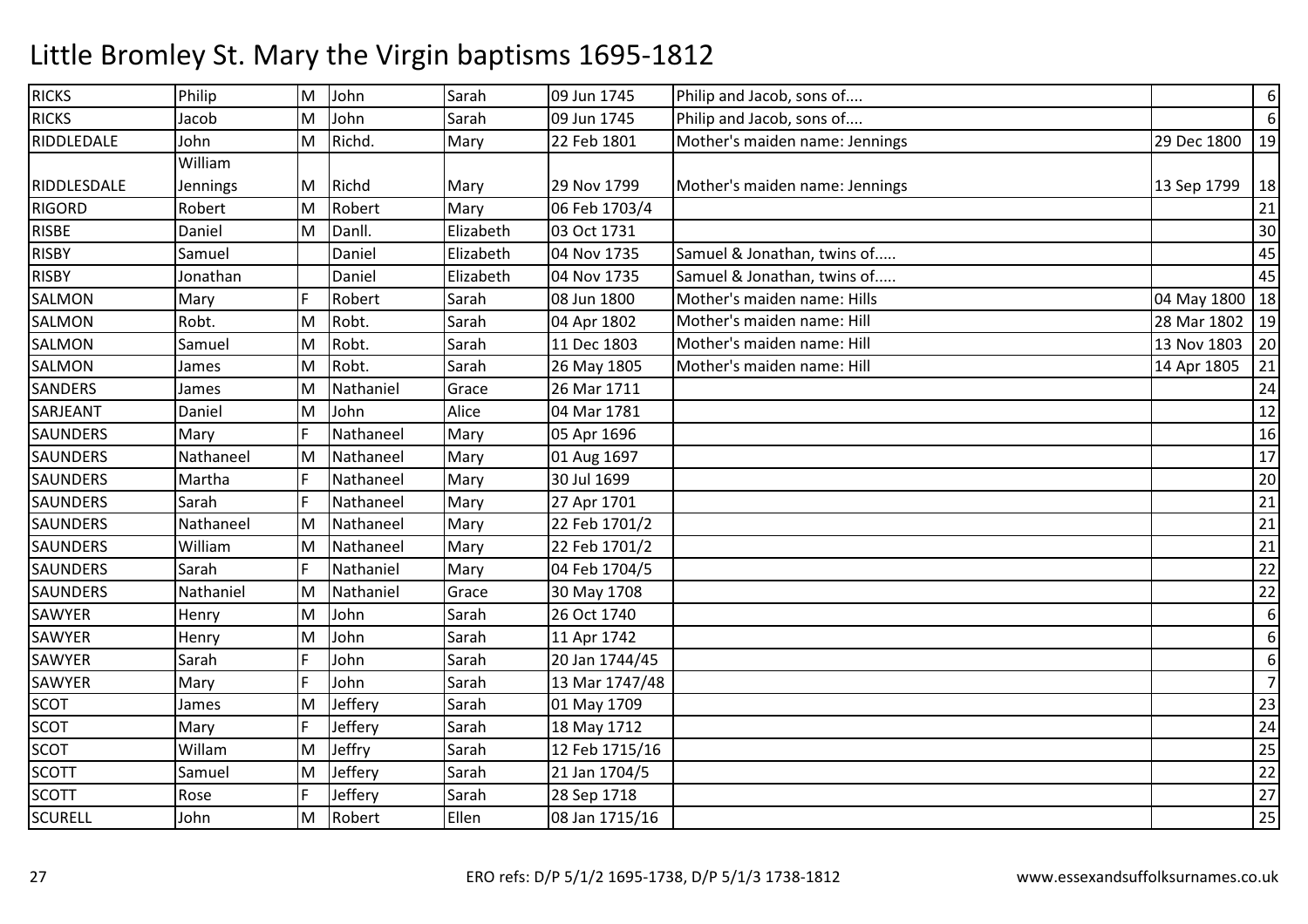# Little Bromley St. Mary the Virgin baptisms 1695-1812

| | | | | | | | | |
|---|---|---|---|---|---|---|---|---|
| RICKS | Philip | M | John | Sarah | 09 Jun 1745 | Philip and Jacob, sons of.... | | 6 |
| RICKS | Jacob | M | John | Sarah | 09 Jun 1745 | Philip and Jacob, sons of.... | | 6 |
| RIDDLEDALE | John | M | Richd. | Mary | 22 Feb 1801 | Mother's maiden name: Jennings | 29 Dec 1800 | 19 |
| RIDDLESDALE | William Jennings | M | Richd | Mary | 29 Nov 1799 | Mother's maiden name: Jennings | 13 Sep 1799 | 18 |
| RIGORD | Robert | M | Robert | Mary | 06 Feb 1703/4 | | | 21 |
| RISBE | Daniel | M | Danll. | Elizabeth | 03 Oct 1731 | | | 30 |
| RISBY | Samuel | | Daniel | Elizabeth | 04 Nov 1735 | Samuel & Jonathan, twins of..... | | 45 |
| RISBY | Jonathan | | Daniel | Elizabeth | 04 Nov 1735 | Samuel & Jonathan, twins of..... | | 45 |
| SALMON | Mary | F | Robert | Sarah | 08 Jun 1800 | Mother's maiden name: Hills | 04 May 1800 | 18 |
| SALMON | Robt. | M | Robt. | Sarah | 04 Apr 1802 | Mother's maiden name: Hill | 28 Mar 1802 | 19 |
| SALMON | Samuel | M | Robt. | Sarah | 11 Dec 1803 | Mother's maiden name: Hill | 13 Nov 1803 | 20 |
| SALMON | James | M | Robt. | Sarah | 26 May 1805 | Mother's maiden name: Hill | 14 Apr 1805 | 21 |
| SANDERS | James | M | Nathaniel | Grace | 26 Mar 1711 | | | 24 |
| SARJEANT | Daniel | M | John | Alice | 04 Mar 1781 | | | 12 |
| SAUNDERS | Mary | F | Nathaneel | Mary | 05 Apr 1696 | | | 16 |
| SAUNDERS | Nathaneel | M | Nathaneel | Mary | 01 Aug 1697 | | | 17 |
| SAUNDERS | Martha | F | Nathaneel | Mary | 30 Jul 1699 | | | 20 |
| SAUNDERS | Sarah | F | Nathaneel | Mary | 27 Apr 1701 | | | 21 |
| SAUNDERS | Nathaneel | M | Nathaneel | Mary | 22 Feb 1701/2 | | | 21 |
| SAUNDERS | William | M | Nathaneel | Mary | 22 Feb 1701/2 | | | 21 |
| SAUNDERS | Sarah | F | Nathaniel | Mary | 04 Feb 1704/5 | | | 22 |
| SAUNDERS | Nathaniel | M | Nathaniel | Grace | 30 May 1708 | | | 22 |
| SAWYER | Henry | M | John | Sarah | 26 Oct 1740 | | | 6 |
| SAWYER | Henry | M | John | Sarah | 11 Apr 1742 | | | 6 |
| SAWYER | Sarah | F | John | Sarah | 20 Jan 1744/45 | | | 6 |
| SAWYER | Mary | F | John | Sarah | 13 Mar 1747/48 | | | 7 |
| SCOT | James | M | Jeffery | Sarah | 01 May 1709 | | | 23 |
| SCOT | Mary | F | Jeffery | Sarah | 18 May 1712 | | | 24 |
| SCOT | Willam | M | Jeffry | Sarah | 12 Feb 1715/16 | | | 25 |
| SCOTT | Samuel | M | Jeffery | Sarah | 21 Jan 1704/5 | | | 22 |
| SCOTT | Rose | F | Jeffery | Sarah | 28 Sep 1718 | | | 27 |
| SCURELL | John | M | Robert | Ellen | 08 Jan 1715/16 | | | 25 |

ERO refs: D/P 5/1/2 1695-1738, D/P 5/1/3 1738-1812

www.essexandsuffolksurnames.co.uk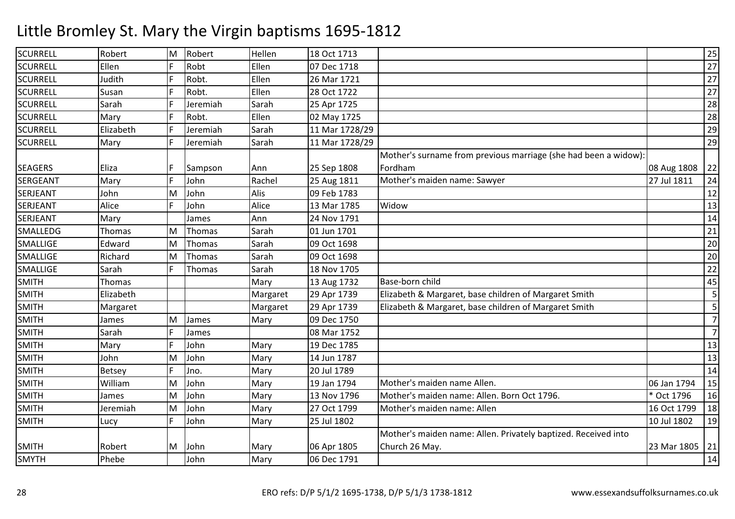# Little Bromley St. Mary the Virgin baptisms 1695-1812

| | | | | | | | | |
|---|---|---|---|---|---|---|---|---|
| SCURRELL | Robert | M | Robert | Hellen | 18 Oct 1713 | | | 25 |
| SCURRELL | Ellen | F | Robt | Ellen | 07 Dec 1718 | | | 27 |
| SCURRELL | Judith | F | Robt. | Ellen | 26 Mar 1721 | | | 27 |
| SCURRELL | Susan | F | Robt. | Ellen | 28 Oct 1722 | | | 27 |
| SCURRELL | Sarah | F | Jeremiah | Sarah | 25 Apr 1725 | | | 28 |
| SCURRELL | Mary | F | Robt. | Ellen | 02 May 1725 | | | 28 |
| SCURRELL | Elizabeth | F | Jeremiah | Sarah | 11 Mar 1728/29 | | | 29 |
| SCURRELL | Mary | F | Jeremiah | Sarah | 11 Mar 1728/29 | | | 29 |
| SEAGERS | Eliza | F | Sampson | Ann | 25 Sep 1808 | Mother's surname from previous marriage (she had been a widow): Fordham | 08 Aug 1808 | 22 |
| SERGEANT | Mary | F | John | Rachel | 25 Aug 1811 | Mother's maiden name: Sawyer | 27 Jul 1811 | 24 |
| SERJEANT | John | M | John | Alis | 09 Feb 1783 | | | 12 |
| SERJEANT | Alice | F | John | Alice | 13 Mar 1785 | Widow | | 13 |
| SERJEANT | Mary | | James | Ann | 24 Nov 1791 | | | 14 |
| SMALLEDG | Thomas | M | Thomas | Sarah | 01 Jun 1701 | | | 21 |
| SMALLIGE | Edward | M | Thomas | Sarah | 09 Oct 1698 | | | 20 |
| SMALLIGE | Richard | M | Thomas | Sarah | 09 Oct 1698 | | | 20 |
| SMALLIGE | Sarah | F | Thomas | Sarah | 18 Nov 1705 | | | 22 |
| SMITH | Thomas | | | Mary | 13 Aug 1732 | Base-born child | | 45 |
| SMITH | Elizabeth | | | Margaret | 29 Apr 1739 | Elizabeth & Margaret, base children of Margaret Smith | | 5 |
| SMITH | Margaret | | | Margaret | 29 Apr 1739 | Elizabeth & Margaret, base children of Margaret Smith | | 5 |
| SMITH | James | M | James | Mary | 09 Dec 1750 | | | 7 |
| SMITH | Sarah | F | James | | 08 Mar 1752 | | | 7 |
| SMITH | Mary | F | John | Mary | 19 Dec 1785 | | | 13 |
| SMITH | John | M | John | Mary | 14 Jun 1787 | | | 13 |
| SMITH | Betsey | F | Jno. | Mary | 20 Jul 1789 | | | 14 |
| SMITH | William | M | John | Mary | 19 Jan 1794 | Mother's maiden name Allen. | 06 Jan 1794 | 15 |
| SMITH | James | M | John | Mary | 13 Nov 1796 | Mother's maiden name: Allen. Born Oct 1796. | * Oct 1796 | 16 |
| SMITH | Jeremiah | M | John | Mary | 27 Oct 1799 | Mother's maiden name: Allen | 16 Oct 1799 | 18 |
| SMITH | Lucy | F | John | Mary | 25 Jul 1802 | | 10 Jul 1802 | 19 |
| SMITH | Robert | M | John | Mary | 06 Apr 1805 | Mother's maiden name: Allen. Privately baptized. Received into Church 26 May. | 23 Mar 1805 | 21 |
| SMYTH | Phebe | | John | Mary | 06 Dec 1791 | | | 14 |

ERO refs: D/P 5/1/2 1695-1738, D/P 5/1/3 1738-1812 www.essexandsuffolksurnames.co.uk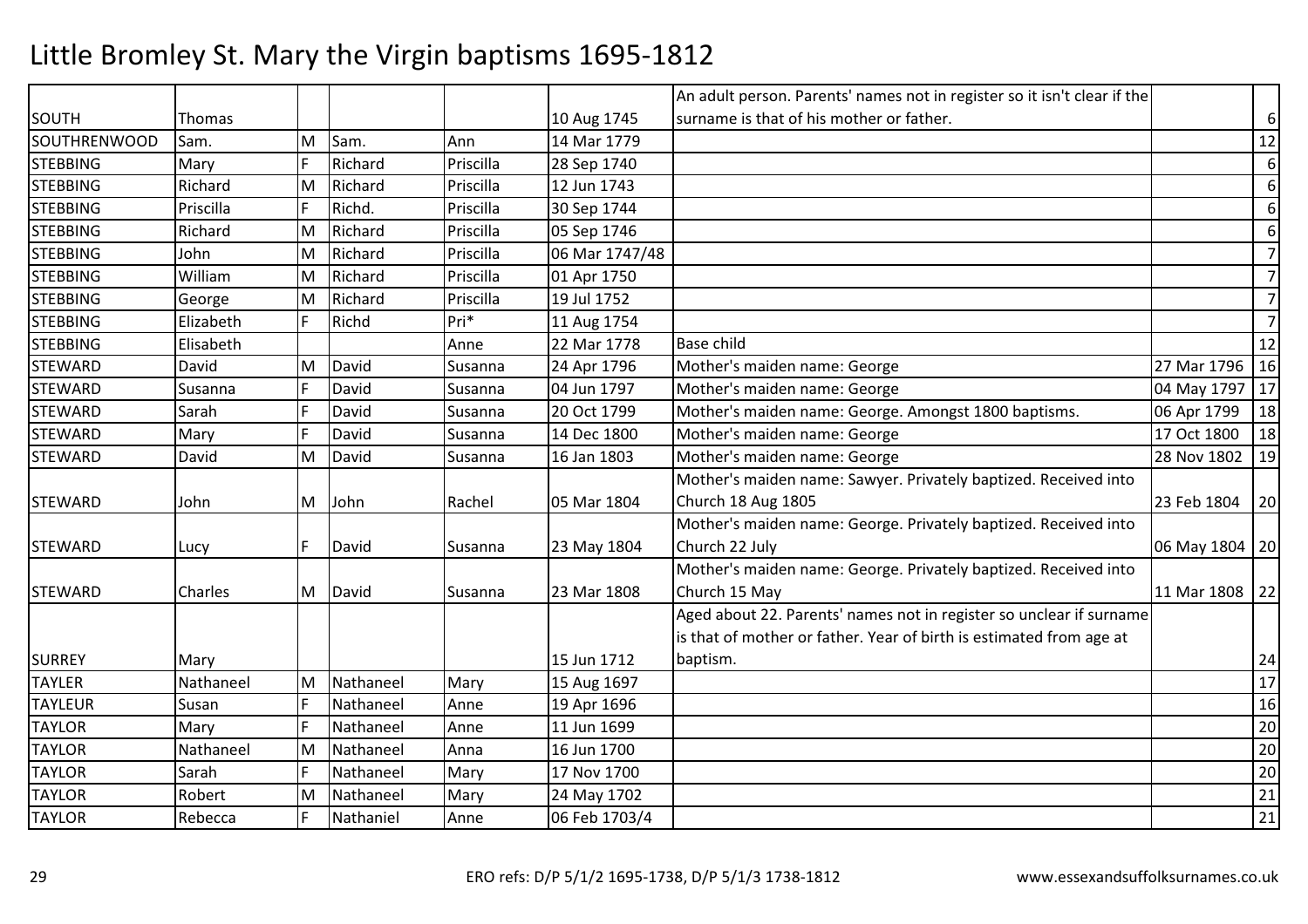# Little Bromley St. Mary the Virgin baptisms 1695-1812

| | | | | | | | | |
|---|---|---|---|---|---|---|---|---|
| SOUTH | Thomas | | | | 10 Aug 1745 | An adult person. Parents' names not in register so it isn't clear if the surname is that of his mother or father. | | 6 |
| SOUTHRENWOOD | Sam. | M | Sam. | Ann | 14 Mar 1779 | | | 12 |
| STEBBING | Mary | F | Richard | Priscilla | 28 Sep 1740 | | | 6 |
| STEBBING | Richard | M | Richard | Priscilla | 12 Jun 1743 | | | 6 |
| STEBBING | Priscilla | F | Richd. | Priscilla | 30 Sep 1744 | | | 6 |
| STEBBING | Richard | M | Richard | Priscilla | 05 Sep 1746 | | | 6 |
| STEBBING | John | M | Richard | Priscilla | 06 Mar 1747/48 | | | 7 |
| STEBBING | William | M | Richard | Priscilla | 01 Apr 1750 | | | 7 |
| STEBBING | George | M | Richard | Priscilla | 19 Jul 1752 | | | 7 |
| STEBBING | Elizabeth | F | Richd | Pri* | 11 Aug 1754 | | | 7 |
| STEBBING | Elisabeth | | | Anne | 22 Mar 1778 | Base child | | 12 |
| STEWARD | David | M | David | Susanna | 24 Apr 1796 | Mother's maiden name: George | 27 Mar 1796 | 16 |
| STEWARD | Susanna | F | David | Susanna | 04 Jun 1797 | Mother's maiden name: George | 04 May 1797 | 17 |
| STEWARD | Sarah | F | David | Susanna | 20 Oct 1799 | Mother's maiden name: George. Amongst 1800 baptisms. | 06 Apr 1799 | 18 |
| STEWARD | Mary | F | David | Susanna | 14 Dec 1800 | Mother's maiden name: George | 17 Oct 1800 | 18 |
| STEWARD | David | M | David | Susanna | 16 Jan 1803 | Mother's maiden name: George | 28 Nov 1802 | 19 |
| STEWARD | John | M | John | Rachel | 05 Mar 1804 | Mother's maiden name: Sawyer. Privately baptized. Received into Church 18 Aug 1805 | 23 Feb 1804 | 20 |
| STEWARD | Lucy | F | David | Susanna | 23 May 1804 | Mother's maiden name: George. Privately baptized. Received into Church 22 July | 06 May 1804 | 20 |
| STEWARD | Charles | M | David | Susanna | 23 Mar 1808 | Mother's maiden name: George. Privately baptized. Received into Church 15 May | 11 Mar 1808 | 22 |
| SURREY | Mary | | | | 15 Jun 1712 | Aged about 22. Parents' names not in register so unclear if surname is that of mother or father. Year of birth is estimated from age at baptism. | | 24 |
| TAYLER | Nathaneel | M | Nathaneel | Mary | 15 Aug 1697 | | | 17 |
| TAYLEUR | Susan | F | Nathaneel | Anne | 19 Apr 1696 | | | 16 |
| TAYLOR | Mary | F | Nathaneel | Anne | 11 Jun 1699 | | | 20 |
| TAYLOR | Nathaneel | M | Nathaneel | Anna | 16 Jun 1700 | | | 20 |
| TAYLOR | Sarah | F | Nathaneel | Mary | 17 Nov 1700 | | | 20 |
| TAYLOR | Robert | M | Nathaneel | Mary | 24 May 1702 | | | 21 |
| TAYLOR | Rebecca | F | Nathaniel | Anne | 06 Feb 1703/4 | | | 21 |

ERO refs: D/P 5/1/2 1695-1738, D/P 5/1/3 1738-1812 www.essexandsuffolksurnames.co.uk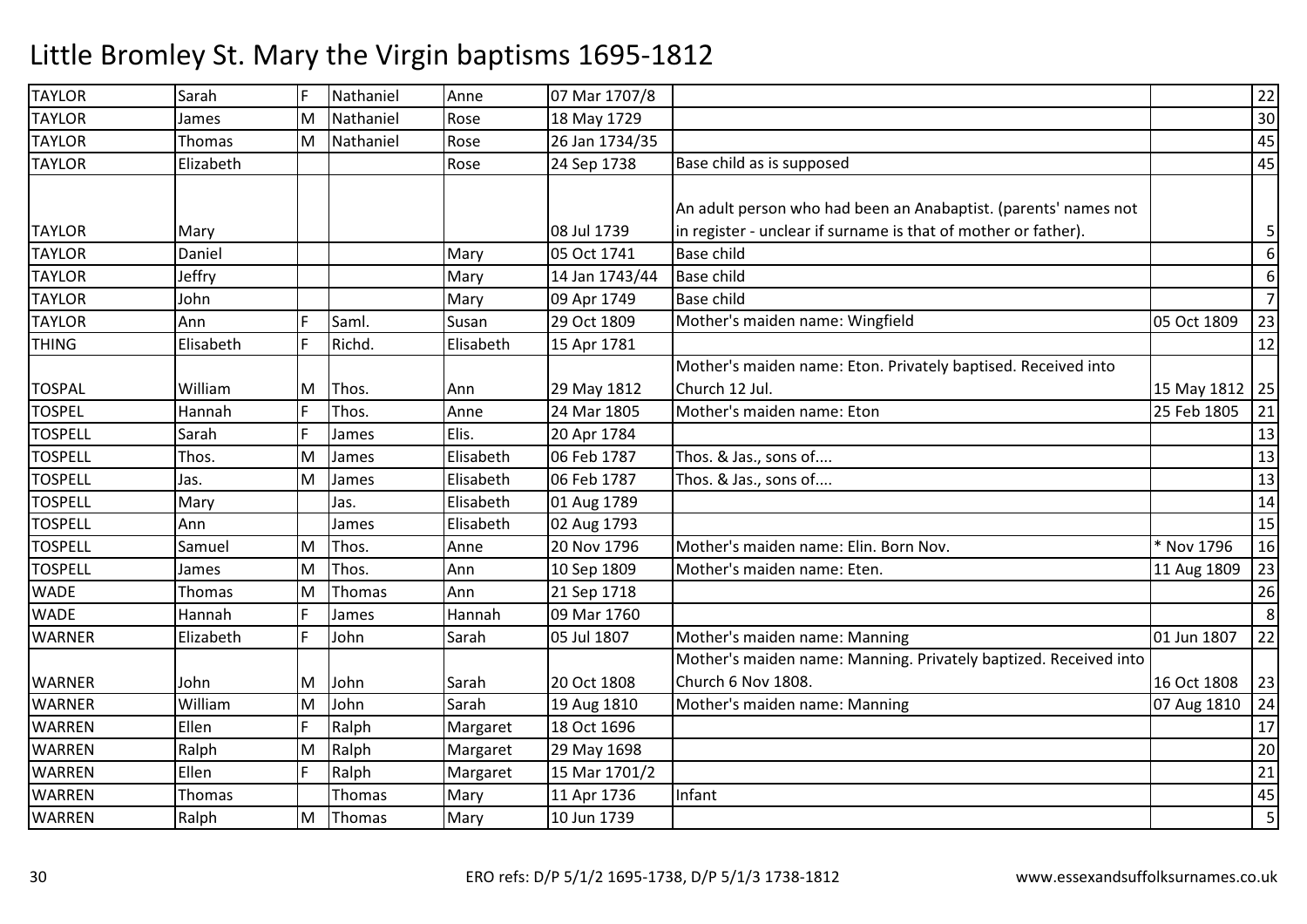# Little Bromley St. Mary the Virgin baptisms 1695-1812

| | | | | | | | | |
|---|---|---|---|---|---|---|---|---|
| TAYLOR | Sarah | F | Nathaniel | Anne | 07 Mar 1707/8 | | | 22 |
| TAYLOR | James | M | Nathaniel | Rose | 18 May 1729 | | | 30 |
| TAYLOR | Thomas | M | Nathaniel | Rose | 26 Jan 1734/35 | | | 45 |
| TAYLOR | Elizabeth | | | Rose | 24 Sep 1738 | Base child as is supposed | | 45 |
| TAYLOR | Mary | | | | 08 Jul 1739 | An adult person who had been an Anabaptist. (parents' names not in register - unclear if surname is that of mother or father). | | 5 |
| TAYLOR | Daniel | | | Mary | 05 Oct 1741 | Base child | | 6 |
| TAYLOR | Jeffry | | | Mary | 14 Jan 1743/44 | Base child | | 6 |
| TAYLOR | John | | | Mary | 09 Apr 1749 | Base child | | 7 |
| TAYLOR | Ann | F | Saml. | Susan | 29 Oct 1809 | Mother's maiden name: Wingfield | 05 Oct 1809 | 23 |
| THING | Elisabeth | F | Richd. | Elisabeth | 15 Apr 1781 | | | 12 |
| TOSPAL | William | M | Thos. | Ann | 29 May 1812 | Mother's maiden name: Eton. Privately baptised. Received into Church 12 Jul. | 15 May 1812 | 25 |
| TOSPEL | Hannah | F | Thos. | Anne | 24 Mar 1805 | Mother's maiden name: Eton | 25 Feb 1805 | 21 |
| TOSPELL | Sarah | F | James | Elis. | 20 Apr 1784 | | | 13 |
| TOSPELL | Thos. | M | James | Elisabeth | 06 Feb 1787 | Thos. & Jas., sons of.... | | 13 |
| TOSPELL | Jas. | M | James | Elisabeth | 06 Feb 1787 | Thos. & Jas., sons of.... | | 13 |
| TOSPELL | Mary | | Jas. | Elisabeth | 01 Aug 1789 | | | 14 |
| TOSPELL | Ann | | James | Elisabeth | 02 Aug 1793 | | | 15 |
| TOSPELL | Samuel | M | Thos. | Anne | 20 Nov 1796 | Mother's maiden name: Elin. Born Nov. | * Nov 1796 | 16 |
| TOSPELL | James | M | Thos. | Ann | 10 Sep 1809 | Mother's maiden name: Eten. | 11 Aug 1809 | 23 |
| WADE | Thomas | M | Thomas | Ann | 21 Sep 1718 | | | 26 |
| WADE | Hannah | F | James | Hannah | 09 Mar 1760 | | | 8 |
| WARNER | Elizabeth | F | John | Sarah | 05 Jul 1807 | Mother's maiden name: Manning | 01 Jun 1807 | 22 |
| WARNER | John | M | John | Sarah | 20 Oct 1808 | Mother's maiden name: Manning. Privately baptized. Received into Church 6 Nov 1808. | 16 Oct 1808 | 23 |
| WARNER | William | M | John | Sarah | 19 Aug 1810 | Mother's maiden name: Manning | 07 Aug 1810 | 24 |
| WARREN | Ellen | F | Ralph | Margaret | 18 Oct 1696 | | | 17 |
| WARREN | Ralph | M | Ralph | Margaret | 29 May 1698 | | | 20 |
| WARREN | Ellen | F | Ralph | Margaret | 15 Mar 1701/2 | | | 21 |
| WARREN | Thomas | | Thomas | Mary | 11 Apr 1736 | Infant | | 45 |
| WARREN | Ralph | M | Thomas | Mary | 10 Jun 1739 | | | 5 |

ERO refs: D/P 5/1/2 1695-1738, D/P 5/1/3 1738-1812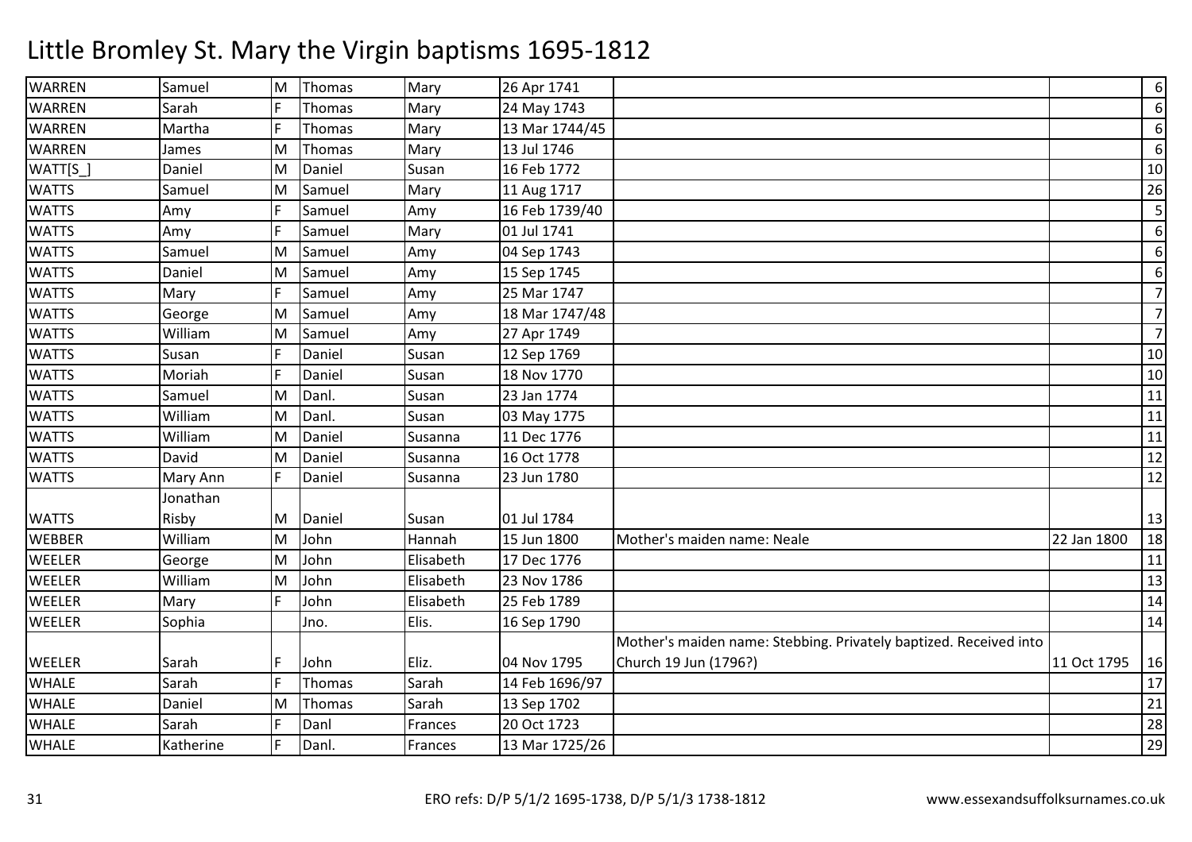# Little Bromley St. Mary the Virgin baptisms 1695-1812

| | | | | | | | | |
|---|---|---|---|---|---|---|---|---|
| WARREN | Samuel | M | Thomas | Mary | 26 Apr 1741 | | | 6 |
| WARREN | Sarah | F | Thomas | Mary | 24 May 1743 | | | 6 |
| WARREN | Martha | F | Thomas | Mary | 13 Mar 1744/45 | | | 6 |
| WARREN | James | M | Thomas | Mary | 13 Jul 1746 | | | 6 |
| WATT[S_] | Daniel | M | Daniel | Susan | 16 Feb 1772 | | | 10 |
| WATTS | Samuel | M | Samuel | Mary | 11 Aug 1717 | | | 26 |
| WATTS | Amy | F | Samuel | Amy | 16 Feb 1739/40 | | | 5 |
| WATTS | Amy | F | Samuel | Mary | 01 Jul 1741 | | | 6 |
| WATTS | Samuel | M | Samuel | Amy | 04 Sep 1743 | | | 6 |
| WATTS | Daniel | M | Samuel | Amy | 15 Sep 1745 | | | 6 |
| WATTS | Mary | F | Samuel | Amy | 25 Mar 1747 | | | 7 |
| WATTS | George | M | Samuel | Amy | 18 Mar 1747/48 | | | 7 |
| WATTS | William | M | Samuel | Amy | 27 Apr 1749 | | | 7 |
| WATTS | Susan | F | Daniel | Susan | 12 Sep 1769 | | | 10 |
| WATTS | Moriah | F | Daniel | Susan | 18 Nov 1770 | | | 10 |
| WATTS | Samuel | M | Danl. | Susan | 23 Jan 1774 | | | 11 |
| WATTS | William | M | Danl. | Susan | 03 May 1775 | | | 11 |
| WATTS | William | M | Daniel | Susanna | 11 Dec 1776 | | | 11 |
| WATTS | David | M | Daniel | Susanna | 16 Oct 1778 | | | 12 |
| WATTS | Mary Ann | F | Daniel | Susanna | 23 Jun 1780 | | | 12 |
| WATTS | Jonathan Risby | M | Daniel | Susan | 01 Jul 1784 | | | 13 |
| WEBBER | William | M | John | Hannah | 15 Jun 1800 | Mother's maiden name: Neale | 22 Jan 1800 | 18 |
| WEELER | George | M | John | Elisabeth | 17 Dec 1776 | | | 11 |
| WEELER | William | M | John | Elisabeth | 23 Nov 1786 | | | 13 |
| WEELER | Mary | F | John | Elisabeth | 25 Feb 1789 | | | 14 |
| WEELER | Sophia | | Jno. | Elis. | 16 Sep 1790 | | | 14 |
| WEELER | Sarah | F | John | Eliz. | 04 Nov 1795 | Mother's maiden name: Stebbing. Privately baptized. Received into Church 19 Jun (1796?) | 11 Oct 1795 | 16 |
| WHALE | Sarah | F | Thomas | Sarah | 14 Feb 1696/97 | | | 17 |
| WHALE | Daniel | M | Thomas | Sarah | 13 Sep 1702 | | | 21 |
| WHALE | Sarah | F | Danl | Frances | 20 Oct 1723 | | | 28 |
| WHALE | Katherine | F | Danl. | Frances | 13 Mar 1725/26 | | | 29 |

ERO refs: D/P 5/1/2 1695-1738, D/P 5/1/3 1738-1812 www.essexandsuffolksurnames.co.uk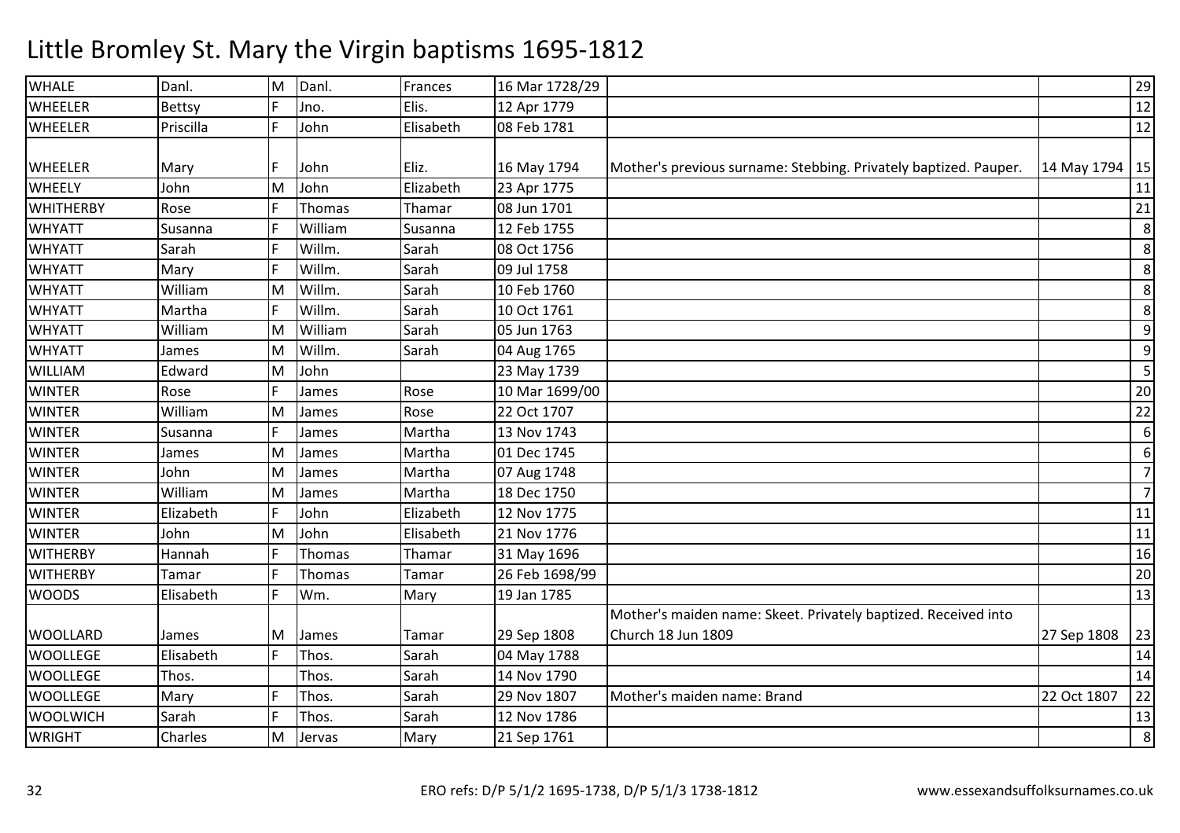# Little Bromley St. Mary the Virgin baptisms 1695-1812

| | | | | | | | | |
|---|---|---|---|---|---|---|---|---|
| WHALE | Danl. | M | Danl. | Frances | 16 Mar 1728/29 | | | 29 |
| WHEELER | Bettsy | F | Jno. | Elis. | 12 Apr 1779 | | | 12 |
| WHEELER | Priscilla | F | John | Elisabeth | 08 Feb 1781 | | | 12 |
| WHEELER | Mary | F | John | Eliz. | 16 May 1794 | Mother's previous surname: Stebbing. Privately baptized. Pauper. | 14 May 1794 | 15 |
| WHEELY | John | M | John | Elizabeth | 23 Apr 1775 | | | 11 |
| WHITHERBY | Rose | F | Thomas | Thamar | 08 Jun 1701 | | | 21 |
| WHYATT | Susanna | F | William | Susanna | 12 Feb 1755 | | | 8 |
| WHYATT | Sarah | F | Willm. | Sarah | 08 Oct 1756 | | | 8 |
| WHYATT | Mary | F | Willm. | Sarah | 09 Jul 1758 | | | 8 |
| WHYATT | William | M | Willm. | Sarah | 10 Feb 1760 | | | 8 |
| WHYATT | Martha | F | Willm. | Sarah | 10 Oct 1761 | | | 8 |
| WHYATT | William | M | William | Sarah | 05 Jun 1763 | | | 9 |
| WHYATT | James | M | Willm. | Sarah | 04 Aug 1765 | | | 9 |
| WILLIAM | Edward | M | John | | 23 May 1739 | | | 5 |
| WINTER | Rose | F | James | Rose | 10 Mar 1699/00 | | | 20 |
| WINTER | William | M | James | Rose | 22 Oct 1707 | | | 22 |
| WINTER | Susanna | F | James | Martha | 13 Nov 1743 | | | 6 |
| WINTER | James | M | James | Martha | 01 Dec 1745 | | | 6 |
| WINTER | John | M | James | Martha | 07 Aug 1748 | | | 7 |
| WINTER | William | M | James | Martha | 18 Dec 1750 | | | 7 |
| WINTER | Elizabeth | F | John | Elizabeth | 12 Nov 1775 | | | 11 |
| WINTER | John | M | John | Elisabeth | 21 Nov 1776 | | | 11 |
| WITHERBY | Hannah | F | Thomas | Thamar | 31 May 1696 | | | 16 |
| WITHERBY | Tamar | F | Thomas | Tamar | 26 Feb 1698/99 | | | 20 |
| WOODS | Elisabeth | F | Wm. | Mary | 19 Jan 1785 | | | 13 |
| WOOLLARD | James | M | James | Tamar | 29 Sep 1808 | Mother's maiden name: Skeet. Privately baptized. Received into Church 18 Jun 1809 | 27 Sep 1808 | 23 |
| WOOLLEGE | Elisabeth | F | Thos. | Sarah | 04 May 1788 | | | 14 |
| WOOLLEGE | Thos. | | Thos. | Sarah | 14 Nov 1790 | | | 14 |
| WOOLLEGE | Mary | F | Thos. | Sarah | 29 Nov 1807 | Mother's maiden name: Brand | 22 Oct 1807 | 22 |
| WOOLWICH | Sarah | F | Thos. | Sarah | 12 Nov 1786 | | | 13 |
| WRIGHT | Charles | M | Jervas | Mary | 21 Sep 1761 | | | 8 |

ERO refs: D/P 5/1/2 1695-1738, D/P 5/1/3 1738-1812 www.essexandsuffolksurnames.co.uk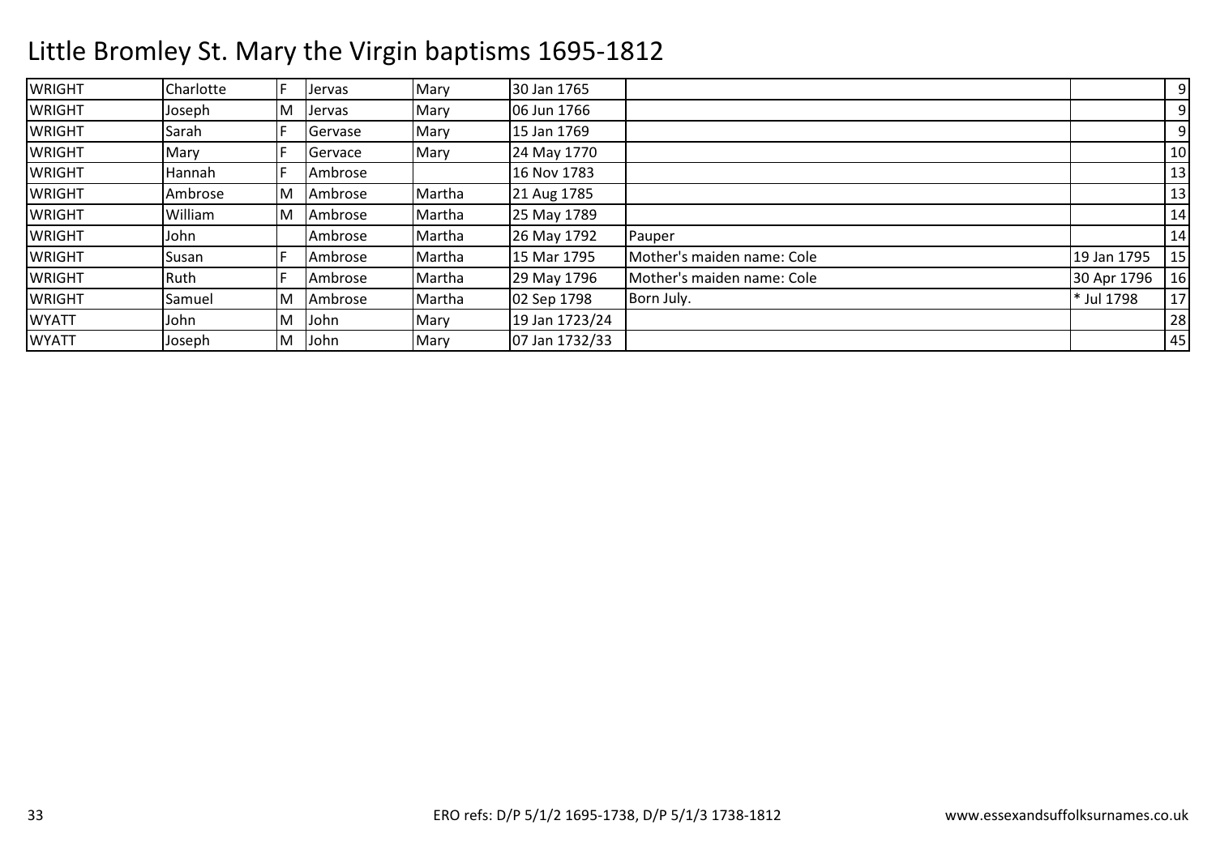# Little Bromley St. Mary the Virgin baptisms 1695-1812

| | | | | | | | | |
|---|---|---|---|---|---|---|---|---|
| WRIGHT | Charlotte | F | Jervas | Mary | 30 Jan 1765 | | | 9 |
| WRIGHT | Joseph | M | Jervas | Mary | 06 Jun 1766 | | | 9 |
| WRIGHT | Sarah | F | Gervase | Mary | 15 Jan 1769 | | | 9 |
| WRIGHT | Mary | F | Gervace | Mary | 24 May 1770 | | | 10 |
| WRIGHT | Hannah | F | Ambrose | | 16 Nov 1783 | | | 13 |
| WRIGHT | Ambrose | M | Ambrose | Martha | 21 Aug 1785 | | | 13 |
| WRIGHT | William | M | Ambrose | Martha | 25 May 1789 | | | 14 |
| WRIGHT | John | | Ambrose | Martha | 26 May 1792 | Pauper | | 14 |
| WRIGHT | Susan | F | Ambrose | Martha | 15 Mar 1795 | Mother's maiden name: Cole | 19 Jan 1795 | 15 |
| WRIGHT | Ruth | F | Ambrose | Martha | 29 May 1796 | Mother's maiden name: Cole | 30 Apr 1796 | 16 |
| WRIGHT | Samuel | M | Ambrose | Martha | 02 Sep 1798 | Born July. | * Jul 1798 | 17 |
| WYATT | John | M | John | Mary | 19 Jan 1723/24 | | | 28 |
| WYATT | Joseph | M | John | Mary | 07 Jan 1732/33 | | | 45 |

ERO refs: D/P 5/1/2 1695-1738, D/P 5/1/3 1738-1812

www.essexandsuffolksurnames.co.uk